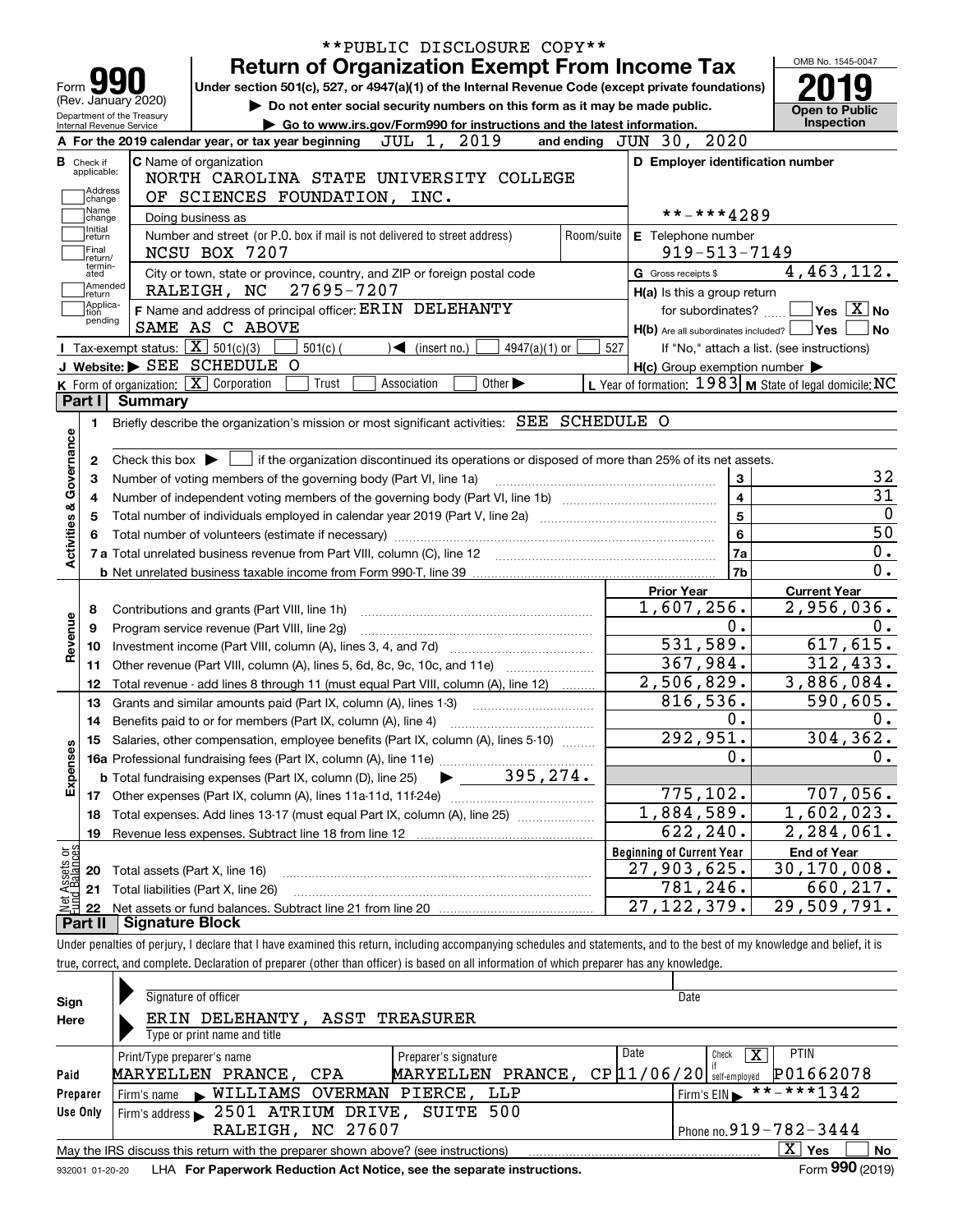**PUBLIC DISCLOSURE COPY**

# Form 990 — Return of Organization Exempt From Income Tax

Under section 501(c), 527, or 4947(a)(1) of the Internal Revenue Code (except private foundations)

▶ Do not enter social security numbers on this form as it may be made public.

▶ Go to www.irs.gov/Form990 for instructions and the latest information.

Form 990 (Rev. January 2020) — Department of the Treasury, Internal Revenue Service

OMB No. 1545-0047 — **2019** — Open to Public Inspection

**A** For the 2019 calendar year, or tax year beginning JUL 1, 2019 and ending JUN 30, 2020

**B** Check if applicable: Address change, Name change, Initial return, Final return/terminated, Amended return, Application pending

**C** Name of organization: NORTH CAROLINA STATE UNIVERSITY COLLEGE OF SCIENCES FOUNDATION, INC.

Doing business as

Number and street (or P.O. box if mail is not delivered to street address): NCSU BOX 7207 — Room/suite

City or town, state or province, country, and ZIP or foreign postal code: RALEIGH, NC 27695-7207

**F** Name and address of principal officer: ERIN DELEHANTY, SAME AS C ABOVE

**D** Employer identification number: **-***4289

**E** Telephone number: 919-513-7149

**G** Gross receipts $ 4,463,112.

**H(a)** Is this a group return for subordinates? Yes [ ] No [X]

**H(b)** Are all subordinates included? Yes [ ] No [ ] — If "No," attach a list. (see instructions)

**H(c)** Group exemption number ▶

**I** Tax-exempt status: [X] 501(c)(3) [ ] 501(c) ( ) ◀ (insert no.) [ ] 4947(a)(1) or [ ] 527

**J** Website: ▶ SEE SCHEDULE O

**K** Form of organization: [X] Corporation [ ] Trust [ ] Association [ ] Other ▶

**L** Year of formation: 1983 **M** State of legal domicile: NC

## Part I Summary

**Activities & Governance**

1. Briefly describe the organization's mission or most significant activities: SEE SCHEDULE O
2. Check this box ▶ [ ] if the organization discontinued its operations or disposed of more than 25% of its net assets.

| Line | Description | No. | Value |
|---|---|---|---|
| 3 | Number of voting members of the governing body (Part VI, line 1a) | 3 | 32 |
| 4 | Number of independent voting members of the governing body (Part VI, line 1b) | 4 | 31 |
| 5 | Total number of individuals employed in calendar year 2019 (Part V, line 2a) | 5 | 0 |
| 6 | Total number of volunteers (estimate if necessary) | 6 | 50 |
| 7a | Total unrelated business revenue from Part VIII, column (C), line 12 | 7a | 0. |
| 7b | Net unrelated business taxable income from Form 990-T, line 39 | 7b | 0. |

| Line | Description | Prior Year | Current Year |
|---|---|---|---|
| **Revenue** | | | |
| 8 | Contributions and grants (Part VIII, line 1h) | 1,607,256. | 2,956,036. |
| 9 | Program service revenue (Part VIII, line 2g) | 0. | 0. |
| 10 | Investment income (Part VIII, column (A), lines 3, 4, and 7d) | 531,589. | 617,615. |
| 11 | Other revenue (Part VIII, column (A), lines 5, 6d, 8c, 9c, 10c, and 11e) | 367,984. | 312,433. |
| 12 | Total revenue - add lines 8 through 11 (must equal Part VIII, column (A), line 12) | 2,506,829. | 3,886,084. |
| **Expenses** | | | |
| 13 | Grants and similar amounts paid (Part IX, column (A), lines 1-3) | 816,536. | 590,605. |
| 14 | Benefits paid to or for members (Part IX, column (A), line 4) | 0. | 0. |
| 15 | Salaries, other compensation, employee benefits (Part IX, column (A), lines 5-10) | 292,951. | 304,362. |
| 16a | Professional fundraising fees (Part IX, column (A), line 11e) | 0. | 0. |
| b | Total fundraising expenses (Part IX, column (D), line 25) ▶ 395,274. | | |
| 17 | Other expenses (Part IX, column (A), lines 11a-11d, 11f-24e) | 775,102. | 707,056. |
| 18 | Total expenses. Add lines 13-17 (must equal Part IX, column (A), line 25) | 1,884,589. | 1,602,023. |
| 19 | Revenue less expenses. Subtract line 18 from line 12 | 622,240. | 2,284,061. |
| **Net Assets or Fund Balances** | | **Beginning of Current Year** | **End of Year** |
| 20 | Total assets (Part X, line 16) | 27,903,625. | 30,170,008. |
| 21 | Total liabilities (Part X, line 26) | 781,246. | 660,217. |
| 22 | Net assets or fund balances. Subtract line 21 from line 20 | 27,122,379. | 29,509,791. |

## Part II Signature Block

Under penalties of perjury, I declare that I have examined this return, including accompanying schedules and statements, and to the best of my knowledge and belief, it is true, correct, and complete. Declaration of preparer (other than officer) is based on all information of which preparer has any knowledge.

**Sign Here**

Signature of officer — Date

ERIN DELEHANTY, ASST TREASURER

Type or print name and title

**Paid Preparer Use Only**

| Print/Type preparer's name | Preparer's signature | Date | Check [X] if self-employed | PTIN |
|---|---|---|---|---|
| MARYELLEN PRANCE, CPA | MARYELLEN PRANCE, CP | 11/06/20 | X | P01662078 |

Firm's name ▶ WILLIAMS OVERMAN PIERCE, LLP — Firm's EIN ▶ **-***1342

Firm's address ▶ 2501 ATRIUM DRIVE, SUITE 500, RALEIGH, NC 27607 — Phone no. 919-782-3444

May the IRS discuss this return with the preparer shown above? (see instructions) [X] Yes [ ] No

932001 01-20-20 LHA For Paperwork Reduction Act Notice, see the separate instructions. Form 990 (2019)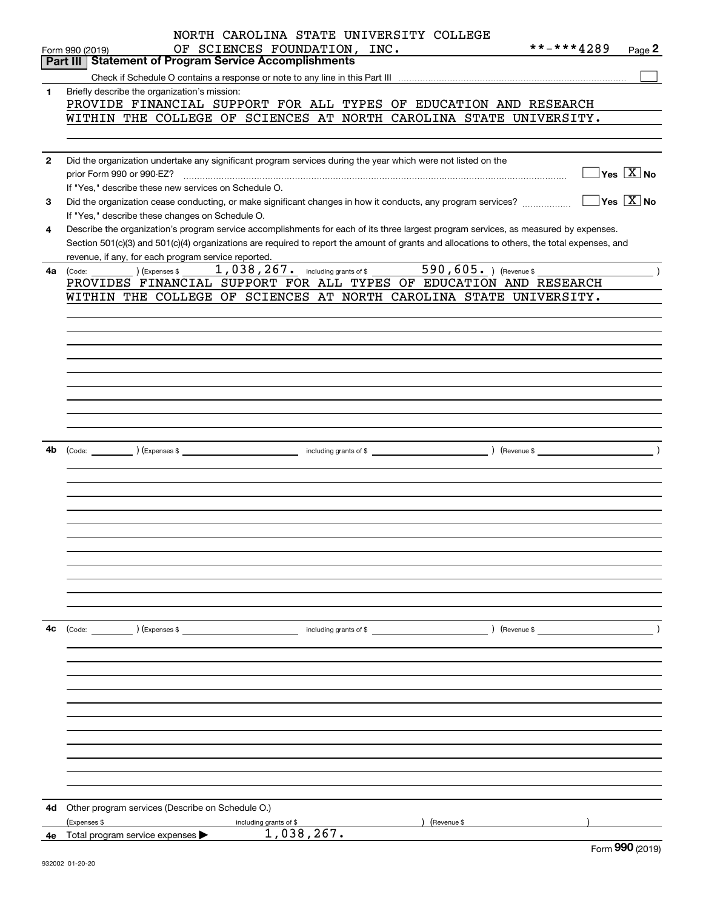NORTH CAROLINA STATE UNIVERSITY COLLEGE OF SCIENCES FOUNDATION, INC. **-***4289

Form 990 (2019)

## Part III Statement of Program Service Accomplishments

Check if Schedule O contains a response or note to any line in this Part III ☐

**1** Briefly describe the organization's mission:

PROVIDE FINANCIAL SUPPORT FOR ALL TYPES OF EDUCATION AND RESEARCH WITHIN THE COLLEGE OF SCIENCES AT NORTH CAROLINA STATE UNIVERSITY.

**2** Did the organization undertake any significant program services during the year which were not listed on the prior Form 990 or 990-EZ? ☐ Yes ☒ No

If "Yes," describe these new services on Schedule O.

**3** Did the organization cease conducting, or make significant changes in how it conducts, any program services? ☐ Yes ☒ No

If "Yes," describe these changes on Schedule O.

**4** Describe the organization's program service accomplishments for each of its three largest program services, as measured by expenses. Section 501(c)(3) and 501(c)(4) organizations are required to report the amount of grants and allocations to others, the total expenses, and revenue, if any, for each program service reported.

**4a** (Code: ) (Expenses $ 1,038,267. including grants of $ 590,605. ) (Revenue $ )

PROVIDES FINANCIAL SUPPORT FOR ALL TYPES OF EDUCATION AND RESEARCH WITHIN THE COLLEGE OF SCIENCES AT NORTH CAROLINA STATE UNIVERSITY.

**4b** (Code: ) (Expenses $ including grants of $ ) (Revenue $ )

**4c** (Code: ) (Expenses $ including grants of $ ) (Revenue $ )

**4d** Other program services (Describe on Schedule O.)

(Expenses $ including grants of $ ) (Revenue $ )

**4e** Total program service expenses ▶ 1,038,267.

Form **990** (2019)

932002 01-20-20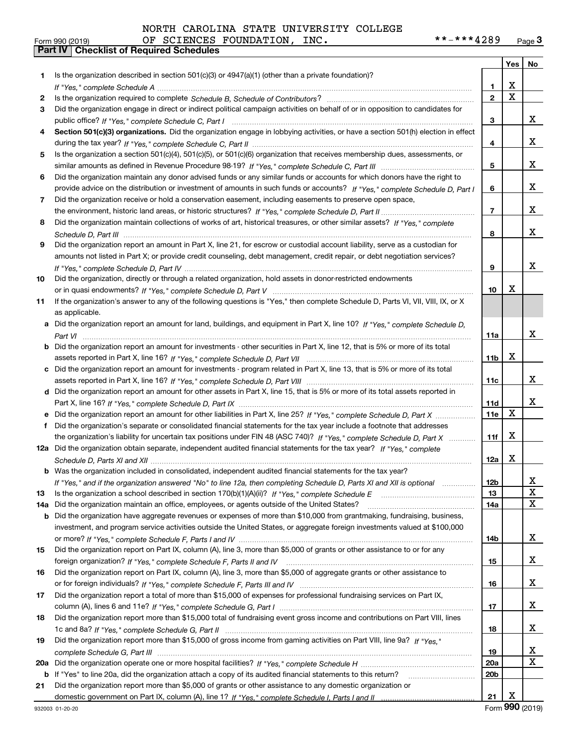NORTH CAROLINA STATE UNIVERSITY COLLEGE OF SCIENCES FOUNDATION, INC. **-***4289

Form 990 (2019)

## Part IV | Checklist of Required Schedules

| | | | Yes | No |
|---|---|---|---|---|
| 1 | Is the organization described in section 501(c)(3) or 4947(a)(1) (other than a private foundation)? *If "Yes," complete Schedule A* | 1 | X | |
| 2 | Is the organization required to complete *Schedule B, Schedule of Contributors*? | 2 | X | |
| 3 | Did the organization engage in direct or indirect political campaign activities on behalf of or in opposition to candidates for public office? *If "Yes," complete Schedule C, Part I* | 3 | | X |
| 4 | **Section 501(c)(3) organizations.** Did the organization engage in lobbying activities, or have a section 501(h) election in effect during the tax year? *If "Yes," complete Schedule C, Part II* | 4 | | X |
| 5 | Is the organization a section 501(c)(4), 501(c)(5), or 501(c)(6) organization that receives membership dues, assessments, or similar amounts as defined in Revenue Procedure 98-19? *If "Yes," complete Schedule C, Part III* | 5 | | X |
| 6 | Did the organization maintain any donor advised funds or any similar funds or accounts for which donors have the right to provide advice on the distribution or investment of amounts in such funds or accounts? *If "Yes," complete Schedule D, Part I* | 6 | | X |
| 7 | Did the organization receive or hold a conservation easement, including easements to preserve open space, the environment, historic land areas, or historic structures? *If "Yes," complete Schedule D, Part II* | 7 | | X |
| 8 | Did the organization maintain collections of works of art, historical treasures, or other similar assets? *If "Yes," complete Schedule D, Part III* | 8 | | X |
| 9 | Did the organization report an amount in Part X, line 21, for escrow or custodial account liability, serve as a custodian for amounts not listed in Part X; or provide credit counseling, debt management, credit repair, or debt negotiation services? *If "Yes," complete Schedule D, Part IV* | 9 | | X |
| 10 | Did the organization, directly or through a related organization, hold assets in donor-restricted endowments or in quasi endowments? *If "Yes," complete Schedule D, Part V* | 10 | X | |
| 11 | If the organization's answer to any of the following questions is "Yes," then complete Schedule D, Parts VI, VII, VIII, IX, or X as applicable. | | | |
| a | Did the organization report an amount for land, buildings, and equipment in Part X, line 10? *If "Yes," complete Schedule D, Part VI* | 11a | | X |
| b | Did the organization report an amount for investments - other securities in Part X, line 12, that is 5% or more of its total assets reported in Part X, line 16? *If "Yes," complete Schedule D, Part VII* | 11b | X | |
| c | Did the organization report an amount for investments - program related in Part X, line 13, that is 5% or more of its total assets reported in Part X, line 16? *If "Yes," complete Schedule D, Part VIII* | 11c | | X |
| d | Did the organization report an amount for other assets in Part X, line 15, that is 5% or more of its total assets reported in Part X, line 16? *If "Yes," complete Schedule D, Part IX* | 11d | | X |
| e | Did the organization report an amount for other liabilities in Part X, line 25? *If "Yes," complete Schedule D, Part X* | 11e | X | |
| f | Did the organization's separate or consolidated financial statements for the tax year include a footnote that addresses the organization's liability for uncertain tax positions under FIN 48 (ASC 740)? *If "Yes," complete Schedule D, Part X* | 11f | X | |
| 12a | Did the organization obtain separate, independent audited financial statements for the tax year? *If "Yes," complete Schedule D, Parts XI and XII* | 12a | X | |
| b | Was the organization included in consolidated, independent audited financial statements for the tax year? *If "Yes," and if the organization answered "No" to line 12a, then completing Schedule D, Parts XI and XII is optional* | 12b | | X |
| 13 | Is the organization a school described in section 170(b)(1)(A)(ii)? *If "Yes," complete Schedule E* | 13 | | X |
| 14a | Did the organization maintain an office, employees, or agents outside of the United States? | 14a | | X |
| b | Did the organization have aggregate revenues or expenses of more than $10,000 from grantmaking, fundraising, business, investment, and program service activities outside the United States, or aggregate foreign investments valued at $100,000 or more? *If "Yes," complete Schedule F, Parts I and IV* | 14b | | X |
| 15 | Did the organization report on Part IX, column (A), line 3, more than $5,000 of grants or other assistance to or for any foreign organization? *If "Yes," complete Schedule F, Parts II and IV* | 15 | | X |
| 16 | Did the organization report on Part IX, column (A), line 3, more than $5,000 of aggregate grants or other assistance to or for foreign individuals? *If "Yes," complete Schedule F, Parts III and IV* | 16 | | X |
| 17 | Did the organization report a total of more than $15,000 of expenses for professional fundraising services on Part IX, column (A), lines 6 and 11e? *If "Yes," complete Schedule G, Part I* | 17 | | X |
| 18 | Did the organization report more than $15,000 total of fundraising event gross income and contributions on Part VIII, lines 1c and 8a? *If "Yes," complete Schedule G, Part II* | 18 | | X |
| 19 | Did the organization report more than $15,000 of gross income from gaming activities on Part VIII, line 9a? *If "Yes," complete Schedule G, Part III* | 19 | | X |
| 20a | Did the organization operate one or more hospital facilities? *If "Yes," complete Schedule H* | 20a | | X |
| b | If "Yes" to line 20a, did the organization attach a copy of its audited financial statements to this return? | 20b | | |
| 21 | Did the organization report more than $5,000 of grants or other assistance to any domestic organization or domestic government on Part IX, column (A), line 1? *If "Yes," complete Schedule I, Parts I and II* | 21 | X | |

932003 01-20-20

Form **990** (2019)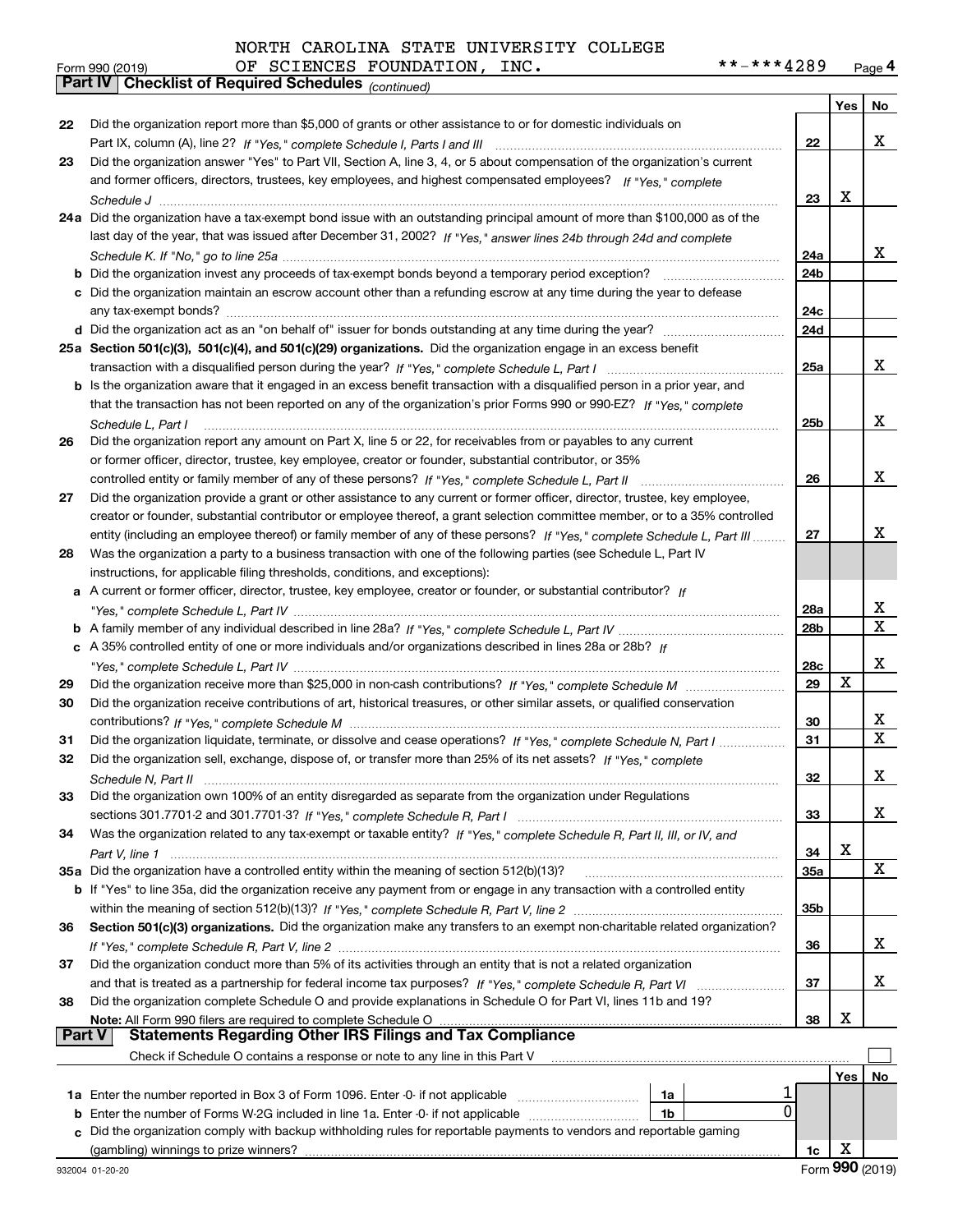NORTH CAROLINA STATE UNIVERSITY COLLEGE OF SCIENCES FOUNDATION, INC.

Form 990 (2019) **-***4289 Page 4

## Part IV | Checklist of Required Schedules *(continued)*

| | | | Yes | No |
|---|---|---|---|---|
| 22 | Did the organization report more than $5,000 of grants or other assistance to or for domestic individuals on Part IX, column (A), line 2? *If "Yes," complete Schedule I, Parts I and III* | 22 | | X |
| 23 | Did the organization answer "Yes" to Part VII, Section A, line 3, 4, or 5 about compensation of the organization's current and former officers, directors, trustees, key employees, and highest compensated employees? *If "Yes," complete Schedule J* | 23 | X | |
| 24a | Did the organization have a tax-exempt bond issue with an outstanding principal amount of more than $100,000 as of the last day of the year, that was issued after December 31, 2002? *If "Yes," answer lines 24b through 24d and complete Schedule K. If "No," go to line 25a* | 24a | | X |
| b | Did the organization invest any proceeds of tax-exempt bonds beyond a temporary period exception? | 24b | | |
| c | Did the organization maintain an escrow account other than a refunding escrow at any time during the year to defease any tax-exempt bonds? | 24c | | |
| d | Did the organization act as an "on behalf of" issuer for bonds outstanding at any time during the year? | 24d | | |
| 25a | **Section 501(c)(3), 501(c)(4), and 501(c)(29) organizations.** Did the organization engage in an excess benefit transaction with a disqualified person during the year? *If "Yes," complete Schedule L, Part I* | 25a | | X |
| b | Is the organization aware that it engaged in an excess benefit transaction with a disqualified person in a prior year, and that the transaction has not been reported on any of the organization's prior Forms 990 or 990-EZ? *If "Yes," complete Schedule L, Part I* | 25b | | X |
| 26 | Did the organization report any amount on Part X, line 5 or 22, for receivables from or payables to any current or former officer, director, trustee, key employee, creator or founder, substantial contributor, or 35% controlled entity or family member of any of these persons? *If "Yes," complete Schedule L, Part II* | 26 | | X |
| 27 | Did the organization provide a grant or other assistance to any current or former officer, director, trustee, key employee, creator or founder, substantial contributor or employee thereof, a grant selection committee member, or to a 35% controlled entity (including an employee thereof) or family member of any of these persons? *If "Yes," complete Schedule L, Part III* | 27 | | X |
| 28 | Was the organization a party to a business transaction with one of the following parties (see Schedule L, Part IV instructions, for applicable filing thresholds, conditions, and exceptions): | | | |
| a | A current or former officer, director, trustee, key employee, creator or founder, or substantial contributor? *If "Yes," complete Schedule L, Part IV* | 28a | | X |
| b | A family member of any individual described in line 28a? *If "Yes," complete Schedule L, Part IV* | 28b | | X |
| c | A 35% controlled entity of one or more individuals and/or organizations described in lines 28a or 28b? *If "Yes," complete Schedule L, Part IV* | 28c | | X |
| 29 | Did the organization receive more than $25,000 in non-cash contributions? *If "Yes," complete Schedule M* | 29 | X | |
| 30 | Did the organization receive contributions of art, historical treasures, or other similar assets, or qualified conservation contributions? *If "Yes," complete Schedule M* | 30 | | X |
| 31 | Did the organization liquidate, terminate, or dissolve and cease operations? *If "Yes," complete Schedule N, Part I* | 31 | | X |
| 32 | Did the organization sell, exchange, dispose of, or transfer more than 25% of its net assets? *If "Yes," complete Schedule N, Part II* | 32 | | X |
| 33 | Did the organization own 100% of an entity disregarded as separate from the organization under Regulations sections 301.7701-2 and 301.7701-3? *If "Yes," complete Schedule R, Part I* | 33 | | X |
| 34 | Was the organization related to any tax-exempt or taxable entity? *If "Yes," complete Schedule R, Part II, III, or IV, and Part V, line 1* | 34 | X | |
| 35a | Did the organization have a controlled entity within the meaning of section 512(b)(13)? | 35a | | X |
| b | If "Yes" to line 35a, did the organization receive any payment from or engage in any transaction with a controlled entity within the meaning of section 512(b)(13)? *If "Yes," complete Schedule R, Part V, line 2* | 35b | | |
| 36 | **Section 501(c)(3) organizations.** Did the organization make any transfers to an exempt non-charitable related organization? *If "Yes," complete Schedule R, Part V, line 2* | 36 | | X |
| 37 | Did the organization conduct more than 5% of its activities through an entity that is not a related organization and that is treated as a partnership for federal income tax purposes? *If "Yes," complete Schedule R, Part VI* | 37 | | X |
| 38 | Did the organization complete Schedule O and provide explanations in Schedule O for Part VI, lines 11b and 19? **Note:** All Form 990 filers are required to complete Schedule O | 38 | X | |

## Part V | Statements Regarding Other IRS Filings and Tax Compliance

Check if Schedule O contains a response or note to any line in this Part V ☐

| | | | | | Yes | No |
|---|---|---|---|---|---|---|
| 1a | Enter the number reported in Box 3 of Form 1096. Enter -0- if not applicable | 1a | 1 | | | |
| b | Enter the number of Forms W-2G included in line 1a. Enter -0- if not applicable | 1b | 0 | | | |
| c | Did the organization comply with backup withholding rules for reportable payments to vendors and reportable gaming (gambling) winnings to prize winners? | | | 1c | X | |

932004 01-20-20 Form **990** (2019)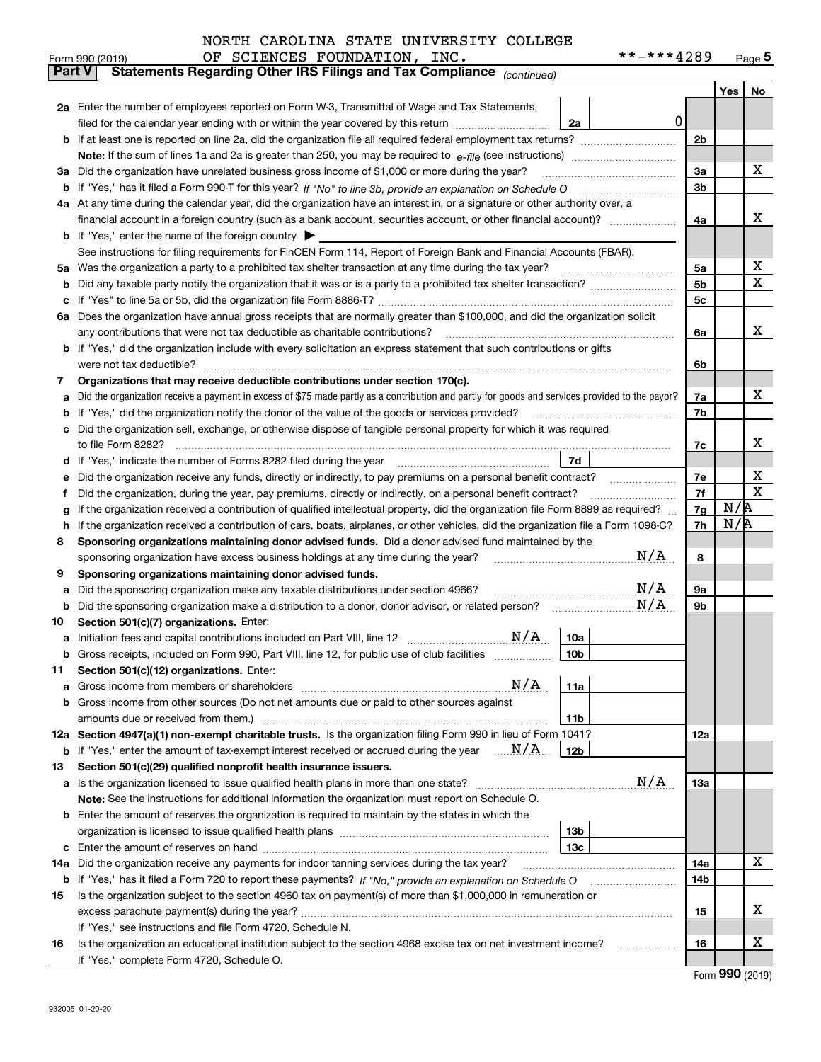NORTH CAROLINA STATE UNIVERSITY COLLEGE OF SCIENCES FOUNDATION, INC. **-***4289

Form 990 (2019)

## Part V Statements Regarding Other IRS Filings and Tax Compliance *(continued)*

| | | | | Yes | No |
|---|---|---|---|---|---|
| **2a** | Enter the number of employees reported on Form W-3, Transmittal of Wage and Tax Statements, filed for the calendar year ending with or within the year covered by this return | 2a | 0 | | |
| **b** | If at least one is reported on line 2a, did the organization file all required federal employment tax returns? | | 2b | | |
| | **Note:** If the sum of lines 1a and 2a is greater than 250, you may be required to *e-file* (see instructions) | | | | |
| **3a** | Did the organization have unrelated business gross income of $1,000 or more during the year? | | 3a | | X |
| **b** | If "Yes," has it filed a Form 990-T for this year? *If "No" to line 3b, provide an explanation on Schedule O* | | 3b | | |
| **4a** | At any time during the calendar year, did the organization have an interest in, or a signature or other authority over, a financial account in a foreign country (such as a bank account, securities account, or other financial account)? | | 4a | | X |
| **b** | If "Yes," enter the name of the foreign country ▶ | | | | |
| | See instructions for filing requirements for FinCEN Form 114, Report of Foreign Bank and Financial Accounts (FBAR). | | | | |
| **5a** | Was the organization a party to a prohibited tax shelter transaction at any time during the tax year? | | 5a | | X |
| **b** | Did any taxable party notify the organization that it was or is a party to a prohibited tax shelter transaction? | | 5b | | X |
| **c** | If "Yes" to line 5a or 5b, did the organization file Form 8886-T? | | 5c | | |
| **6a** | Does the organization have annual gross receipts that are normally greater than $100,000, and did the organization solicit any contributions that were not tax deductible as charitable contributions? | | 6a | | X |
| **b** | If "Yes," did the organization include with every solicitation an express statement that such contributions or gifts were not tax deductible? | | 6b | | |
| **7** | **Organizations that may receive deductible contributions under section 170(c).** | | | | |
| **a** | Did the organization receive a payment in excess of $75 made partly as a contribution and partly for goods and services provided to the payor? | | 7a | | X |
| **b** | If "Yes," did the organization notify the donor of the value of the goods or services provided? | | 7b | | |
| **c** | Did the organization sell, exchange, or otherwise dispose of tangible personal property for which it was required to file Form 8282? | | 7c | | X |
| **d** | If "Yes," indicate the number of Forms 8282 filed during the year | 7d | | | |
| **e** | Did the organization receive any funds, directly or indirectly, to pay premiums on a personal benefit contract? | | 7e | | X |
| **f** | Did the organization, during the year, pay premiums, directly or indirectly, on a personal benefit contract? | | 7f | | X |
| **g** | If the organization received a contribution of qualified intellectual property, did the organization file Form 8899 as required? | | 7g | N/A | |
| **h** | If the organization received a contribution of cars, boats, airplanes, or other vehicles, did the organization file a Form 1098-C? | | 7h | N/A | |
| **8** | **Sponsoring organizations maintaining donor advised funds.** Did a donor advised fund maintained by the sponsoring organization have excess business holdings at any time during the year? N/A | | 8 | | |
| **9** | **Sponsoring organizations maintaining donor advised funds.** | | | | |
| **a** | Did the sponsoring organization make any taxable distributions under section 4966? N/A | | 9a | | |
| **b** | Did the sponsoring organization make a distribution to a donor, donor advisor, or related person? N/A | | 9b | | |
| **10** | **Section 501(c)(7) organizations.** Enter: | | | | |
| **a** | Initiation fees and capital contributions included on Part VIII, line 12 N/A | 10a | | | |
| **b** | Gross receipts, included on Form 990, Part VIII, line 12, for public use of club facilities | 10b | | | |
| **11** | **Section 501(c)(12) organizations.** Enter: | | | | |
| **a** | Gross income from members or shareholders N/A | 11a | | | |
| **b** | Gross income from other sources (Do not net amounts due or paid to other sources against amounts due or received from them.) | 11b | | | |
| **12a** | **Section 4947(a)(1) non-exempt charitable trusts.** Is the organization filing Form 990 in lieu of Form 1041? | | 12a | | |
| **b** | If "Yes," enter the amount of tax-exempt interest received or accrued during the year N/A | 12b | | | |
| **13** | **Section 501(c)(29) qualified nonprofit health insurance issuers.** | | | | |
| **a** | Is the organization licensed to issue qualified health plans in more than one state? N/A | | 13a | | |
| | **Note:** See the instructions for additional information the organization must report on Schedule O. | | | | |
| **b** | Enter the amount of reserves the organization is required to maintain by the states in which the organization is licensed to issue qualified health plans | 13b | | | |
| **c** | Enter the amount of reserves on hand | 13c | | | |
| **14a** | Did the organization receive any payments for indoor tanning services during the tax year? | | 14a | | X |
| **b** | If "Yes," has it filed a Form 720 to report these payments? *If "No," provide an explanation on Schedule O* | | 14b | | |
| **15** | Is the organization subject to the section 4960 tax on payment(s) of more than $1,000,000 in remuneration or excess parachute payment(s) during the year? | | 15 | | X |
| | If "Yes," see instructions and file Form 4720, Schedule N. | | | | |
| **16** | Is the organization an educational institution subject to the section 4968 excise tax on net investment income? | | 16 | | X |
| | If "Yes," complete Form 4720, Schedule O. | | | | |

Form **990** (2019)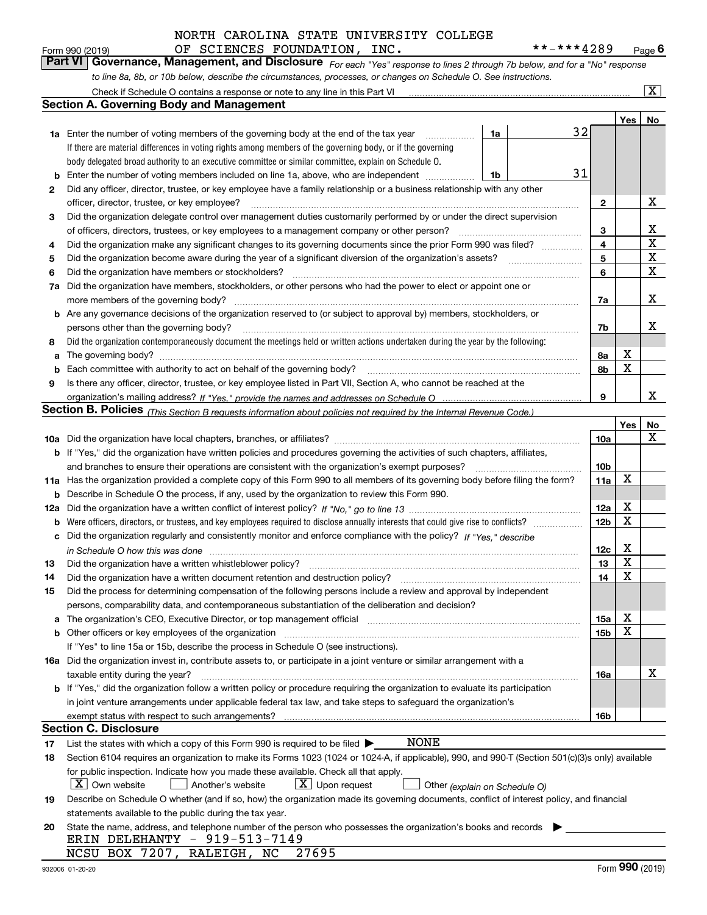NORTH CAROLINA STATE UNIVERSITY COLLEGE OF SCIENCES FOUNDATION, INC. **-***4289

Form 990 (2019) Page 6

## Part VI Governance, Management, and Disclosure

*For each "Yes" response to lines 2 through 7b below, and for a "No" response to line 8a, 8b, or 10b below, describe the circumstances, processes, or changes on Schedule O. See instructions.*

Check if Schedule O contains a response or note to any line in this Part VI [X]

### Section A. Governing Body and Management

| | | | Yes | No |
|---|---|---|---|---|
| **1a** | Enter the number of voting members of the governing body at the end of the tax year — **1a** 32. If there are material differences in voting rights among members of the governing body, or if the governing body delegated broad authority to an executive committee or similar committee, explain on Schedule O. | | | |
| **b** | Enter the number of voting members included on line 1a, above, who are independent — **1b** 31 | | | |
| **2** | Did any officer, director, trustee, or key employee have a family relationship or a business relationship with any other officer, director, trustee, or key employee? | 2 | | X |
| **3** | Did the organization delegate control over management duties customarily performed by or under the direct supervision of officers, directors, trustees, or key employees to a management company or other person? | 3 | | X |
| **4** | Did the organization make any significant changes to its governing documents since the prior Form 990 was filed? | 4 | | X |
| **5** | Did the organization become aware during the year of a significant diversion of the organization's assets? | 5 | | X |
| **6** | Did the organization have members or stockholders? | 6 | | X |
| **7a** | Did the organization have members, stockholders, or other persons who had the power to elect or appoint one or more members of the governing body? | 7a | | X |
| **b** | Are any governance decisions of the organization reserved to (or subject to approval by) members, stockholders, or persons other than the governing body? | 7b | | X |
| **8** | Did the organization contemporaneously document the meetings held or written actions undertaken during the year by the following: | | | |
| **a** | The governing body? | 8a | X | |
| **b** | Each committee with authority to act on behalf of the governing body? | 8b | X | |
| **9** | Is there any officer, director, trustee, or key employee listed in Part VII, Section A, who cannot be reached at the organization's mailing address? *If "Yes," provide the names and addresses on Schedule O* | 9 | | X |

### Section B. Policies *(This Section B requests information about policies not required by the Internal Revenue Code.)*

| | | | Yes | No |
|---|---|---|---|---|
| **10a** | Did the organization have local chapters, branches, or affiliates? | 10a | | X |
| **b** | If "Yes," did the organization have written policies and procedures governing the activities of such chapters, affiliates, and branches to ensure their operations are consistent with the organization's exempt purposes? | 10b | | |
| **11a** | Has the organization provided a complete copy of this Form 990 to all members of its governing body before filing the form? | 11a | X | |
| **b** | Describe in Schedule O the process, if any, used by the organization to review this Form 990. | | | |
| **12a** | Did the organization have a written conflict of interest policy? *If "No," go to line 13* | 12a | X | |
| **b** | Were officers, directors, or trustees, and key employees required to disclose annually interests that could give rise to conflicts? | 12b | X | |
| **c** | Did the organization regularly and consistently monitor and enforce compliance with the policy? *If "Yes," describe in Schedule O how this was done* | 12c | X | |
| **13** | Did the organization have a written whistleblower policy? | 13 | X | |
| **14** | Did the organization have a written document retention and destruction policy? | 14 | X | |
| **15** | Did the process for determining compensation of the following persons include a review and approval by independent persons, comparability data, and contemporaneous substantiation of the deliberation and decision? | | | |
| **a** | The organization's CEO, Executive Director, or top management official | 15a | X | |
| **b** | Other officers or key employees of the organization | 15b | X | |
| | If "Yes" to line 15a or 15b, describe the process in Schedule O (see instructions). | | | |
| **16a** | Did the organization invest in, contribute assets to, or participate in a joint venture or similar arrangement with a taxable entity during the year? | 16a | | X |
| **b** | If "Yes," did the organization follow a written policy or procedure requiring the organization to evaluate its participation in joint venture arrangements under applicable federal tax law, and take steps to safeguard the organization's exempt status with respect to such arrangements? | 16b | | |

### Section C. Disclosure

**17** List the states with which a copy of this Form 990 is required to be filed ▶ NONE

**18** Section 6104 requires an organization to make its Forms 1023 (1024 or 1024-A, if applicable), 990, and 990-T (Section 501(c)(3)s only) available for public inspection. Indicate how you made these available. Check all that apply.

[X] Own website  [ ] Another's website  [X] Upon request  [ ] Other *(explain on Schedule O)*

**19** Describe on Schedule O whether (and if so, how) the organization made its governing documents, conflict of interest policy, and financial statements available to the public during the tax year.

**20** State the name, address, and telephone number of the person who possesses the organization's books and records ▶

ERIN DELEHANTY - 919-513-7149
NCSU BOX 7207, RALEIGH, NC 27695

932006 01-20-20 Form **990** (2019)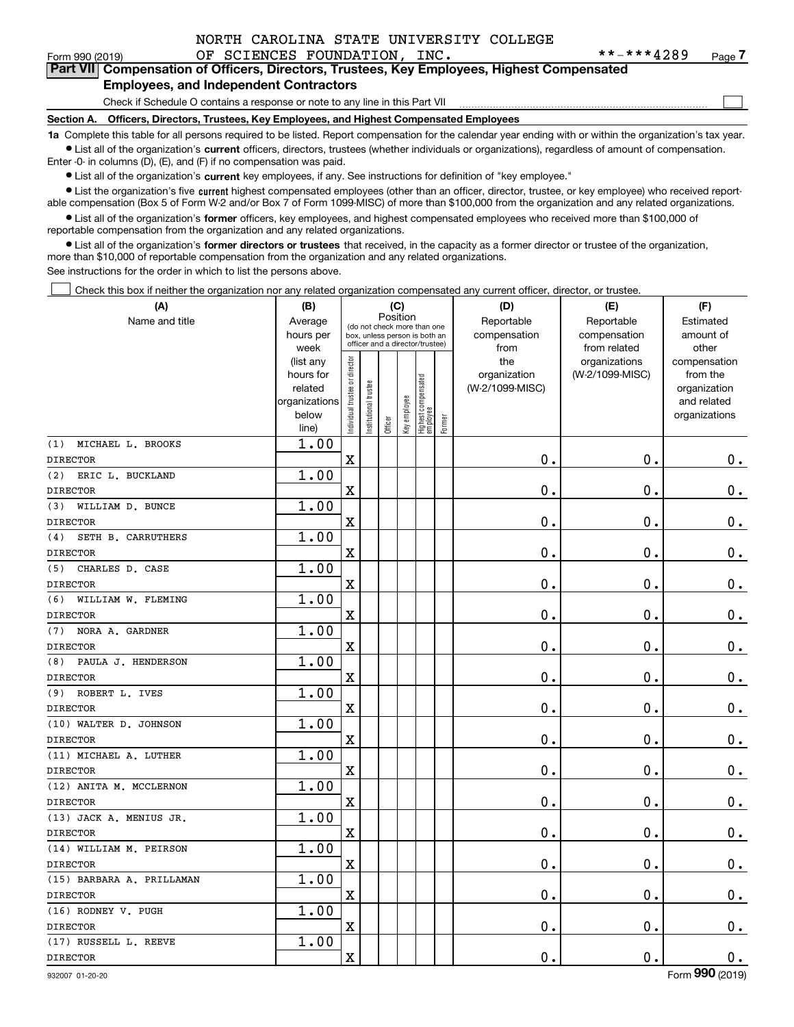NORTH CAROLINA STATE UNIVERSITY COLLEGE OF SCIENCES FOUNDATION, INC. **-***4289

Form 990 (2019) Page 7

## Part VII Compensation of Officers, Directors, Trustees, Key Employees, Highest Compensated Employees, and Independent Contractors

Check if Schedule O contains a response or note to any line in this Part VII ☐

**Section A. Officers, Directors, Trustees, Key Employees, and Highest Compensated Employees**

**1a** Complete this table for all persons required to be listed. Report compensation for the calendar year ending with or within the organization's tax year.

- List all of the organization's **current** officers, directors, trustees (whether individuals or organizations), regardless of amount of compensation. Enter -0- in columns (D), (E), and (F) if no compensation was paid.
- List all of the organization's **current** key employees, if any. See instructions for definition of "key employee."
- List the organization's five **current** highest compensated employees (other than an officer, director, trustee, or key employee) who received reportable compensation (Box 5 of Form W-2 and/or Box 7 of Form 1099-MISC) of more than $100,000 from the organization and any related organizations.
- List all of the organization's **former** officers, key employees, and highest compensated employees who received more than $100,000 of reportable compensation from the organization and any related organizations.
- List all of the organization's **former directors or trustees** that received, in the capacity as a former director or trustee of the organization, more than $10,000 of reportable compensation from the organization and any related organizations.

See instructions for the order in which to list the persons above.

☐ Check this box if neither the organization nor any related organization compensated any current officer, director, or trustee.

| (A) Name and title | (B) Average hours per week (list any hours for related organizations below line) | (C) Position: Individual trustee or director | Institutional trustee | Officer | Key employee | Highest compensated employee | Former | (D) Reportable compensation from the organization (W-2/1099-MISC) | (E) Reportable compensation from related organizations (W-2/1099-MISC) | (F) Estimated amount of other compensation from the organization and related organizations |
|---|---|---|---|---|---|---|---|---|---|---|
| (1) MICHAEL L. BROOKS<br>DIRECTOR | 1.00 | X | | | | | | 0. | 0. | 0. |
| (2) ERIC L. BUCKLAND<br>DIRECTOR | 1.00 | X | | | | | | 0. | 0. | 0. |
| (3) WILLIAM D. BUNCE<br>DIRECTOR | 1.00 | X | | | | | | 0. | 0. | 0. |
| (4) SETH B. CARRUTHERS<br>DIRECTOR | 1.00 | X | | | | | | 0. | 0. | 0. |
| (5) CHARLES D. CASE<br>DIRECTOR | 1.00 | X | | | | | | 0. | 0. | 0. |
| (6) WILLIAM W. FLEMING<br>DIRECTOR | 1.00 | X | | | | | | 0. | 0. | 0. |
| (7) NORA A. GARDNER<br>DIRECTOR | 1.00 | X | | | | | | 0. | 0. | 0. |
| (8) PAULA J. HENDERSON<br>DIRECTOR | 1.00 | X | | | | | | 0. | 0. | 0. |
| (9) ROBERT L. IVES<br>DIRECTOR | 1.00 | X | | | | | | 0. | 0. | 0. |
| (10) WALTER D. JOHNSON<br>DIRECTOR | 1.00 | X | | | | | | 0. | 0. | 0. |
| (11) MICHAEL A. LUTHER<br>DIRECTOR | 1.00 | X | | | | | | 0. | 0. | 0. |
| (12) ANITA M. MCCLERNON<br>DIRECTOR | 1.00 | X | | | | | | 0. | 0. | 0. |
| (13) JACK A. MENIUS JR.<br>DIRECTOR | 1.00 | X | | | | | | 0. | 0. | 0. |
| (14) WILLIAM M. PEIRSON<br>DIRECTOR | 1.00 | X | | | | | | 0. | 0. | 0. |
| (15) BARBARA A. PRILLAMAN<br>DIRECTOR | 1.00 | X | | | | | | 0. | 0. | 0. |
| (16) RODNEY V. PUGH<br>DIRECTOR | 1.00 | X | | | | | | 0. | 0. | 0. |
| (17) RUSSELL L. REEVE<br>DIRECTOR | 1.00 | X | | | | | | 0. | 0. | 0. |

932007 01-20-20 Form 990 (2019)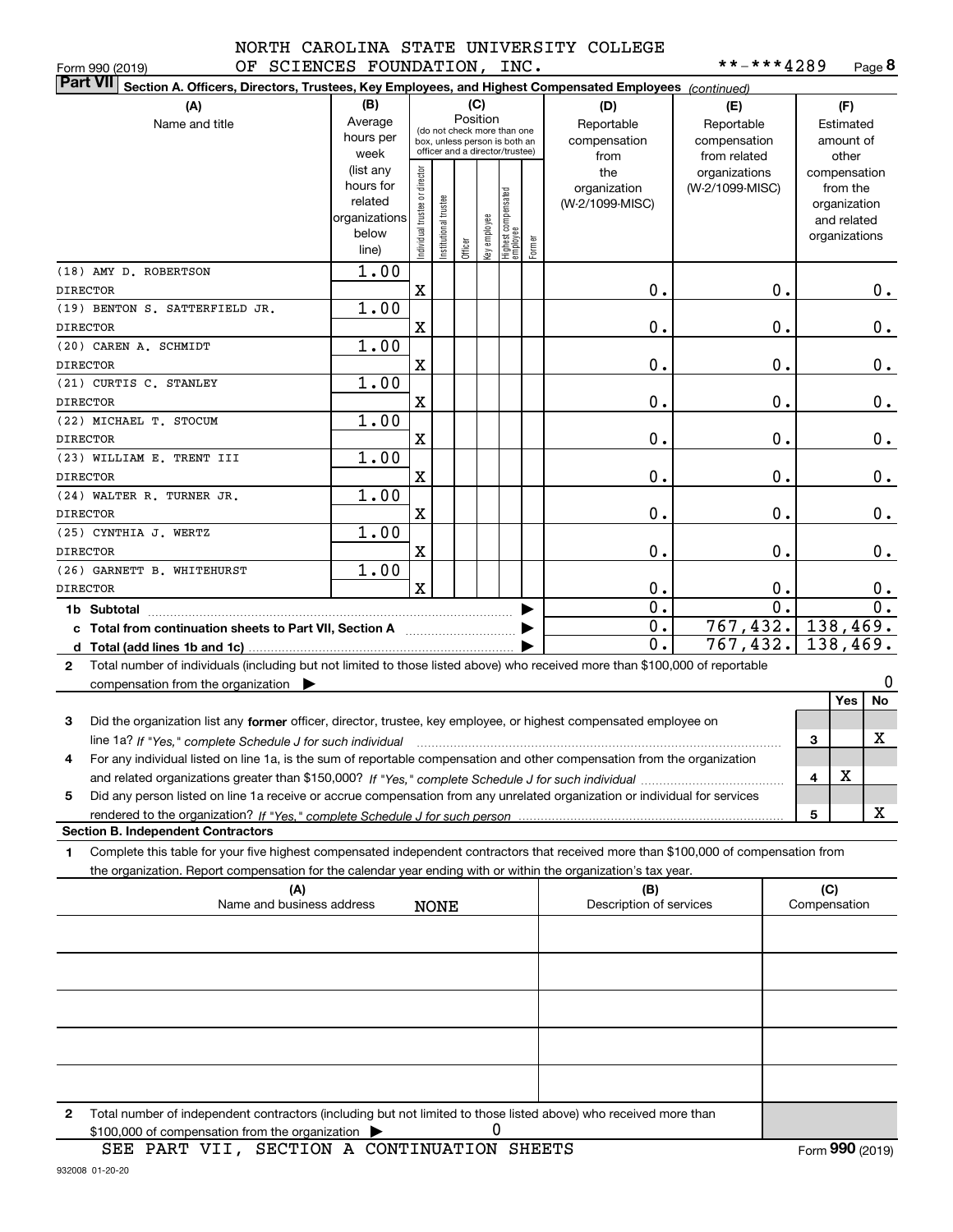NORTH CAROLINA STATE UNIVERSITY COLLEGE OF SCIENCES FOUNDATION, INC. **-***4289

Form 990 (2019) Page 8

**Part VII Section A. Officers, Directors, Trustees, Key Employees, and Highest Compensated Employees** *(continued)*

| (A) Name and title | (B) Average hours per week (list any hours for related organizations below line) | Individual trustee or director | Institutional trustee | Officer | Key employee | Highest compensated employee | Former | (D) Reportable compensation from the organization (W-2/1099-MISC) | (E) Reportable compensation from related organizations (W-2/1099-MISC) | (F) Estimated amount of other compensation from the organization and related organizations |
|---|---|---|---|---|---|---|---|---|---|---|
| (18) AMY D. ROBERTSON DIRECTOR | 1.00 | X | | | | | | 0. | 0. | 0. |
| (19) BENTON S. SATTERFIELD JR. DIRECTOR | 1.00 | X | | | | | | 0. | 0. | 0. |
| (20) CAREN A. SCHMIDT DIRECTOR | 1.00 | X | | | | | | 0. | 0. | 0. |
| (21) CURTIS C. STANLEY DIRECTOR | 1.00 | X | | | | | | 0. | 0. | 0. |
| (22) MICHAEL T. STOCUM DIRECTOR | 1.00 | X | | | | | | 0. | 0. | 0. |
| (23) WILLIAM E. TRENT III DIRECTOR | 1.00 | X | | | | | | 0. | 0. | 0. |
| (24) WALTER R. TURNER JR. DIRECTOR | 1.00 | X | | | | | | 0. | 0. | 0. |
| (25) CYNTHIA J. WERTZ DIRECTOR | 1.00 | X | | | | | | 0. | 0. | 0. |
| (26) GARNETT B. WHITEHURST DIRECTOR | 1.00 | X | | | | | | 0. | 0. | 0. |
| 1b Subtotal | | | | | | | | 0. | 0. | 0. |
| c Total from continuation sheets to Part VII, Section A | | | | | | | | 0. | 767,432. | 138,469. |
| d Total (add lines 1b and 1c) | | | | | | | | 0. | 767,432. | 138,469. |

2 Total number of individuals (including but not limited to those listed above) who received more than $100,000 of reportable compensation from the organization ▶ 0

| | | Yes | No |
|---|---|---|---|
| 3 Did the organization list any **former** officer, director, trustee, key employee, or highest compensated employee on line 1a? *If "Yes," complete Schedule J for such individual* | 3 | | X |
| 4 For any individual listed on line 1a, is the sum of reportable compensation and other compensation from the organization and related organizations greater than $150,000? *If "Yes," complete Schedule J for such individual* | 4 | X | |
| 5 Did any person listed on line 1a receive or accrue compensation from any unrelated organization or individual for services rendered to the organization? *If "Yes," complete Schedule J for such person* | 5 | | X |

**Section B. Independent Contractors**

1 Complete this table for your five highest compensated independent contractors that received more than $100,000 of compensation from the organization. Report compensation for the calendar year ending with or within the organization's tax year.

| (A) Name and business address | (B) Description of services | (C) Compensation |
|---|---|---|
| NONE | | |
| | | |
| | | |
| | | |
| | | |

2 Total number of independent contractors (including but not limited to those listed above) who received more than $100,000 of compensation from the organization ▶ 0

SEE PART VII, SECTION A CONTINUATION SHEETS

Form **990** (2019)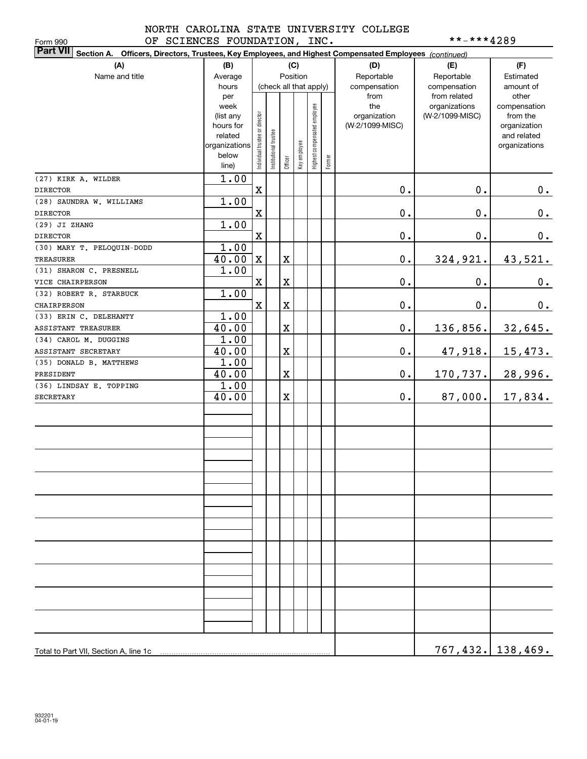NORTH CAROLINA STATE UNIVERSITY COLLEGE OF SCIENCES FOUNDATION, INC.

Form 990

**-***4289

**Part VII** **Section A. Officers, Directors, Trustees, Key Employees, and Highest Compensated Employees** *(continued)*

| (A) Name and title | (B) Average hours per week (list any hours for related organizations below line) | (C) Position: Individual trustee or director | Institutional trustee | Officer | Key employee | Highest compensated employee | Former | (D) Reportable compensation from the organization (W-2/1099-MISC) | (E) Reportable compensation from related organizations (W-2/1099-MISC) | (F) Estimated amount of other compensation from the organization and related organizations |
|---|---|---|---|---|---|---|---|---|---|---|
| (27) KIRK A. WILDER<br>DIRECTOR | 1.00 | X | | | | | | 0. | 0. | 0. |
| (28) SAUNDRA W. WILLIAMS<br>DIRECTOR | 1.00 | X | | | | | | 0. | 0. | 0. |
| (29) JI ZHANG<br>DIRECTOR | 1.00 | X | | | | | | 0. | 0. | 0. |
| (30) MARY T. PELOQUIN-DODD<br>TREASURER | 1.00<br>40.00 | X | | X | | | | 0. | 324,921. | 43,521. |
| (31) SHARON C. PRESNELL<br>VICE CHAIRPERSON | 1.00 | X | | X | | | | 0. | 0. | 0. |
| (32) ROBERT R. STARBUCK<br>CHAIRPERSON | 1.00 | X | | X | | | | 0. | 0. | 0. |
| (33) ERIN C. DELEHANTY<br>ASSISTANT TREASURER | 1.00<br>40.00 | | | X | | | | 0. | 136,856. | 32,645. |
| (34) CAROL M. DUGGINS<br>ASSISTANT SECRETARY | 1.00<br>40.00 | | | X | | | | 0. | 47,918. | 15,473. |
| (35) DONALD B. MATTHEWS<br>PRESIDENT | 1.00<br>40.00 | | | X | | | | 0. | 170,737. | 28,996. |
| (36) LINDSAY E. TOPPING<br>SECRETARY | 1.00<br>40.00 | | | X | | | | 0. | 87,000. | 17,834. |
| Total to Part VII, Section A, line 1c | | | | | | | | | 767,432. | 138,469. |

932201 04-01-19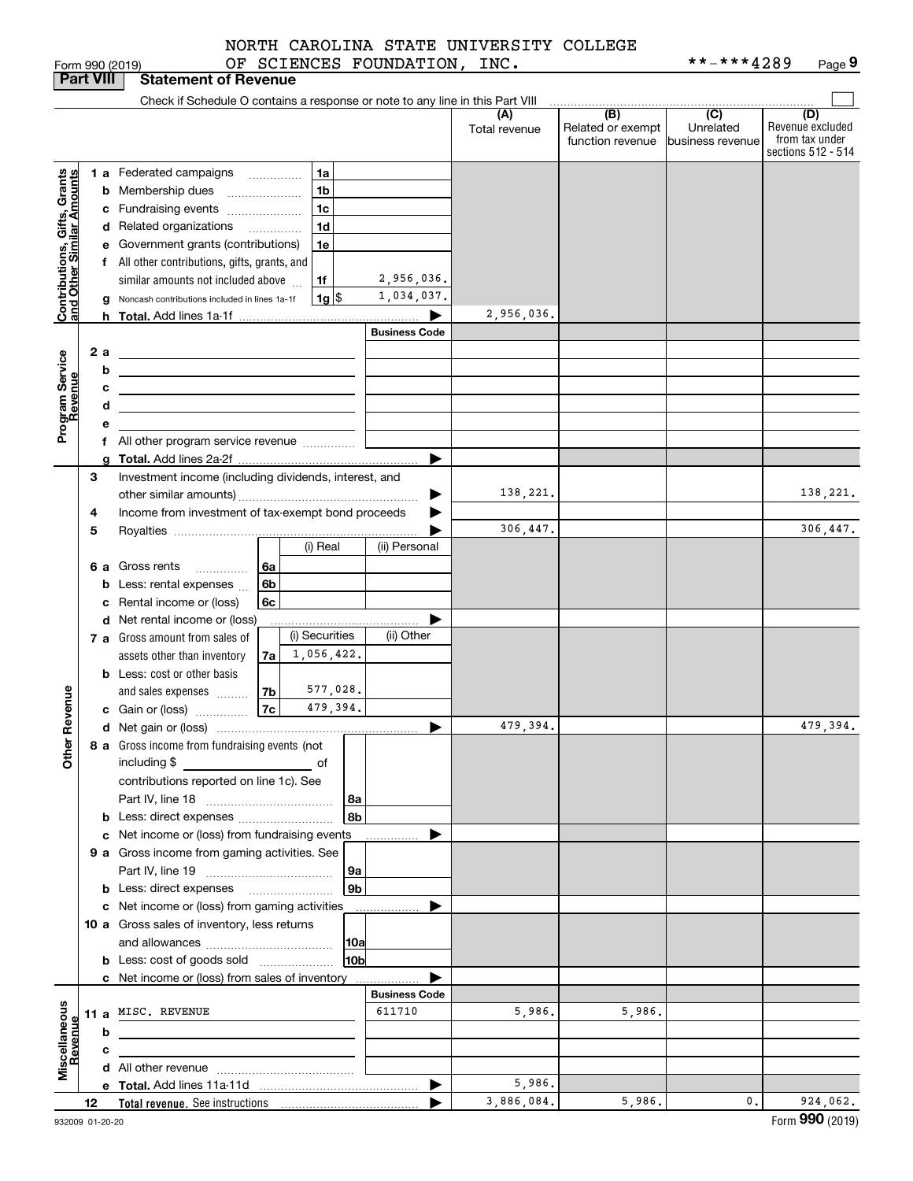NORTH CAROLINA STATE UNIVERSITY COLLEGE
OF SCIENCES FOUNDATION, INC.

Form 990 (2019) **-***4289 Page **9**

**Part VIII Statement of Revenue**

Check if Schedule O contains a response or note to any line in this Part VIII

| | | | | (A) Total revenue | (B) Related or exempt function revenue | (C) Unrelated business revenue | (D) Revenue excluded from tax under sections 512 - 514 |
|---|---|---|---|---|---|---|---|
| **Contributions, Gifts, Grants and Other Similar Amounts** | 1 a Federated campaigns | 1a | | | | | |
| | b Membership dues | 1b | | | | | |
| | c Fundraising events | 1c | | | | | |
| | d Related organizations | 1d | | | | | |
| | e Government grants (contributions) | 1e | | | | | |
| | f All other contributions, gifts, grants, and similar amounts not included above | 1f | 2,956,036. | | | | |
| | g Noncash contributions included in lines 1a-1f | 1g $ | 1,034,037. | | | | |
| | h **Total.** Add lines 1a-1f | | | 2,956,036. | | | |
| **Program Service Revenue** | | | **Business Code** | | | | |
| | 2 a | | | | | | |
| | b | | | | | | |
| | c | | | | | | |
| | d | | | | | | |
| | e | | | | | | |
| | f All other program service revenue | | | | | | |
| | g **Total.** Add lines 2a-2f | | | | | | |
| **Other Revenue** | 3 Investment income (including dividends, interest, and other similar amounts) | | | 138,221. | | | 138,221. |
| | 4 Income from investment of tax-exempt bond proceeds | | | | | | |
| | 5 Royalties | | | 306,447. | | | 306,447. |
| | | (i) Real | (ii) Personal | | | | |
| | 6 a Gross rents (6a) | | | | | | |
| | b Less: rental expenses (6b) | | | | | | |
| | c Rental income or (loss) (6c) | | | | | | |
| | d Net rental income or (loss) | | | | | | |
| | | (i) Securities | (ii) Other | | | | |
| | 7 a Gross amount from sales of assets other than inventory (7a) | 1,056,422. | | | | | |
| | b Less: cost or other basis and sales expenses (7b) | 577,028. | | | | | |
| | c Gain or (loss) (7c) | 479,394. | | | | | |
| | d Net gain or (loss) | | | 479,394. | | | 479,394. |
| | 8 a Gross income from fundraising events (not including $ ______ of contributions reported on line 1c). See Part IV, line 18 | 8a | | | | | |
| | b Less: direct expenses | 8b | | | | | |
| | c Net income or (loss) from fundraising events | | | | | | |
| | 9 a Gross income from gaming activities. See Part IV, line 19 | 9a | | | | | |
| | b Less: direct expenses | 9b | | | | | |
| | c Net income or (loss) from gaming activities | | | | | | |
| | 10 a Gross sales of inventory, less returns and allowances | 10a | | | | | |
| | b Less: cost of goods sold | 10b | | | | | |
| | c Net income or (loss) from sales of inventory | | | | | | |
| **Miscellaneous Revenue** | | | **Business Code** | | | | |
| | 11 a MISC. REVENUE | | 611710 | 5,986. | 5,986. | | |
| | b | | | | | | |
| | c | | | | | | |
| | d All other revenue | | | | | | |
| | e **Total.** Add lines 11a-11d | | | 5,986. | | | |
| | 12 **Total revenue.** See instructions | | | 3,886,084. | 5,986. | 0. | 924,062. |

932009 01-20-20 Form **990** (2019)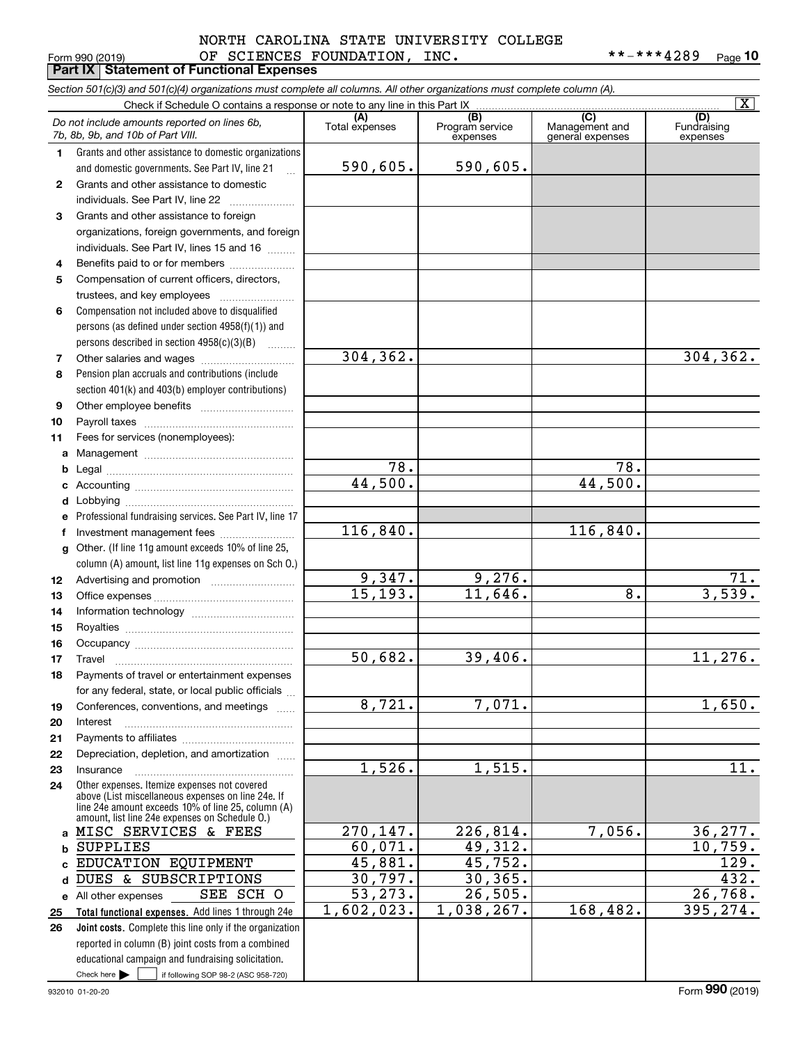NORTH CAROLINA STATE UNIVERSITY COLLEGE OF SCIENCES FOUNDATION, INC. **-***4289

Form 990 (2019) Page 10

**Part IX Statement of Functional Expenses**

*Section 501(c)(3) and 501(c)(4) organizations must complete all columns. All other organizations must complete column (A).*

Check if Schedule O contains a response or note to any line in this Part IX [X]

| | *Do not include amounts reported on lines 6b, 7b, 8b, 9b, and 10b of Part VIII.* | (A) Total expenses | (B) Program service expenses | (C) Management and general expenses | (D) Fundraising expenses |
|---|---|---|---|---|---|
| 1 | Grants and other assistance to domestic organizations and domestic governments. See Part IV, line 21 | 590,605. | 590,605. | | |
| 2 | Grants and other assistance to domestic individuals. See Part IV, line 22 | | | | |
| 3 | Grants and other assistance to foreign organizations, foreign governments, and foreign individuals. See Part IV, lines 15 and 16 | | | | |
| 4 | Benefits paid to or for members | | | | |
| 5 | Compensation of current officers, directors, trustees, and key employees | | | | |
| 6 | Compensation not included above to disqualified persons (as defined under section 4958(f)(1)) and persons described in section 4958(c)(3)(B) | | | | |
| 7 | Other salaries and wages | 304,362. | | | 304,362. |
| 8 | Pension plan accruals and contributions (include section 401(k) and 403(b) employer contributions) | | | | |
| 9 | Other employee benefits | | | | |
| 10 | Payroll taxes | | | | |
| 11 | Fees for services (nonemployees): | | | | |
| a | Management | | | | |
| b | Legal | 78. | | 78. | |
| c | Accounting | 44,500. | | 44,500. | |
| d | Lobbying | | | | |
| e | Professional fundraising services. See Part IV, line 17 | | | | |
| f | Investment management fees | 116,840. | | 116,840. | |
| g | Other. (If line 11g amount exceeds 10% of line 25, column (A) amount, list line 11g expenses on Sch O.) | | | | |
| 12 | Advertising and promotion | 9,347. | 9,276. | | 71. |
| 13 | Office expenses | 15,193. | 11,646. | 8. | 3,539. |
| 14 | Information technology | | | | |
| 15 | Royalties | | | | |
| 16 | Occupancy | | | | |
| 17 | Travel | 50,682. | 39,406. | | 11,276. |
| 18 | Payments of travel or entertainment expenses for any federal, state, or local public officials | | | | |
| 19 | Conferences, conventions, and meetings | 8,721. | 7,071. | | 1,650. |
| 20 | Interest | | | | |
| 21 | Payments to affiliates | | | | |
| 22 | Depreciation, depletion, and amortization | | | | |
| 23 | Insurance | 1,526. | 1,515. | | 11. |
| 24 | Other expenses. Itemize expenses not covered above (List miscellaneous expenses on line 24e. If line 24e amount exceeds 10% of line 25, column (A) amount, list line 24e expenses on Schedule O.) | | | | |
| a | MISC SERVICES & FEES | 270,147. | 226,814. | 7,056. | 36,277. |
| b | SUPPLIES | 60,071. | 49,312. | | 10,759. |
| c | EDUCATION EQUIPMENT | 45,881. | 45,752. | | 129. |
| d | DUES & SUBSCRIPTIONS | 30,797. | 30,365. | | 432. |
| e | All other expenses SEE SCH O | 53,273. | 26,505. | | 26,768. |
| 25 | **Total functional expenses.** Add lines 1 through 24e | 1,602,023. | 1,038,267. | 168,482. | 395,274. |
| 26 | **Joint costs.** Complete this line only if the organization reported in column (B) joint costs from a combined educational campaign and fundraising solicitation. Check here [ ] if following SOP 98-2 (ASC 958-720) | | | | |

932010 01-20-20 Form **990** (2019)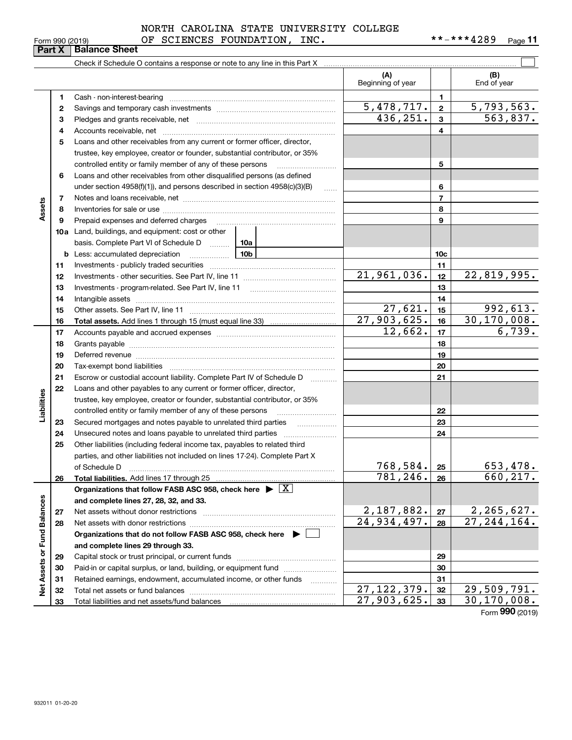NORTH CAROLINA STATE UNIVERSITY COLLEGE OF SCIENCES FOUNDATION, INC. **-***4289

Form 990 (2019) Page 11

**Part X Balance Sheet**

Check if Schedule O contains a response or note to any line in this Part X ☐

| | | | (A) Beginning of year | | (B) End of year |
|---|---|---|---|---|---|
| Assets | 1 | Cash - non-interest-bearing | | 1 | |
| | 2 | Savings and temporary cash investments | 5,478,717. | 2 | 5,793,563. |
| | 3 | Pledges and grants receivable, net | 436,251. | 3 | 563,837. |
| | 4 | Accounts receivable, net | | 4 | |
| | 5 | Loans and other receivables from any current or former officer, director, trustee, key employee, creator or founder, substantial contributor, or 35% controlled entity or family member of any of these persons | | 5 | |
| | 6 | Loans and other receivables from other disqualified persons (as defined under section 4958(f)(1)), and persons described in section 4958(c)(3)(B) | | 6 | |
| | 7 | Notes and loans receivable, net | | 7 | |
| | 8 | Inventories for sale or use | | 8 | |
| | 9 | Prepaid expenses and deferred charges | | 9 | |
| | 10a | Land, buildings, and equipment: cost or other basis. Complete Part VI of Schedule D 10a | | | |
| | b | Less: accumulated depreciation 10b | | 10c | |
| | 11 | Investments - publicly traded securities | | 11 | |
| | 12 | Investments - other securities. See Part IV, line 11 | 21,961,036. | 12 | 22,819,995. |
| | 13 | Investments - program-related. See Part IV, line 11 | | 13 | |
| | 14 | Intangible assets | | 14 | |
| | 15 | Other assets. See Part IV, line 11 | 27,621. | 15 | 992,613. |
| | 16 | **Total assets.** Add lines 1 through 15 (must equal line 33) | 27,903,625. | 16 | 30,170,008. |
| Liabilities | 17 | Accounts payable and accrued expenses | 12,662. | 17 | 6,739. |
| | 18 | Grants payable | | 18 | |
| | 19 | Deferred revenue | | 19 | |
| | 20 | Tax-exempt bond liabilities | | 20 | |
| | 21 | Escrow or custodial account liability. Complete Part IV of Schedule D | | 21 | |
| | 22 | Loans and other payables to any current or former officer, director, trustee, key employee, creator or founder, substantial contributor, or 35% controlled entity or family member of any of these persons | | 22 | |
| | 23 | Secured mortgages and notes payable to unrelated third parties | | 23 | |
| | 24 | Unsecured notes and loans payable to unrelated third parties | | 24 | |
| | 25 | Other liabilities (including federal income tax, payables to related third parties, and other liabilities not included on lines 17-24). Complete Part X of Schedule D | 768,584. | 25 | 653,478. |
| | 26 | **Total liabilities.** Add lines 17 through 25 | 781,246. | 26 | 660,217. |
| Net Assets or Fund Balances | | **Organizations that follow FASB ASC 958, check here ▶ [X] and complete lines 27, 28, 32, and 33.** | | | |
| | 27 | Net assets without donor restrictions | 2,187,882. | 27 | 2,265,627. |
| | 28 | Net assets with donor restrictions | 24,934,497. | 28 | 27,244,164. |
| | | **Organizations that do not follow FASB ASC 958, check here ▶ [ ] and complete lines 29 through 33.** | | | |
| | 29 | Capital stock or trust principal, or current funds | | 29 | |
| | 30 | Paid-in or capital surplus, or land, building, or equipment fund | | 30 | |
| | 31 | Retained earnings, endowment, accumulated income, or other funds | | 31 | |
| | 32 | Total net assets or fund balances | 27,122,379. | 32 | 29,509,791. |
| | 33 | Total liabilities and net assets/fund balances | 27,903,625. | 33 | 30,170,008. |

Form 990 (2019)

932011 01-20-20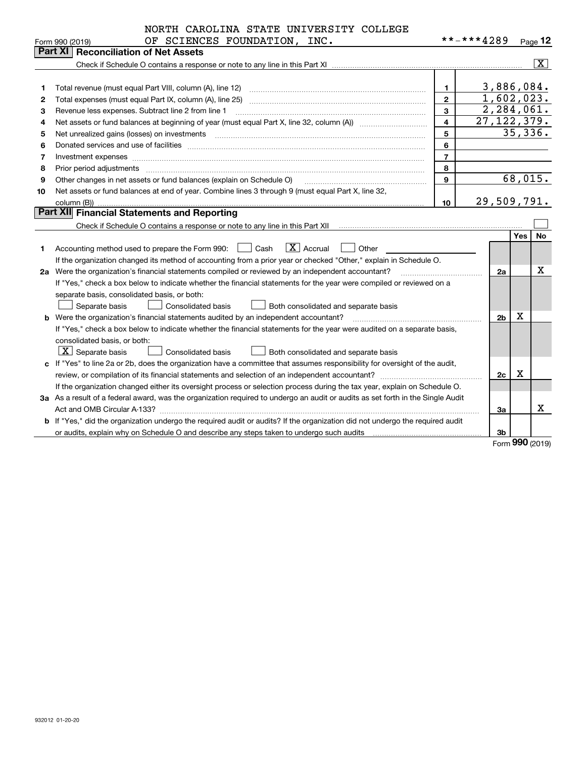NORTH CAROLINA STATE UNIVERSITY COLLEGE OF SCIENCES FOUNDATION, INC.

Form 990 (2019) **-***4289 Page 12

## Part XI Reconciliation of Net Assets

Check if Schedule O contains a response or note to any line in this Part XI ..... [X]

| | | | |
|---|---|---|---|
| 1 | Total revenue (must equal Part VIII, column (A), line 12) | 1 | 3,886,084. |
| 2 | Total expenses (must equal Part IX, column (A), line 25) | 2 | 1,602,023. |
| 3 | Revenue less expenses. Subtract line 2 from line 1 | 3 | 2,284,061. |
| 4 | Net assets or fund balances at beginning of year (must equal Part X, line 32, column (A)) | 4 | 27,122,379. |
| 5 | Net unrealized gains (losses) on investments | 5 | 35,336. |
| 6 | Donated services and use of facilities | 6 | |
| 7 | Investment expenses | 7 | |
| 8 | Prior period adjustments | 8 | |
| 9 | Other changes in net assets or fund balances (explain on Schedule O) | 9 | 68,015. |
| 10 | Net assets or fund balances at end of year. Combine lines 3 through 9 (must equal Part X, line 32, column (B)) | 10 | 29,509,791. |

## Part XII Financial Statements and Reporting

Check if Schedule O contains a response or note to any line in this Part XII ..... [ ]

| | | | Yes | No |
|---|---|---|---|---|
| 1 | Accounting method used to prepare the Form 990: [ ] Cash [X] Accrual [ ] Other | | | |
| | If the organization changed its method of accounting from a prior year or checked "Other," explain in Schedule O. | | | |
| 2a | Were the organization's financial statements compiled or reviewed by an independent accountant? | 2a | | X |
| | If "Yes," check a box below to indicate whether the financial statements for the year were compiled or reviewed on a separate basis, consolidated basis, or both: [ ] Separate basis [ ] Consolidated basis [ ] Both consolidated and separate basis | | | |
| b | Were the organization's financial statements audited by an independent accountant? | 2b | X | |
| | If "Yes," check a box below to indicate whether the financial statements for the year were audited on a separate basis, consolidated basis, or both: [X] Separate basis [ ] Consolidated basis [ ] Both consolidated and separate basis | | | |
| c | If "Yes" to line 2a or 2b, does the organization have a committee that assumes responsibility for oversight of the audit, review, or compilation of its financial statements and selection of an independent accountant? | 2c | X | |
| | If the organization changed either its oversight process or selection process during the tax year, explain on Schedule O. | | | |
| 3a | As a result of a federal award, was the organization required to undergo an audit or audits as set forth in the Single Audit Act and OMB Circular A-133? | 3a | | X |
| b | If "Yes," did the organization undergo the required audit or audits? If the organization did not undergo the required audit or audits, explain why on Schedule O and describe any steps taken to undergo such audits | 3b | | |

Form 990 (2019)

932012 01-20-20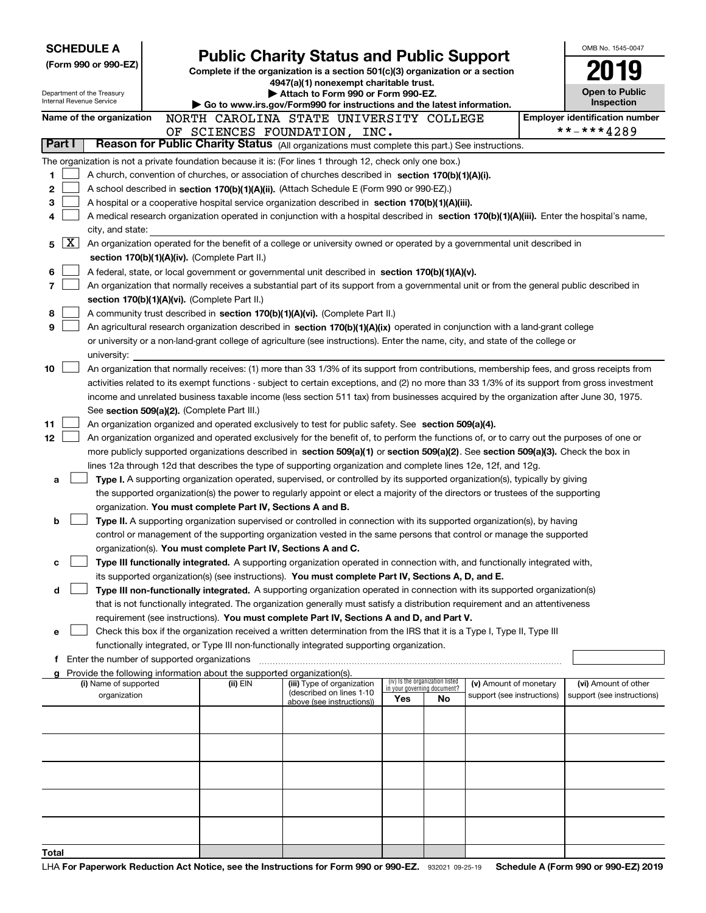**SCHEDULE A**
**(Form 990 or 990-EZ)**

Department of the Treasury
Internal Revenue Service

# Public Charity Status and Public Support

**Complete if the organization is a section 501(c)(3) organization or a section 4947(a)(1) nonexempt charitable trust.**
**▶ Attach to Form 990 or Form 990-EZ.**
**▶ Go to www.irs.gov/Form990 for instructions and the latest information.**

OMB No. 1545-0047
**2019**
**Open to Public Inspection**

**Name of the organization** NORTH CAROLINA STATE UNIVERSITY COLLEGE OF SCIENCES FOUNDATION, INC.
**Employer identification number** **-***4289

**Part I** **Reason for Public Charity Status** (All organizations must complete this part.) See instructions.

The organization is not a private foundation because it is: (For lines 1 through 12, check only one box.)

1 [ ] A church, convention of churches, or association of churches described in **section 170(b)(1)(A)(i).**
2 [ ] A school described in **section 170(b)(1)(A)(ii).** (Attach Schedule E (Form 990 or 990-EZ).)
3 [ ] A hospital or a cooperative hospital service organization described in **section 170(b)(1)(A)(iii).**
4 [ ] A medical research organization operated in conjunction with a hospital described in **section 170(b)(1)(A)(iii).** Enter the hospital's name, city, and state:
5 [X] An organization operated for the benefit of a college or university owned or operated by a governmental unit described in **section 170(b)(1)(A)(iv).** (Complete Part II.)
6 [ ] A federal, state, or local government or governmental unit described in **section 170(b)(1)(A)(v).**
7 [ ] An organization that normally receives a substantial part of its support from a governmental unit or from the general public described in **section 170(b)(1)(A)(vi).** (Complete Part II.)
8 [ ] A community trust described in **section 170(b)(1)(A)(vi).** (Complete Part II.)
9 [ ] An agricultural research organization described in **section 170(b)(1)(A)(ix)** operated in conjunction with a land-grant college or university or a non-land-grant college of agriculture (see instructions). Enter the name, city, and state of the college or university:
10 [ ] An organization that normally receives: (1) more than 33 1/3% of its support from contributions, membership fees, and gross receipts from activities related to its exempt functions - subject to certain exceptions, and (2) no more than 33 1/3% of its support from gross investment income and unrelated business taxable income (less section 511 tax) from businesses acquired by the organization after June 30, 1975. See **section 509(a)(2).** (Complete Part III.)
11 [ ] An organization organized and operated exclusively to test for public safety. See **section 509(a)(4).**
12 [ ] An organization organized and operated exclusively for the benefit of, to perform the functions of, or to carry out the purposes of one or more publicly supported organizations described in **section 509(a)(1)** or **section 509(a)(2)**. See **section 509(a)(3).** Check the box in lines 12a through 12d that describes the type of supporting organization and complete lines 12e, 12f, and 12g.

a [ ] **Type I.** A supporting organization operated, supervised, or controlled by its supported organization(s), typically by giving the supported organization(s) the power to regularly appoint or elect a majority of the directors or trustees of the supporting organization. **You must complete Part IV, Sections A and B.**
b [ ] **Type II.** A supporting organization supervised or controlled in connection with its supported organization(s), by having control or management of the supporting organization vested in the same persons that control or manage the supported organization(s). **You must complete Part IV, Sections A and C.**
c [ ] **Type III functionally integrated.** A supporting organization operated in connection with, and functionally integrated with, its supported organization(s) (see instructions). **You must complete Part IV, Sections A, D, and E.**
d [ ] **Type III non-functionally integrated.** A supporting organization operated in connection with its supported organization(s) that is not functionally integrated. The organization generally must satisfy a distribution requirement and an attentiveness requirement (see instructions). **You must complete Part IV, Sections A and D, and Part V.**
e [ ] Check this box if the organization received a written determination from the IRS that it is a Type I, Type II, Type III functionally integrated, or Type III non-functionally integrated supporting organization.
f Enter the number of supported organizations
g Provide the following information about the supported organization(s).

| (i) Name of supported organization | (ii) EIN | (iii) Type of organization (described on lines 1-10 above (see instructions)) | (iv) Is the organization listed in your governing document? Yes | No | (v) Amount of monetary support (see instructions) | (vi) Amount of other support (see instructions) |
|---|---|---|---|---|---|---|
| | | | | | | |
| | | | | | | |
| | | | | | | |
| | | | | | | |
| | | | | | | |
| **Total** | | | | | | |

LHA **For Paperwork Reduction Act Notice, see the Instructions for Form 990 or 990-EZ.** 932021 09-25-19 **Schedule A (Form 990 or 990-EZ) 2019**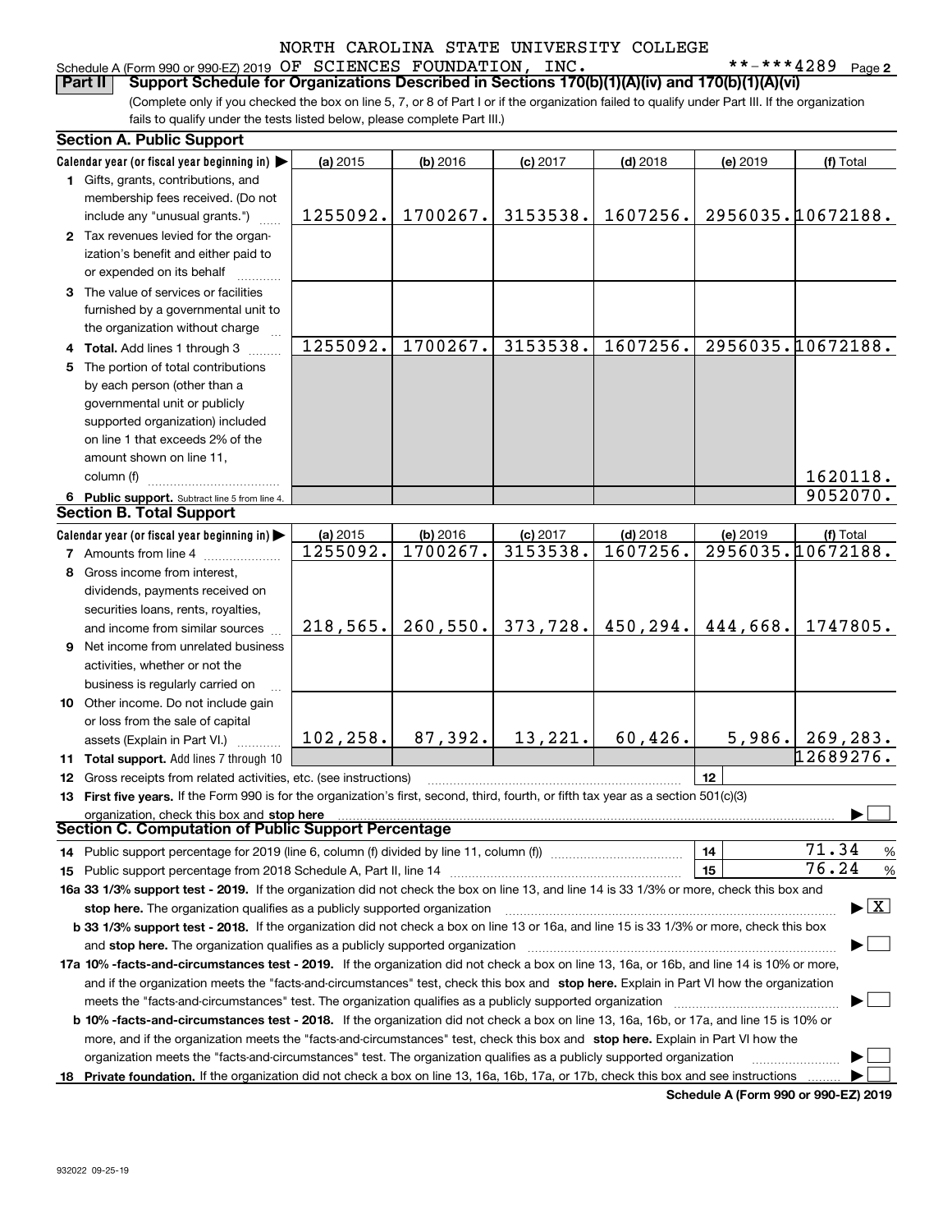NORTH CAROLINA STATE UNIVERSITY COLLEGE

Schedule A (Form 990 or 990-EZ) 2019 OF SCIENCES FOUNDATION, INC. **-***4289 Page 2

**Part II Support Schedule for Organizations Described in Sections 170(b)(1)(A)(iv) and 170(b)(1)(A)(vi)**

(Complete only if you checked the box on line 5, 7, or 8 of Part I or if the organization failed to qualify under Part III. If the organization fails to qualify under the tests listed below, please complete Part III.)

### Section A. Public Support

| Calendar year (or fiscal year beginning in) ▶ | (a) 2015 | (b) 2016 | (c) 2017 | (d) 2018 | (e) 2019 | (f) Total |
|---|---|---|---|---|---|---|
| 1 Gifts, grants, contributions, and membership fees received. (Do not include any "unusual grants.") | 1255092. | 1700267. | 3153538. | 1607256. | 2956035. | 10672188. |
| 2 Tax revenues levied for the organization's benefit and either paid to or expended on its behalf | | | | | | |
| 3 The value of services or facilities furnished by a governmental unit to the organization without charge | | | | | | |
| 4 Total. Add lines 1 through 3 | 1255092. | 1700267. | 3153538. | 1607256. | 2956035. | 10672188. |
| 5 The portion of total contributions by each person (other than a governmental unit or publicly supported organization) included on line 1 that exceeds 2% of the amount shown on line 11, column (f) | | | | | | 1620118. |
| 6 Public support. Subtract line 5 from line 4. | | | | | | 9052070. |

### Section B. Total Support

| Calendar year (or fiscal year beginning in) ▶ | (a) 2015 | (b) 2016 | (c) 2017 | (d) 2018 | (e) 2019 | (f) Total |
|---|---|---|---|---|---|---|
| 7 Amounts from line 4 | 1255092. | 1700267. | 3153538. | 1607256. | 2956035. | 10672188. |
| 8 Gross income from interest, dividends, payments received on securities loans, rents, royalties, and income from similar sources | 218,565. | 260,550. | 373,728. | 450,294. | 444,668. | 1747805. |
| 9 Net income from unrelated business activities, whether or not the business is regularly carried on | | | | | | |
| 10 Other income. Do not include gain or loss from the sale of capital assets (Explain in Part VI.) | 102,258. | 87,392. | 13,221. | 60,426. | 5,986. | 269,283. |
| 11 Total support. Add lines 7 through 10 | | | | | | 12689276. |

12 Gross receipts from related activities, etc. (see instructions) | 12 |

13 **First five years.** If the Form 990 is for the organization's first, second, third, fourth, or fifth tax year as a section 501(c)(3) organization, check this box and **stop here** ▶ ☐

### Section C. Computation of Public Support Percentage

14 Public support percentage for 2019 (line 6, column (f) divided by line 11, column (f)) | 14 | 71.34 %

15 Public support percentage from 2018 Schedule A, Part II, line 14 | 15 | 76.24 %

**16a 33 1/3% support test - 2019.** If the organization did not check the box on line 13, and line 14 is 33 1/3% or more, check this box and **stop here.** The organization qualifies as a publicly supported organization ▶ ☒

**b 33 1/3% support test - 2018.** If the organization did not check a box on line 13 or 16a, and line 15 is 33 1/3% or more, check this box and **stop here.** The organization qualifies as a publicly supported organization ▶ ☐

**17a 10% -facts-and-circumstances test - 2019.** If the organization did not check a box on line 13, 16a, or 16b, and line 14 is 10% or more, and if the organization meets the "facts-and-circumstances" test, check this box and **stop here.** Explain in Part VI how the organization meets the "facts-and-circumstances" test. The organization qualifies as a publicly supported organization ▶ ☐

**b 10% -facts-and-circumstances test - 2018.** If the organization did not check a box on line 13, 16a, 16b, or 17a, and line 15 is 10% or more, and if the organization meets the "facts-and-circumstances" test, check this box and **stop here.** Explain in Part VI how the organization meets the "facts-and-circumstances" test. The organization qualifies as a publicly supported organization ▶ ☐

**18 Private foundation.** If the organization did not check a box on line 13, 16a, 16b, 17a, or 17b, check this box and see instructions ▶ ☐

**Schedule A (Form 990 or 990-EZ) 2019**

932022 09-25-19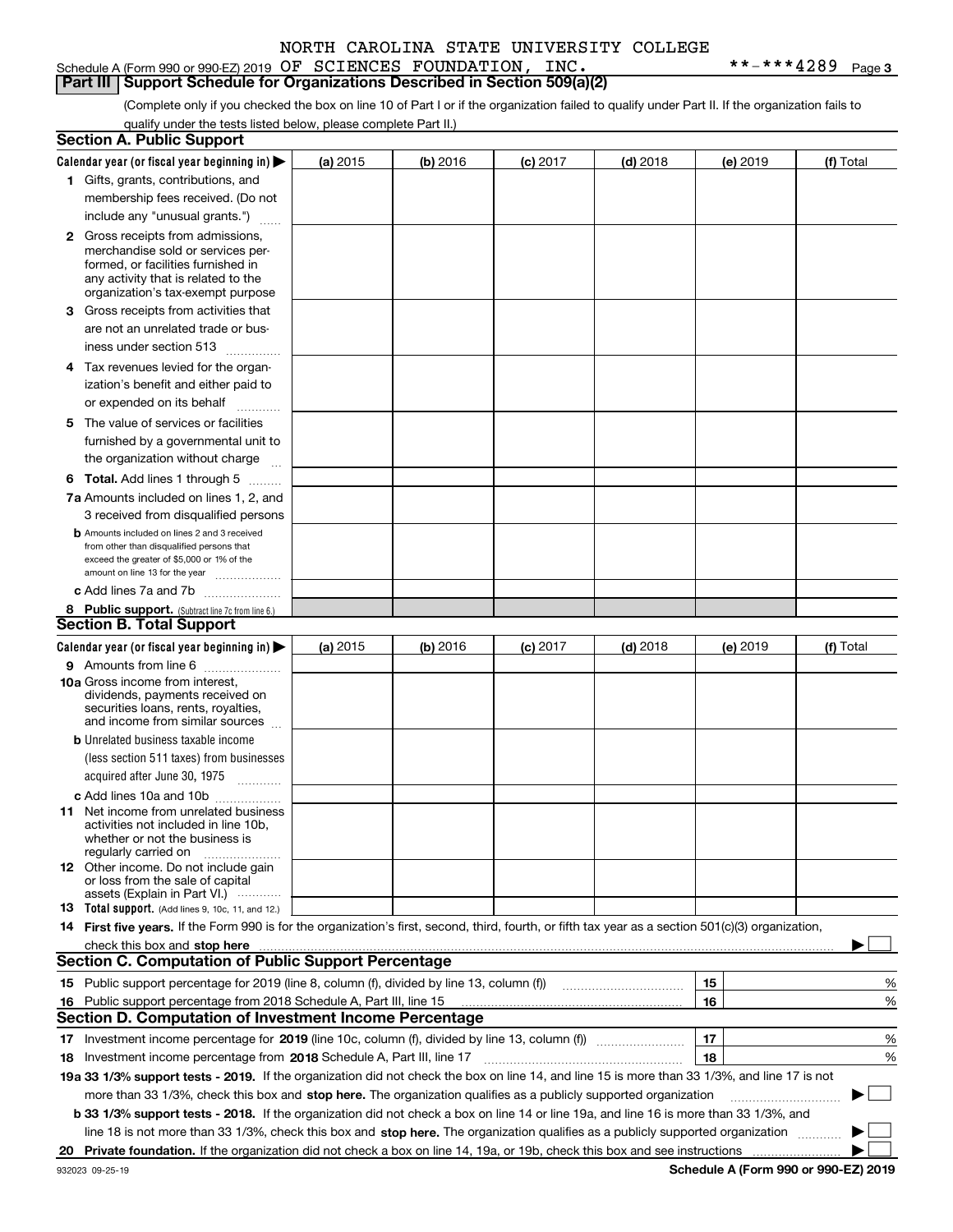Schedule A (Form 990 or 990-EZ) 2019 NORTH CAROLINA STATE UNIVERSITY COLLEGE OF SCIENCES FOUNDATION, INC. **-***4289 Page 3

## Part III Support Schedule for Organizations Described in Section 509(a)(2)

(Complete only if you checked the box on line 10 of Part I or if the organization failed to qualify under Part II. If the organization fails to qualify under the tests listed below, please complete Part II.)

### Section A. Public Support

| Calendar year (or fiscal year beginning in) ▶ | (a) 2015 | (b) 2016 | (c) 2017 | (d) 2018 | (e) 2019 | (f) Total |
|---|---|---|---|---|---|---|
| 1 Gifts, grants, contributions, and membership fees received. (Do not include any "unusual grants.") | | | | | | |
| 2 Gross receipts from admissions, merchandise sold or services performed, or facilities furnished in any activity that is related to the organization's tax-exempt purpose | | | | | | |
| 3 Gross receipts from activities that are not an unrelated trade or business under section 513 | | | | | | |
| 4 Tax revenues levied for the organization's benefit and either paid to or expended on its behalf | | | | | | |
| 5 The value of services or facilities furnished by a governmental unit to the organization without charge | | | | | | |
| 6 Total. Add lines 1 through 5 | | | | | | |
| 7a Amounts included on lines 1, 2, and 3 received from disqualified persons | | | | | | |
| b Amounts included on lines 2 and 3 received from other than disqualified persons that exceed the greater of $5,000 or 1% of the amount on line 13 for the year | | | | | | |
| c Add lines 7a and 7b | | | | | | |
| 8 Public support. (Subtract line 7c from line 6.) | | | | | | |

### Section B. Total Support

| Calendar year (or fiscal year beginning in) ▶ | (a) 2015 | (b) 2016 | (c) 2017 | (d) 2018 | (e) 2019 | (f) Total |
|---|---|---|---|---|---|---|
| 9 Amounts from line 6 | | | | | | |
| 10a Gross income from interest, dividends, payments received on securities loans, rents, royalties, and income from similar sources | | | | | | |
| b Unrelated business taxable income (less section 511 taxes) from businesses acquired after June 30, 1975 | | | | | | |
| c Add lines 10a and 10b | | | | | | |
| 11 Net income from unrelated business activities not included in line 10b, whether or not the business is regularly carried on | | | | | | |
| 12 Other income. Do not include gain or loss from the sale of capital assets (Explain in Part VI.) | | | | | | |
| 13 Total support. (Add lines 9, 10c, 11, and 12.) | | | | | | |

14 **First five years.** If the Form 990 is for the organization's first, second, third, fourth, or fifth tax year as a section 501(c)(3) organization, check this box and **stop here** ▶ ☐

### Section C. Computation of Public Support Percentage

| | | | |
|---|---|---|---|
| 15 | Public support percentage for 2019 (line 8, column (f), divided by line 13, column (f)) | 15 | % |
| 16 | Public support percentage from 2018 Schedule A, Part III, line 15 | 16 | % |

### Section D. Computation of Investment Income Percentage

| | | | |
|---|---|---|---|
| 17 | Investment income percentage for **2019** (line 10c, column (f), divided by line 13, column (f)) | 17 | % |
| 18 | Investment income percentage from **2018** Schedule A, Part III, line 17 | 18 | % |

**19a 33 1/3% support tests - 2019.** If the organization did not check the box on line 14, and line 15 is more than 33 1/3%, and line 17 is not more than 33 1/3%, check this box and **stop here.** The organization qualifies as a publicly supported organization ▶ ☐

**b 33 1/3% support tests - 2018.** If the organization did not check a box on line 14 or line 19a, and line 16 is more than 33 1/3%, and line 18 is not more than 33 1/3%, check this box and **stop here.** The organization qualifies as a publicly supported organization ▶ ☐

**20 Private foundation.** If the organization did not check a box on line 14, 19a, or 19b, check this box and see instructions ▶ ☐

932023 09-25-19 **Schedule A (Form 990 or 990-EZ) 2019**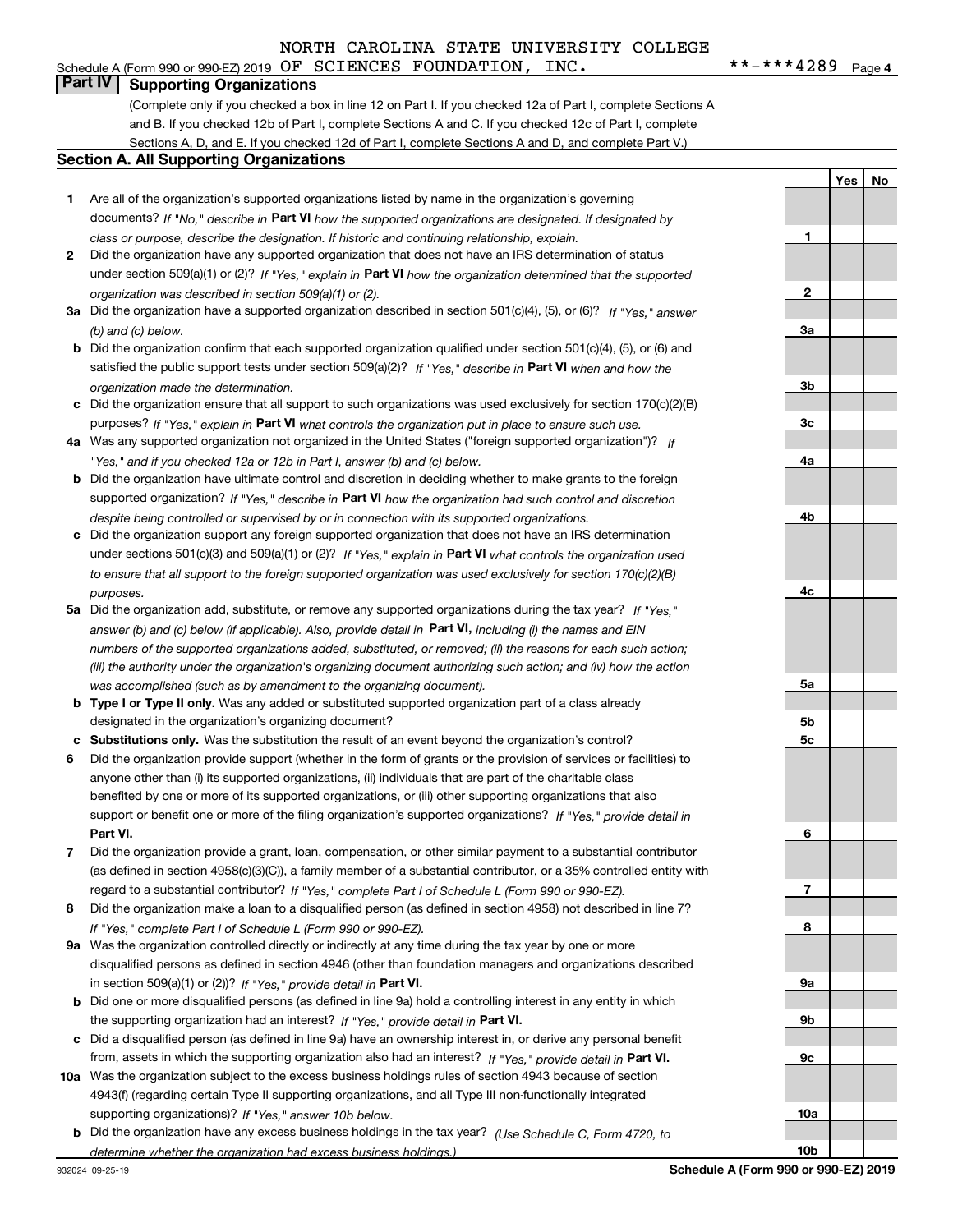NORTH CAROLINA STATE UNIVERSITY COLLEGE
Schedule A (Form 990 or 990-EZ) 2019 OF SCIENCES FOUNDATION, INC. **-***4289 Page 4

## Part IV Supporting Organizations

(Complete only if you checked a box in line 12 on Part I. If you checked 12a of Part I, complete Sections A and B. If you checked 12b of Part I, complete Sections A and C. If you checked 12c of Part I, complete Sections A, D, and E. If you checked 12d of Part I, complete Sections A and D, and complete Part V.)

### Section A. All Supporting Organizations

| | | Line | Yes | No |
|---|---|---|---|---|
| **1** | Are all of the organization's supported organizations listed by name in the organization's governing documents? *If "No," describe in* **Part VI** *how the supported organizations are designated. If designated by class or purpose, describe the designation. If historic and continuing relationship, explain.* | 1 | | |
| **2** | Did the organization have any supported organization that does not have an IRS determination of status under section 509(a)(1) or (2)? *If "Yes," explain in* **Part VI** *how the organization determined that the supported organization was described in section 509(a)(1) or (2).* | 2 | | |
| **3a** | Did the organization have a supported organization described in section 501(c)(4), (5), or (6)? *If "Yes," answer (b) and (c) below.* | 3a | | |
| **b** | Did the organization confirm that each supported organization qualified under section 501(c)(4), (5), or (6) and satisfied the public support tests under section 509(a)(2)? *If "Yes," describe in* **Part VI** *when and how the organization made the determination.* | 3b | | |
| **c** | Did the organization ensure that all support to such organizations was used exclusively for section 170(c)(2)(B) purposes? *If "Yes," explain in* **Part VI** *what controls the organization put in place to ensure such use.* | 3c | | |
| **4a** | Was any supported organization not organized in the United States ("foreign supported organization")? *If "Yes," and if you checked 12a or 12b in Part I, answer (b) and (c) below.* | 4a | | |
| **b** | Did the organization have ultimate control and discretion in deciding whether to make grants to the foreign supported organization? *If "Yes," describe in* **Part VI** *how the organization had such control and discretion despite being controlled or supervised by or in connection with its supported organizations.* | 4b | | |
| **c** | Did the organization support any foreign supported organization that does not have an IRS determination under sections 501(c)(3) and 509(a)(1) or (2)? *If "Yes," explain in* **Part VI** *what controls the organization used to ensure that all support to the foreign supported organization was used exclusively for section 170(c)(2)(B) purposes.* | 4c | | |
| **5a** | Did the organization add, substitute, or remove any supported organizations during the tax year? *If "Yes," answer (b) and (c) below (if applicable). Also, provide detail in* **Part VI,** *including (i) the names and EIN numbers of the supported organizations added, substituted, or removed; (ii) the reasons for each such action; (iii) the authority under the organization's organizing document authorizing such action; and (iv) how the action was accomplished (such as by amendment to the organizing document).* | 5a | | |
| **b** | **Type I or Type II only.** Was any added or substituted supported organization part of a class already designated in the organization's organizing document? | 5b | | |
| **c** | **Substitutions only.** Was the substitution the result of an event beyond the organization's control? | 5c | | |
| **6** | Did the organization provide support (whether in the form of grants or the provision of services or facilities) to anyone other than (i) its supported organizations, (ii) individuals that are part of the charitable class benefited by one or more of its supported organizations, or (iii) other supporting organizations that also support or benefit one or more of the filing organization's supported organizations? *If "Yes," provide detail in* **Part VI.** | 6 | | |
| **7** | Did the organization provide a grant, loan, compensation, or other similar payment to a substantial contributor (as defined in section 4958(c)(3)(C)), a family member of a substantial contributor, or a 35% controlled entity with regard to a substantial contributor? *If "Yes," complete Part I of Schedule L (Form 990 or 990-EZ).* | 7 | | |
| **8** | Did the organization make a loan to a disqualified person (as defined in section 4958) not described in line 7? *If "Yes," complete Part I of Schedule L (Form 990 or 990-EZ).* | 8 | | |
| **9a** | Was the organization controlled directly or indirectly at any time during the tax year by one or more disqualified persons as defined in section 4946 (other than foundation managers and organizations described in section 509(a)(1) or (2))? *If "Yes," provide detail in* **Part VI.** | 9a | | |
| **b** | Did one or more disqualified persons (as defined in line 9a) hold a controlling interest in any entity in which the supporting organization had an interest? *If "Yes," provide detail in* **Part VI.** | 9b | | |
| **c** | Did a disqualified person (as defined in line 9a) have an ownership interest in, or derive any personal benefit from, assets in which the supporting organization also had an interest? *If "Yes," provide detail in* **Part VI.** | 9c | | |
| **10a** | Was the organization subject to the excess business holdings rules of section 4943 because of section 4943(f) (regarding certain Type II supporting organizations, and all Type III non-functionally integrated supporting organizations)? *If "Yes," answer 10b below.* | 10a | | |
| **b** | Did the organization have any excess business holdings in the tax year? *(Use Schedule C, Form 4720, to determine whether the organization had excess business holdings.)* | 10b | | |

932024 09-25-19 **Schedule A (Form 990 or 990-EZ) 2019**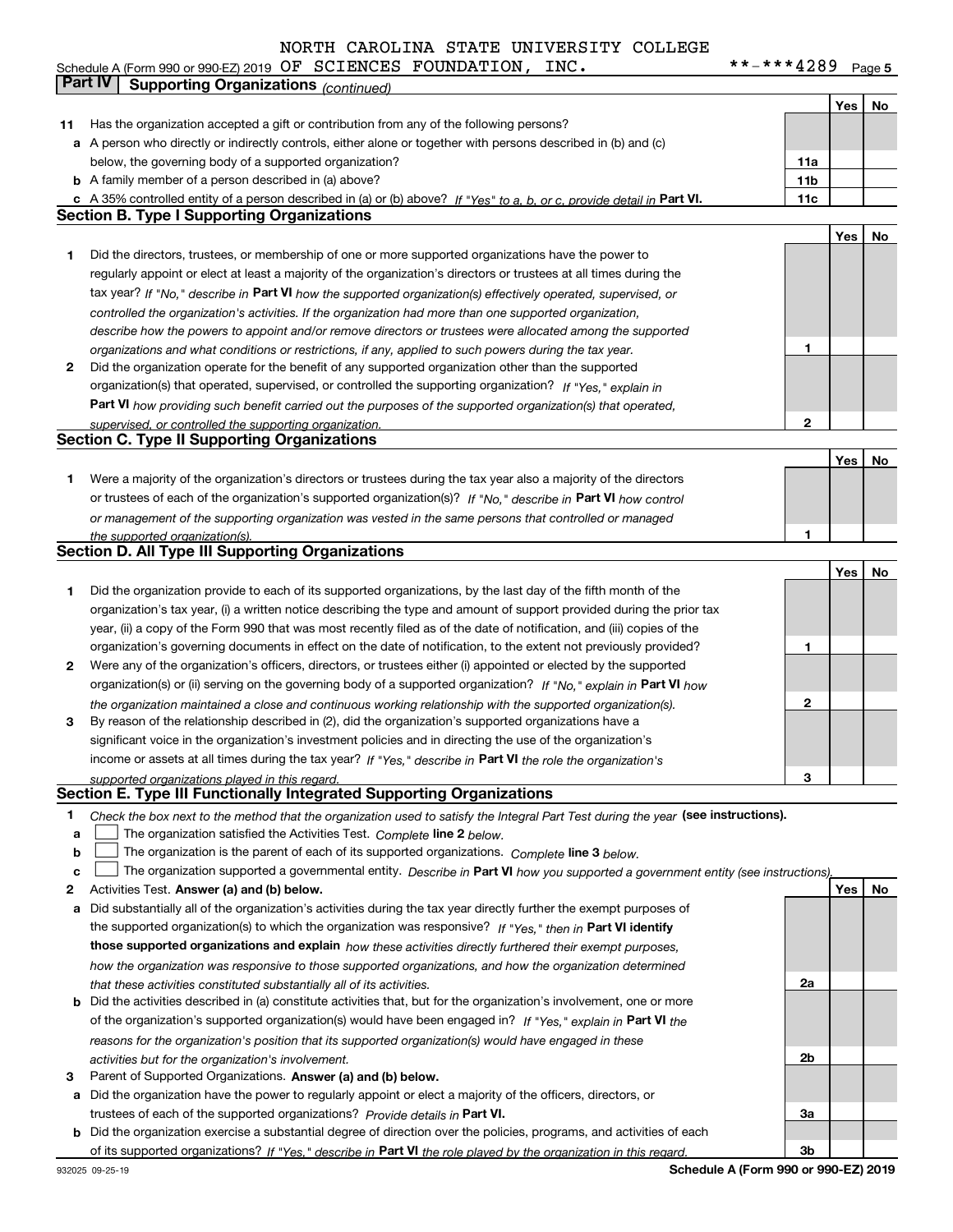NORTH CAROLINA STATE UNIVERSITY COLLEGE
Schedule A (Form 990 or 990-EZ) 2019 OF SCIENCES FOUNDATION, INC. **-***4289 Page 5

## Part IV Supporting Organizations *(continued)*

| | | | Yes | No |
|---|---|---|---|---|
| **11** | Has the organization accepted a gift or contribution from any of the following persons? | | | |
| **a** | A person who directly or indirectly controls, either alone or together with persons described in (b) and (c) below, the governing body of a supported organization? | **11a** | | |
| **b** | A family member of a person described in (a) above? | **11b** | | |
| **c** | A 35% controlled entity of a person described in (a) or (b) above? *If "Yes" to a, b, or c, provide detail in* **Part VI.** | **11c** | | |

### Section B. Type I Supporting Organizations

| | | | Yes | No |
|---|---|---|---|---|
| **1** | Did the directors, trustees, or membership of one or more supported organizations have the power to regularly appoint or elect at least a majority of the organization's directors or trustees at all times during the tax year? *If "No," describe in* **Part VI** *how the supported organization(s) effectively operated, supervised, or controlled the organization's activities. If the organization had more than one supported organization, describe how the powers to appoint and/or remove directors or trustees were allocated among the supported organizations and what conditions or restrictions, if any, applied to such powers during the tax year.* | **1** | | |
| **2** | Did the organization operate for the benefit of any supported organization other than the supported organization(s) that operated, supervised, or controlled the supporting organization? *If "Yes," explain in* **Part VI** *how providing such benefit carried out the purposes of the supported organization(s) that operated, supervised, or controlled the supporting organization.* | **2** | | |

### Section C. Type II Supporting Organizations

| | | | Yes | No |
|---|---|---|---|---|
| **1** | Were a majority of the organization's directors or trustees during the tax year also a majority of the directors or trustees of each of the organization's supported organization(s)? *If "No," describe in* **Part VI** *how control or management of the supporting organization was vested in the same persons that controlled or managed the supported organization(s).* | **1** | | |

### Section D. All Type III Supporting Organizations

| | | | Yes | No |
|---|---|---|---|---|
| **1** | Did the organization provide to each of its supported organizations, by the last day of the fifth month of the organization's tax year, (i) a written notice describing the type and amount of support provided during the prior tax year, (ii) a copy of the Form 990 that was most recently filed as of the date of notification, and (iii) copies of the organization's governing documents in effect on the date of notification, to the extent not previously provided? | **1** | | |
| **2** | Were any of the organization's officers, directors, or trustees either (i) appointed or elected by the supported organization(s) or (ii) serving on the governing body of a supported organization? *If "No," explain in* **Part VI** *how the organization maintained a close and continuous working relationship with the supported organization(s).* | **2** | | |
| **3** | By reason of the relationship described in (2), did the organization's supported organizations have a significant voice in the organization's investment policies and in directing the use of the organization's income or assets at all times during the tax year? *If "Yes," describe in* **Part VI** *the role the organization's supported organizations played in this regard.* | **3** | | |

### Section E. Type III Functionally Integrated Supporting Organizations

**1** *Check the box next to the method that the organization used to satisfy the Integral Part Test during the year* **(see instructions).**

- **a** ☐ The organization satisfied the Activities Test. *Complete* **line 2** *below.*
- **b** ☐ The organization is the parent of each of its supported organizations. *Complete* **line 3** *below.*
- **c** ☐ The organization supported a governmental entity. *Describe in* **Part VI** *how you supported a government entity (see instructions).*

| | | | Yes | No |
|---|---|---|---|---|
| **2** | Activities Test. **Answer (a) and (b) below.** | | | |
| **a** | Did substantially all of the organization's activities during the tax year directly further the exempt purposes of the supported organization(s) to which the organization was responsive? *If "Yes," then in* **Part VI identify those supported organizations and explain** *how these activities directly furthered their exempt purposes, how the organization was responsive to those supported organizations, and how the organization determined that these activities constituted substantially all of its activities.* | **2a** | | |
| **b** | Did the activities described in (a) constitute activities that, but for the organization's involvement, one or more of the organization's supported organization(s) would have been engaged in? *If "Yes," explain in* **Part VI** *the reasons for the organization's position that its supported organization(s) would have engaged in these activities but for the organization's involvement.* | **2b** | | |
| **3** | Parent of Supported Organizations. **Answer (a) and (b) below.** | | | |
| **a** | Did the organization have the power to regularly appoint or elect a majority of the officers, directors, or trustees of each of the supported organizations? *Provide details in* **Part VI.** | **3a** | | |
| **b** | Did the organization exercise a substantial degree of direction over the policies, programs, and activities of each of its supported organizations? *If "Yes," describe in* **Part VI** *the role played by the organization in this regard.* | **3b** | | |

932025 09-25-19 **Schedule A (Form 990 or 990-EZ) 2019**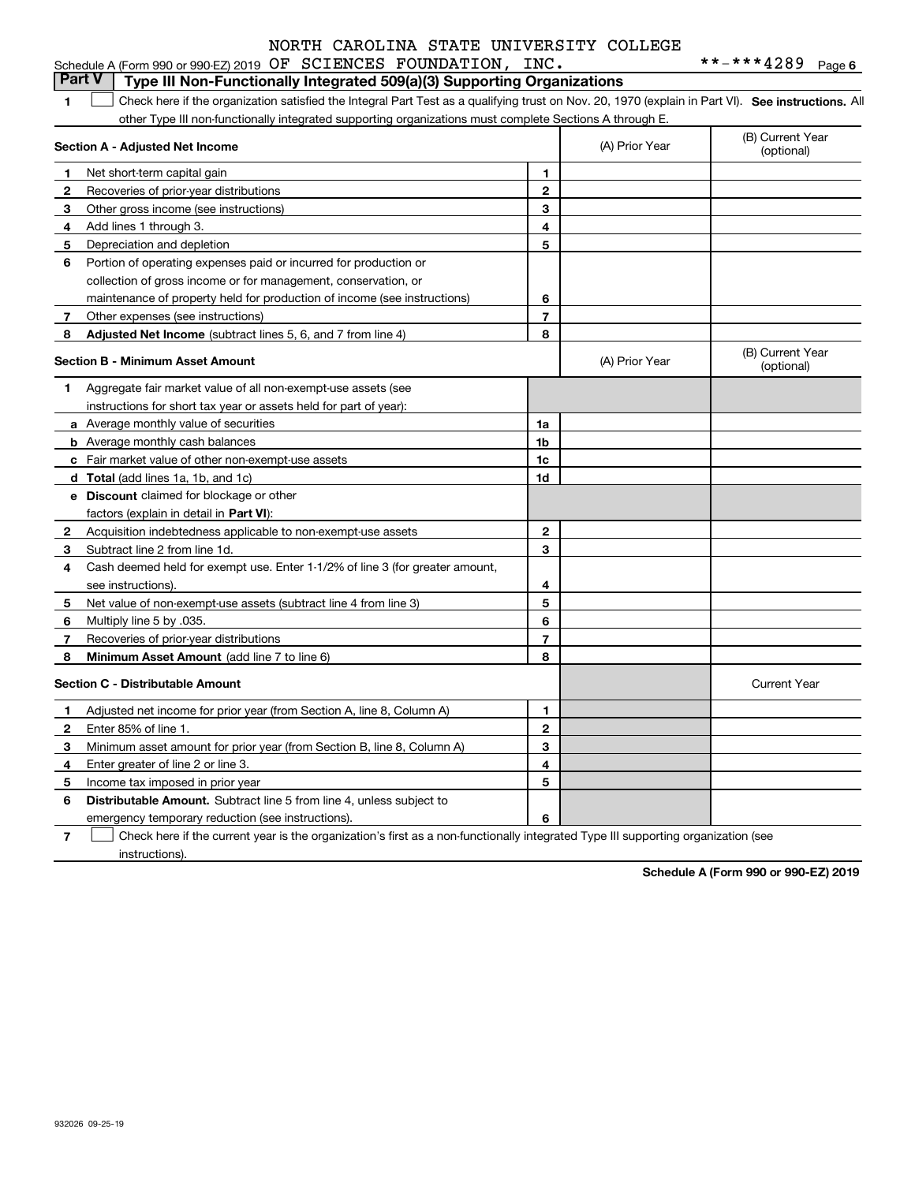NORTH CAROLINA STATE UNIVERSITY COLLEGE

Schedule A (Form 990 or 990-EZ) 2019 OF SCIENCES FOUNDATION, INC. **-***4289 Page 6

## Part V | Type III Non-Functionally Integrated 509(a)(3) Supporting Organizations

1 ☐ Check here if the organization satisfied the Integral Part Test as a qualifying trust on Nov. 20, 1970 (explain in Part VI). **See instructions.** All other Type III non-functionally integrated supporting organizations must complete Sections A through E.

| **Section A - Adjusted Net Income** | | | (A) Prior Year | (B) Current Year (optional) |
|---|---|---|---|---|
| 1 | Net short-term capital gain | 1 | | |
| 2 | Recoveries of prior-year distributions | 2 | | |
| 3 | Other gross income (see instructions) | 3 | | |
| 4 | Add lines 1 through 3. | 4 | | |
| 5 | Depreciation and depletion | 5 | | |
| 6 | Portion of operating expenses paid or incurred for production or collection of gross income or for management, conservation, or maintenance of property held for production of income (see instructions) | 6 | | |
| 7 | Other expenses (see instructions) | 7 | | |
| 8 | **Adjusted Net Income** (subtract lines 5, 6, and 7 from line 4) | 8 | | |

| **Section B - Minimum Asset Amount** | | | (A) Prior Year | (B) Current Year (optional) |
|---|---|---|---|---|
| 1 | Aggregate fair market value of all non-exempt-use assets (see instructions for short tax year or assets held for part of year): | | | |
| a | Average monthly value of securities | 1a | | |
| b | Average monthly cash balances | 1b | | |
| c | Fair market value of other non-exempt-use assets | 1c | | |
| d | **Total** (add lines 1a, 1b, and 1c) | 1d | | |
| e | **Discount** claimed for blockage or other factors (explain in detail in **Part VI**): | | | |
| 2 | Acquisition indebtedness applicable to non-exempt-use assets | 2 | | |
| 3 | Subtract line 2 from line 1d. | 3 | | |
| 4 | Cash deemed held for exempt use. Enter 1-1/2% of line 3 (for greater amount, see instructions). | 4 | | |
| 5 | Net value of non-exempt-use assets (subtract line 4 from line 3) | 5 | | |
| 6 | Multiply line 5 by .035. | 6 | | |
| 7 | Recoveries of prior-year distributions | 7 | | |
| 8 | **Minimum Asset Amount** (add line 7 to line 6) | 8 | | |

| **Section C - Distributable Amount** | | | | Current Year |
|---|---|---|---|---|
| 1 | Adjusted net income for prior year (from Section A, line 8, Column A) | 1 | | |
| 2 | Enter 85% of line 1. | 2 | | |
| 3 | Minimum asset amount for prior year (from Section B, line 8, Column A) | 3 | | |
| 4 | Enter greater of line 2 or line 3. | 4 | | |
| 5 | Income tax imposed in prior year | 5 | | |
| 6 | **Distributable Amount.** Subtract line 5 from line 4, unless subject to emergency temporary reduction (see instructions). | 6 | | |

7 ☐ Check here if the current year is the organization's first as a non-functionally integrated Type III supporting organization (see instructions).

**Schedule A (Form 990 or 990-EZ) 2019**

932026 09-25-19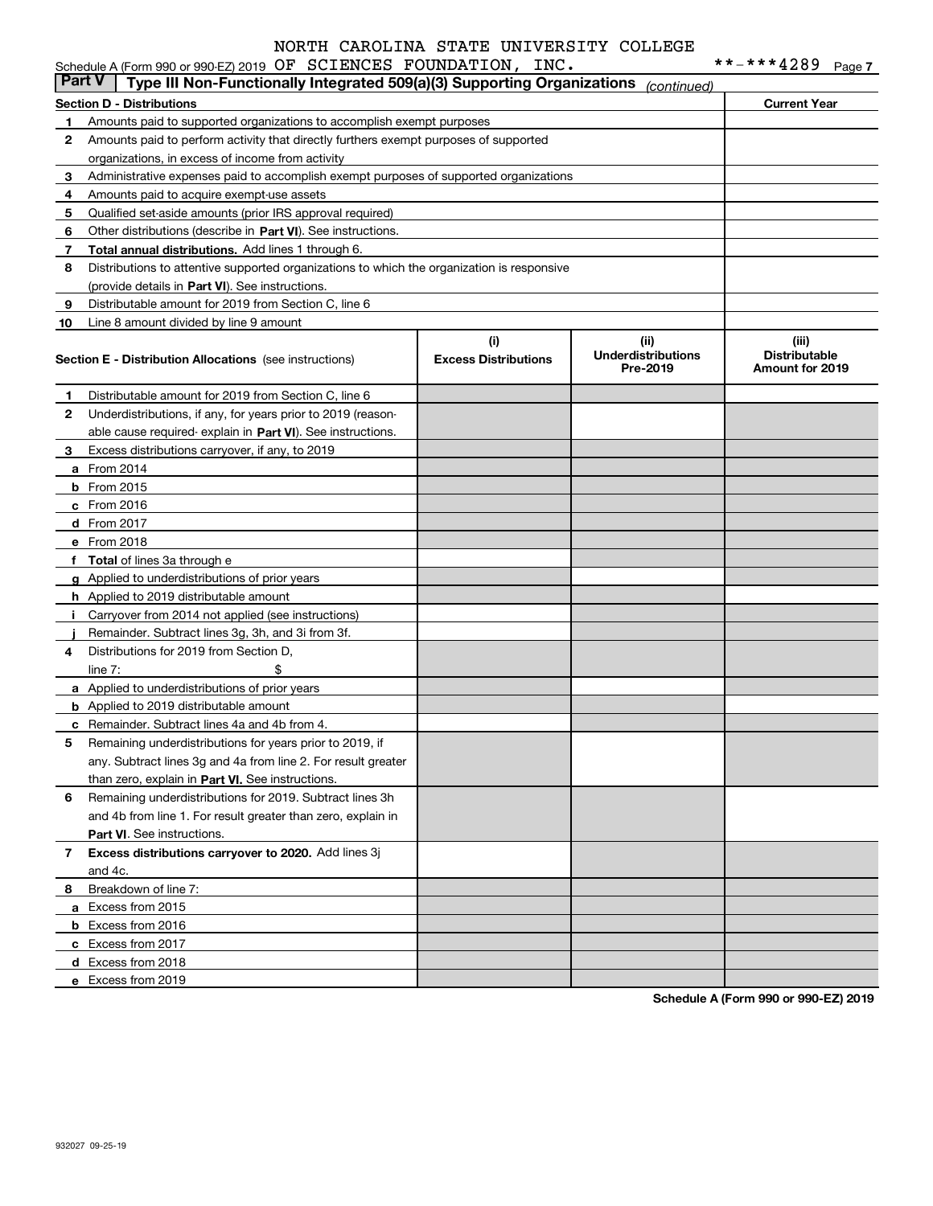NORTH CAROLINA STATE UNIVERSITY COLLEGE

Schedule A (Form 990 or 990-EZ) 2019 OF SCIENCES FOUNDATION, INC. **-***4289 Page 7

## Part V | Type III Non-Functionally Integrated 509(a)(3) Supporting Organizations *(continued)*

| **Section D - Distributions** | | **Current Year** |
|---|---|---|
| 1 | Amounts paid to supported organizations to accomplish exempt purposes | |
| 2 | Amounts paid to perform activity that directly furthers exempt purposes of supported organizations, in excess of income from activity | |
| 3 | Administrative expenses paid to accomplish exempt purposes of supported organizations | |
| 4 | Amounts paid to acquire exempt-use assets | |
| 5 | Qualified set-aside amounts (prior IRS approval required) | |
| 6 | Other distributions (describe in **Part VI**). See instructions. | |
| 7 | **Total annual distributions.** Add lines 1 through 6. | |
| 8 | Distributions to attentive supported organizations to which the organization is responsive (provide details in **Part VI**). See instructions. | |
| 9 | Distributable amount for 2019 from Section C, line 6 | |
| 10 | Line 8 amount divided by line 9 amount | |

| | **Section E - Distribution Allocations** (see instructions) | **(i) Excess Distributions** | **(ii) Underdistributions Pre-2019** | **(iii) Distributable Amount for 2019** |
|---|---|---|---|---|
| 1 | Distributable amount for 2019 from Section C, line 6 | | | |
| 2 | Underdistributions, if any, for years prior to 2019 (reasonable cause required- explain in **Part VI**). See instructions. | | | |
| 3 | Excess distributions carryover, if any, to 2019 | | | |
| a | From 2014 | | | |
| b | From 2015 | | | |
| c | From 2016 | | | |
| d | From 2017 | | | |
| e | From 2018 | | | |
| f | **Total** of lines 3a through e | | | |
| g | Applied to underdistributions of prior years | | | |
| h | Applied to 2019 distributable amount | | | |
| i | Carryover from 2014 not applied (see instructions) | | | |
| j | Remainder. Subtract lines 3g, 3h, and 3i from 3f. | | | |
| 4 | Distributions for 2019 from Section D, line 7: $ | | | |
| a | Applied to underdistributions of prior years | | | |
| b | Applied to 2019 distributable amount | | | |
| c | Remainder. Subtract lines 4a and 4b from 4. | | | |
| 5 | Remaining underdistributions for years prior to 2019, if any. Subtract lines 3g and 4a from line 2. For result greater than zero, explain in **Part VI.** See instructions. | | | |
| 6 | Remaining underdistributions for 2019. Subtract lines 3h and 4b from line 1. For result greater than zero, explain in **Part VI**. See instructions. | | | |
| 7 | **Excess distributions carryover to 2020.** Add lines 3j and 4c. | | | |
| 8 | Breakdown of line 7: | | | |
| a | Excess from 2015 | | | |
| b | Excess from 2016 | | | |
| c | Excess from 2017 | | | |
| d | Excess from 2018 | | | |
| e | Excess from 2019 | | | |

**Schedule A (Form 990 or 990-EZ) 2019**

932027 09-25-19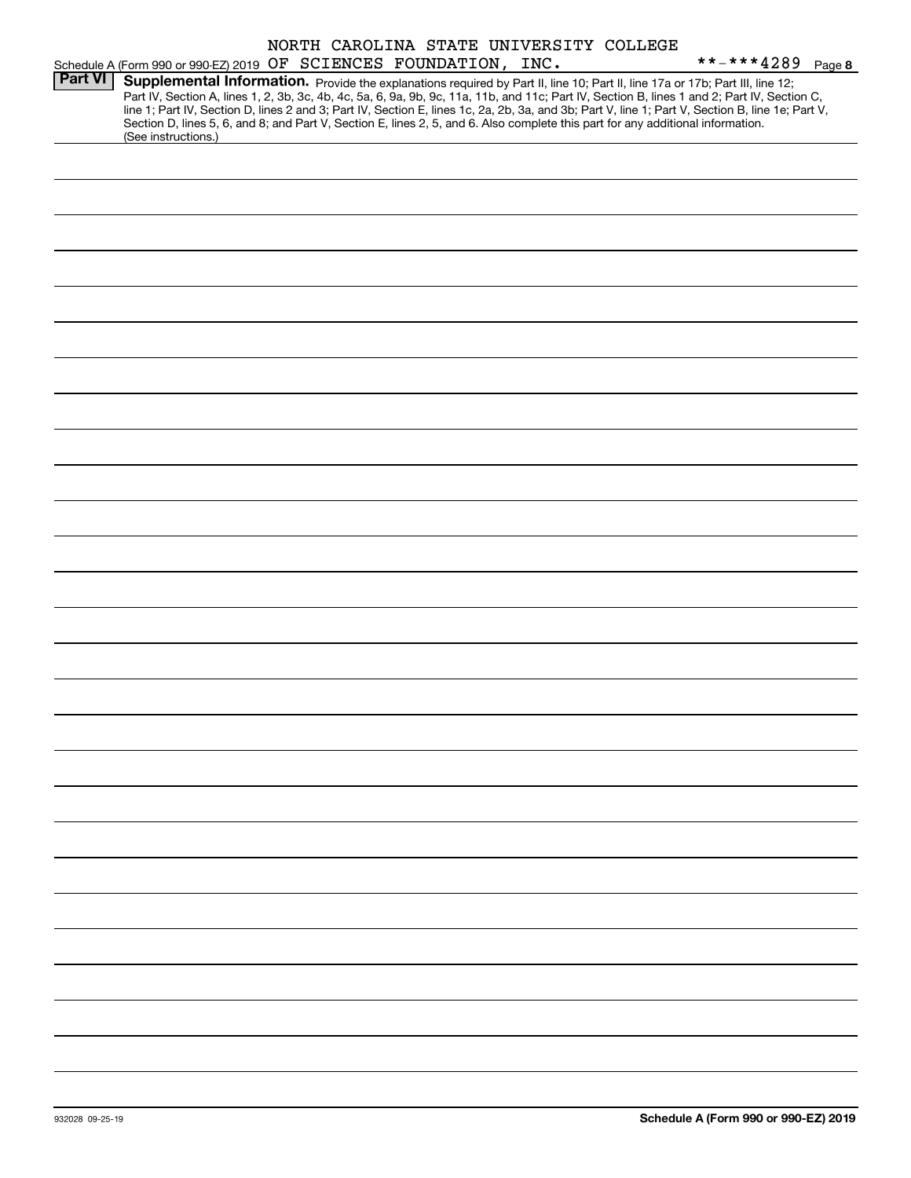Schedule A (Form 990 or 990-EZ) 2019 NORTH CAROLINA STATE UNIVERSITY COLLEGE OF SCIENCES FOUNDATION, INC. **-***4289 Page 8

**Part VI** **Supplemental Information.** Provide the explanations required by Part II, line 10; Part II, line 17a or 17b; Part III, line 12; Part IV, Section A, lines 1, 2, 3b, 3c, 4b, 4c, 5a, 6, 9a, 9b, 9c, 11a, 11b, and 11c; Part IV, Section B, lines 1 and 2; Part IV, Section C, line 1; Part IV, Section D, lines 2 and 3; Part IV, Section E, lines 1c, 2a, 2b, 3a, and 3b; Part V, line 1; Part V, Section B, line 1e; Part V, Section D, lines 5, 6, and 8; and Part V, Section E, lines 2, 5, and 6. Also complete this part for any additional information. (See instructions.)

932028 09-25-19

**Schedule A (Form 990 or 990-EZ) 2019**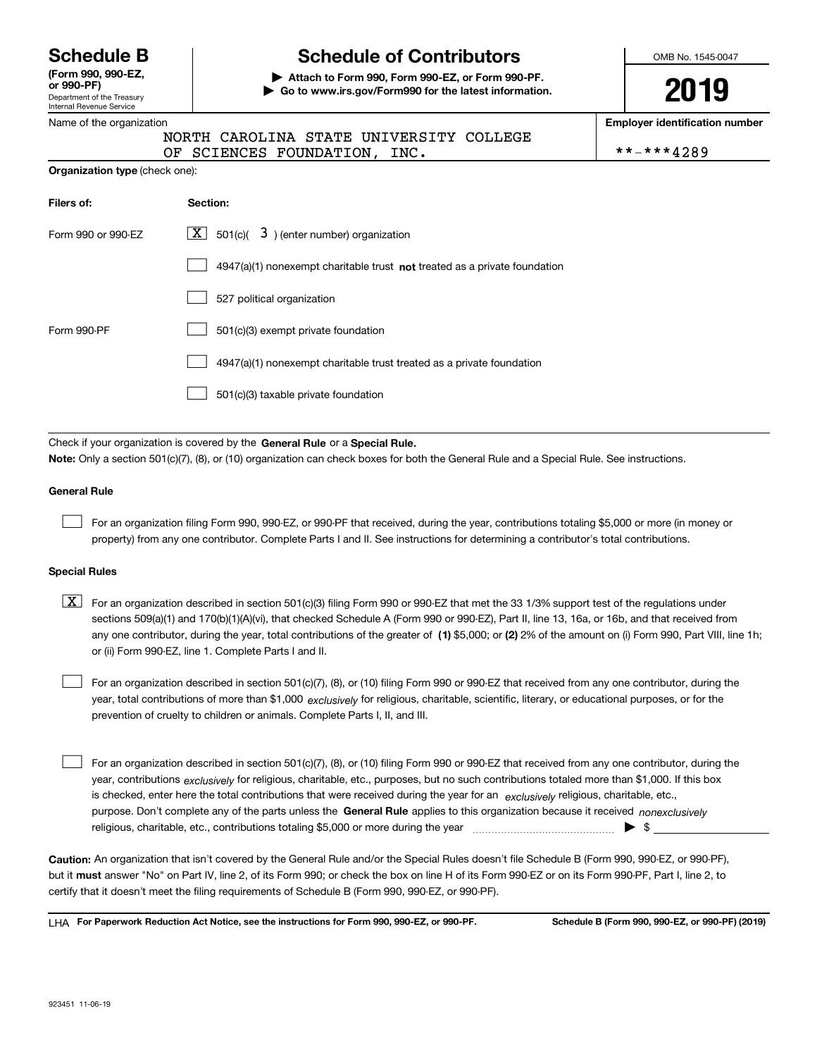# Schedule B

**(Form 990, 990-EZ, or 990-PF)**

Department of the Treasury
Internal Revenue Service

# Schedule of Contributors

▶ **Attach to Form 990, Form 990-EZ, or Form 990-PF.**
▶ **Go to www.irs.gov/Form990 for the latest information.**

OMB No. 1545-0047

**2019**

Name of the organization: NORTH CAROLINA STATE UNIVERSITY COLLEGE OF SCIENCES FOUNDATION, INC.

**Employer identification number**: **-***4289

**Organization type** (check one):

| **Filers of:** | **Section:** |
|---|---|
| Form 990 or 990-EZ | [X] 501(c)( 3 ) (enter number) organization |
| | [ ] 4947(a)(1) nonexempt charitable trust **not** treated as a private foundation |
| | [ ] 527 political organization |
| Form 990-PF | [ ] 501(c)(3) exempt private foundation |
| | [ ] 4947(a)(1) nonexempt charitable trust treated as a private foundation |
| | [ ] 501(c)(3) taxable private foundation |

Check if your organization is covered by the **General Rule** or a **Special Rule.**

**Note:** Only a section 501(c)(7), (8), or (10) organization can check boxes for both the General Rule and a Special Rule. See instructions.

### General Rule

[ ] For an organization filing Form 990, 990-EZ, or 990-PF that received, during the year, contributions totaling $5,000 or more (in money or property) from any one contributor. Complete Parts I and II. See instructions for determining a contributor's total contributions.

### Special Rules

[X] For an organization described in section 501(c)(3) filing Form 990 or 990-EZ that met the 33 1/3% support test of the regulations under sections 509(a)(1) and 170(b)(1)(A)(vi), that checked Schedule A (Form 990 or 990-EZ), Part II, line 13, 16a, or 16b, and that received from any one contributor, during the year, total contributions of the greater of **(1)** $5,000; or **(2)** 2% of the amount on (i) Form 990, Part VIII, line 1h; or (ii) Form 990-EZ, line 1. Complete Parts I and II.

[ ] For an organization described in section 501(c)(7), (8), or (10) filing Form 990 or 990-EZ that received from any one contributor, during the year, total contributions of more than $1,000 *exclusively* for religious, charitable, scientific, literary, or educational purposes, or for the prevention of cruelty to children or animals. Complete Parts I, II, and III.

[ ] For an organization described in section 501(c)(7), (8), or (10) filing Form 990 or 990-EZ that received from any one contributor, during the year, contributions *exclusively* for religious, charitable, etc., purposes, but no such contributions totaled more than $1,000. If this box is checked, enter here the total contributions that were received during the year for an *exclusively* religious, charitable, etc., purpose. Don't complete any of the parts unless the **General Rule** applies to this organization because it received *nonexclusively* religious, charitable, etc., contributions totaling $5,000 or more during the year ▶ $ ______

**Caution:** An organization that isn't covered by the General Rule and/or the Special Rules doesn't file Schedule B (Form 990, 990-EZ, or 990-PF), but it **must** answer "No" on Part IV, line 2, of its Form 990; or check the box on line H of its Form 990-EZ or on its Form 990-PF, Part I, line 2, to certify that it doesn't meet the filing requirements of Schedule B (Form 990, 990-EZ, or 990-PF).

LHA **For Paperwork Reduction Act Notice, see the instructions for Form 990, 990-EZ, or 990-PF.** **Schedule B (Form 990, 990-EZ, or 990-PF) (2019)**

923451 11-06-19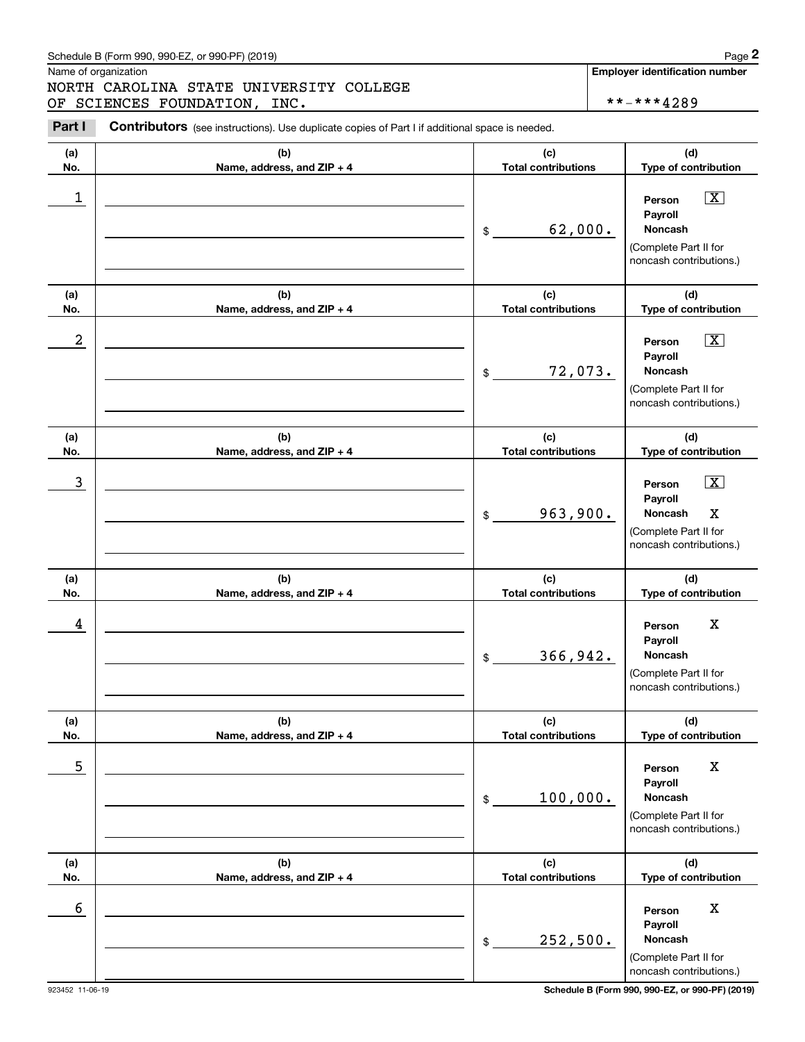Schedule B (Form 990, 990-EZ, or 990-PF) (2019)

Name of organization

NORTH CAROLINA STATE UNIVERSITY COLLEGE OF SCIENCES FOUNDATION, INC.

**Employer identification number**

**-***4289

**Part I** **Contributors** (see instructions). Use duplicate copies of Part I if additional space is needed.

| (a) No. | (b) Name, address, and ZIP + 4 | (c) Total contributions | (d) Type of contribution |
|---|---|---|---|
| 1 | | $ 62,000. | Person [X] Payroll Noncash (Complete Part II for noncash contributions.) |
| 2 | | $ 72,073. | Person [X] Payroll Noncash (Complete Part II for noncash contributions.) |
| 3 | | $ 963,900. | Person [X] Payroll Noncash X (Complete Part II for noncash contributions.) |
| 4 | | $ 366,942. | Person X Payroll Noncash (Complete Part II for noncash contributions.) |
| 5 | | $ 100,000. | Person X Payroll Noncash (Complete Part II for noncash contributions.) |
| 6 | | $ 252,500. | Person X Payroll Noncash (Complete Part II for noncash contributions.) |

923452 11-06-19

**Schedule B (Form 990, 990-EZ, or 990-PF) (2019)**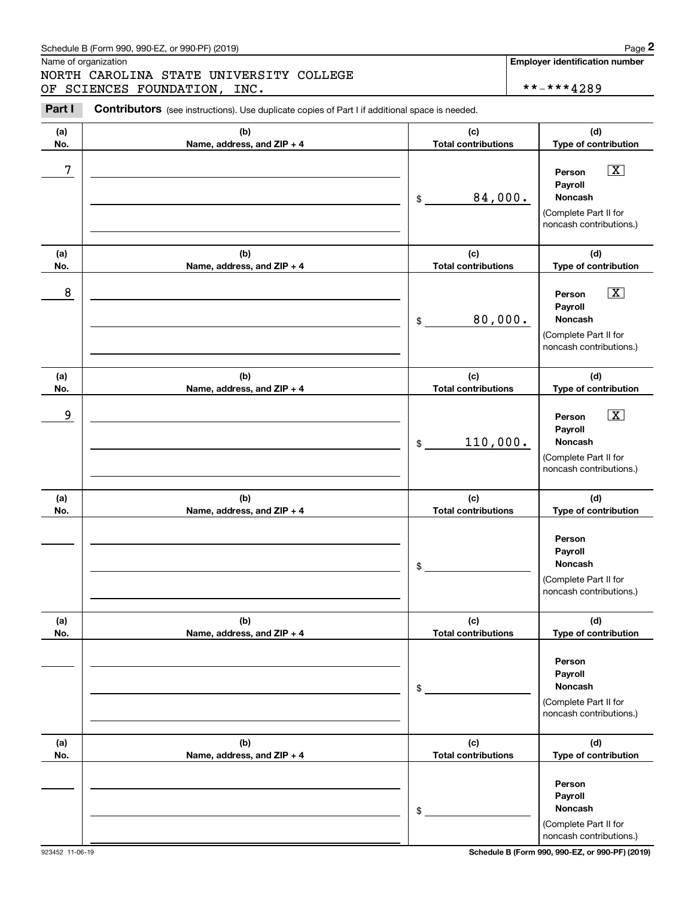Name of organization

NORTH CAROLINA STATE UNIVERSITY COLLEGE OF SCIENCES FOUNDATION, INC.

**Employer identification number**

**-***4289

**Part I** **Contributors** (see instructions). Use duplicate copies of Part I if additional space is needed.

| (a) No. | (b) Name, address, and ZIP + 4 | (c) Total contributions | (d) Type of contribution |
|---|---|---|---|
| 7 | | $ 84,000. | Person [X] Payroll [ ] Noncash [ ] (Complete Part II for noncash contributions.) |
| 8 | | $ 80,000. | Person [X] Payroll [ ] Noncash [ ] (Complete Part II for noncash contributions.) |
| 9 | | $ 110,000. | Person [X] Payroll [ ] Noncash [ ] (Complete Part II for noncash contributions.) |
| | | $ | Person [ ] Payroll [ ] Noncash [ ] (Complete Part II for noncash contributions.) |
| | | $ | Person [ ] Payroll [ ] Noncash [ ] (Complete Part II for noncash contributions.) |
| | | $ | Person [ ] Payroll [ ] Noncash [ ] (Complete Part II for noncash contributions.) |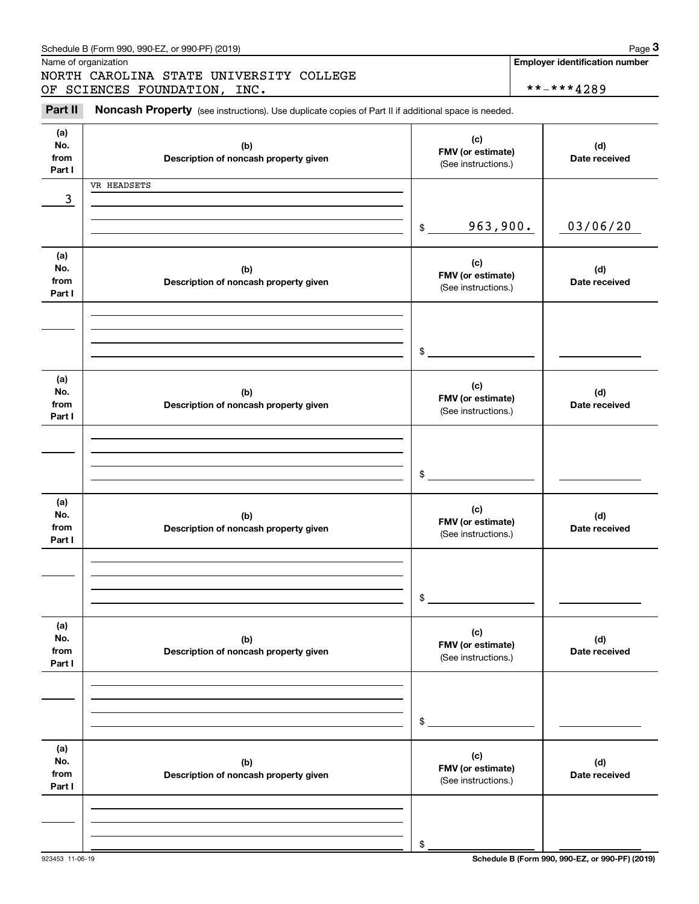Schedule B (Form 990, 990-EZ, or 990-PF) (2019)

Name of organization: NORTH CAROLINA STATE UNIVERSITY COLLEGE OF SCIENCES FOUNDATION, INC.

**Employer identification number:** **-***4289

## Part II Noncash Property

(see instructions). Use duplicate copies of Part II if additional space is needed.

| (a) No. from Part I | (b) Description of noncash property given | (c) FMV (or estimate) (See instructions.) | (d) Date received |
|---|---|---|---|
| 3 | VR HEADSETS | $ 963,900. | 03/06/20 |
| | | $ | |
| | | $ | |
| | | $ | |
| | | $ | |
| | | $ | |

923453 11-06-19

**Schedule B (Form 990, 990-EZ, or 990-PF) (2019)**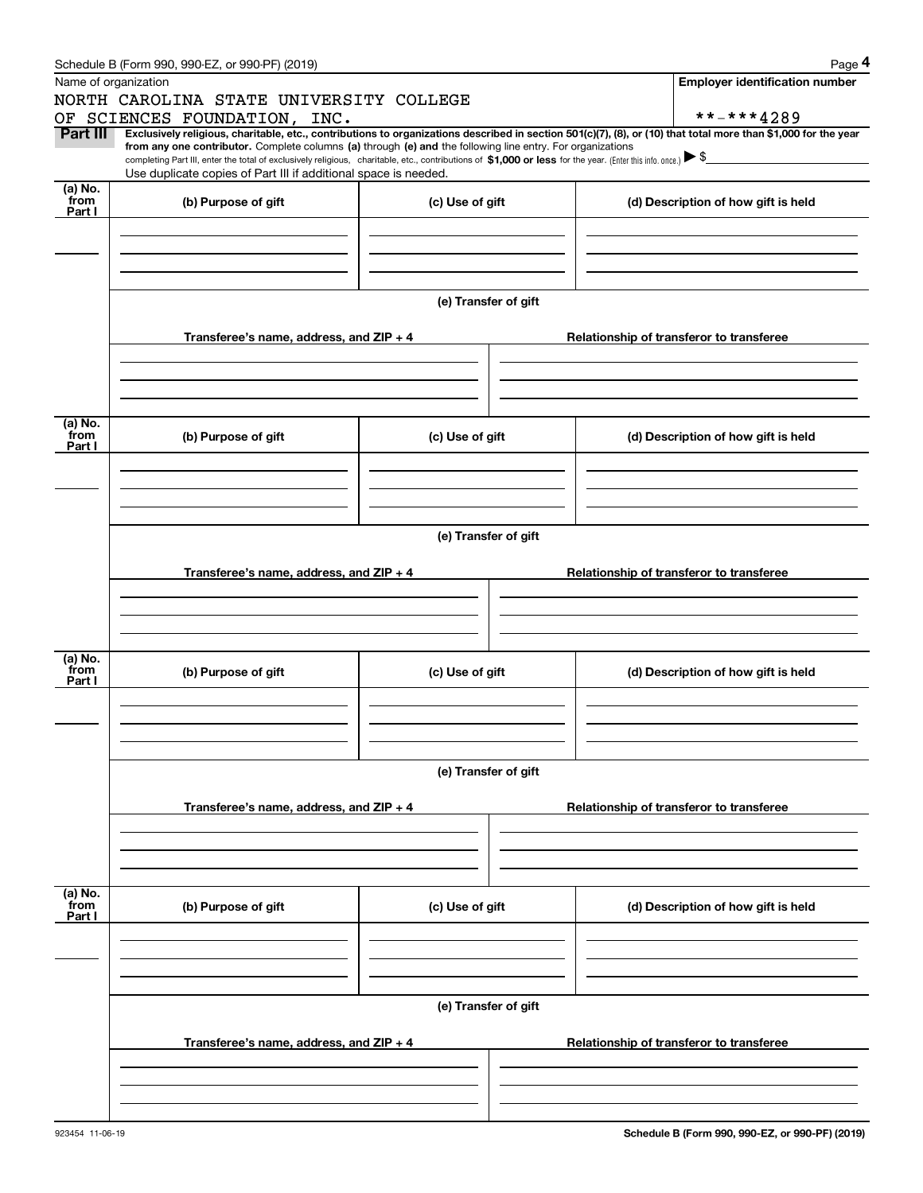Name of organization

NORTH CAROLINA STATE UNIVERSITY COLLEGE OF SCIENCES FOUNDATION, INC.

**Employer identification number**

**-***4289

**Part III** **Exclusively religious, charitable, etc., contributions to organizations described in section 501(c)(7), (8), or (10) that total more than $1,000 for the year from any one contributor.** Complete columns **(a)** through **(e) and** the following line entry. For organizations completing Part III, enter the total of exclusively religious, charitable, etc., contributions of **$1,000 or less** for the year. (Enter this info. once.) ▶ $

Use duplicate copies of Part III if additional space is needed.

| (a) No. from Part I | (b) Purpose of gift | (c) Use of gift | (d) Description of how gift is held |
|---|---|---|---|
| | | | |

**(e) Transfer of gift**

| Transferee's name, address, and ZIP + 4 | Relationship of transferor to transferee |
|---|---|
| | |

| (a) No. from Part I | (b) Purpose of gift | (c) Use of gift | (d) Description of how gift is held |
|---|---|---|---|
| | | | |

**(e) Transfer of gift**

| Transferee's name, address, and ZIP + 4 | Relationship of transferor to transferee |
|---|---|
| | |

| (a) No. from Part I | (b) Purpose of gift | (c) Use of gift | (d) Description of how gift is held |
|---|---|---|---|
| | | | |

**(e) Transfer of gift**

| Transferee's name, address, and ZIP + 4 | Relationship of transferor to transferee |
|---|---|
| | |

| (a) No. from Part I | (b) Purpose of gift | (c) Use of gift | (d) Description of how gift is held |
|---|---|---|---|
| | | | |

**(e) Transfer of gift**

| Transferee's name, address, and ZIP + 4 | Relationship of transferor to transferee |
|---|---|
| | |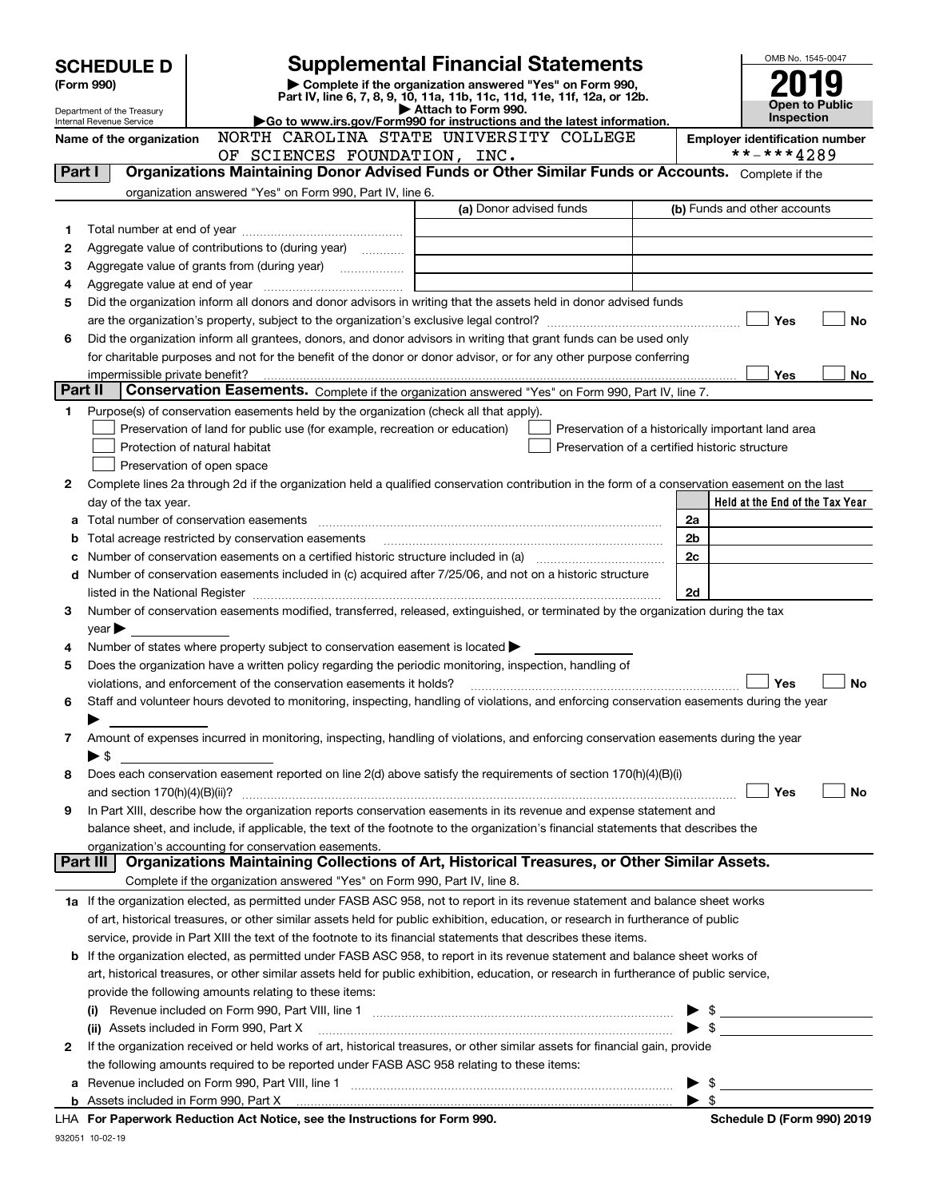# SCHEDULE D (Form 990)

Department of the Treasury
Internal Revenue Service

## Supplemental Financial Statements

▶ Complete if the organization answered "Yes" on Form 990, Part IV, line 6, 7, 8, 9, 10, 11a, 11b, 11c, 11d, 11e, 11f, 12a, or 12b.
▶ Attach to Form 990.
▶Go to www.irs.gov/Form990 for instructions and the latest information.

OMB No. 1545-0047

**2019**

**Open to Public Inspection**

Name of the organization: NORTH CAROLINA STATE UNIVERSITY COLLEGE OF SCIENCES FOUNDATION, INC.

Employer identification number: **-***4289

### Part I — Organizations Maintaining Donor Advised Funds or Other Similar Funds or Accounts. Complete if the organization answered "Yes" on Form 990, Part IV, line 6.

| | | (a) Donor advised funds | (b) Funds and other accounts |
|---|---|---|---|
| 1 | Total number at end of year | | |
| 2 | Aggregate value of contributions to (during year) | | |
| 3 | Aggregate value of grants from (during year) | | |
| 4 | Aggregate value at end of year | | |

5 Did the organization inform all donors and donor advisors in writing that the assets held in donor advised funds are the organization's property, subject to the organization's exclusive legal control? ☐ Yes ☐ No

6 Did the organization inform all grantees, donors, and donor advisors in writing that grant funds can be used only for charitable purposes and not for the benefit of the donor or donor advisor, or for any other purpose conferring impermissible private benefit? ☐ Yes ☐ No

### Part II — Conservation Easements. Complete if the organization answered "Yes" on Form 990, Part IV, line 7.

1 Purpose(s) of conservation easements held by the organization (check all that apply).

- ☐ Preservation of land for public use (for example, recreation or education)
- ☐ Protection of natural habitat
- ☐ Preservation of open space
- ☐ Preservation of a historically important land area
- ☐ Preservation of a certified historic structure

2 Complete lines 2a through 2d if the organization held a qualified conservation contribution in the form of a conservation easement on the last day of the tax year.

| | | | Held at the End of the Tax Year |
|---|---|---|---|
| a | Total number of conservation easements | 2a | |
| b | Total acreage restricted by conservation easements | 2b | |
| c | Number of conservation easements on a certified historic structure included in (a) | 2c | |
| d | Number of conservation easements included in (c) acquired after 7/25/06, and not on a historic structure listed in the National Register | 2d | |

3 Number of conservation easements modified, transferred, released, extinguished, or terminated by the organization during the tax year ▶

4 Number of states where property subject to conservation easement is located ▶

5 Does the organization have a written policy regarding the periodic monitoring, inspection, handling of violations, and enforcement of the conservation easements it holds? ☐ Yes ☐ No

6 Staff and volunteer hours devoted to monitoring, inspecting, handling of violations, and enforcing conservation easements during the year ▶

7 Amount of expenses incurred in monitoring, inspecting, handling of violations, and enforcing conservation easements during the year ▶ $

8 Does each conservation easement reported on line 2(d) above satisfy the requirements of section 170(h)(4)(B)(i) and section 170(h)(4)(B)(ii)? ☐ Yes ☐ No

9 In Part XIII, describe how the organization reports conservation easements in its revenue and expense statement and balance sheet, and include, if applicable, the text of the footnote to the organization's financial statements that describes the organization's accounting for conservation easements.

### Part III — Organizations Maintaining Collections of Art, Historical Treasures, or Other Similar Assets. Complete if the organization answered "Yes" on Form 990, Part IV, line 8.

1a If the organization elected, as permitted under FASB ASC 958, not to report in its revenue statement and balance sheet works of art, historical treasures, or other similar assets held for public exhibition, education, or research in furtherance of public service, provide in Part XIII the text of the footnote to its financial statements that describes these items.

b If the organization elected, as permitted under FASB ASC 958, to report in its revenue statement and balance sheet works of art, historical treasures, or other similar assets held for public exhibition, education, or research in furtherance of public service, provide the following amounts relating to these items:

(i) Revenue included on Form 990, Part VIII, line 1 ▶ $

(ii) Assets included in Form 990, Part X ▶ $

2 If the organization received or held works of art, historical treasures, or other similar assets for financial gain, provide the following amounts required to be reported under FASB ASC 958 relating to these items:

a Revenue included on Form 990, Part VIII, line 1 ▶ $

b Assets included in Form 990, Part X ▶ $

LHA For Paperwork Reduction Act Notice, see the Instructions for Form 990. Schedule D (Form 990) 2019

932051 10-02-19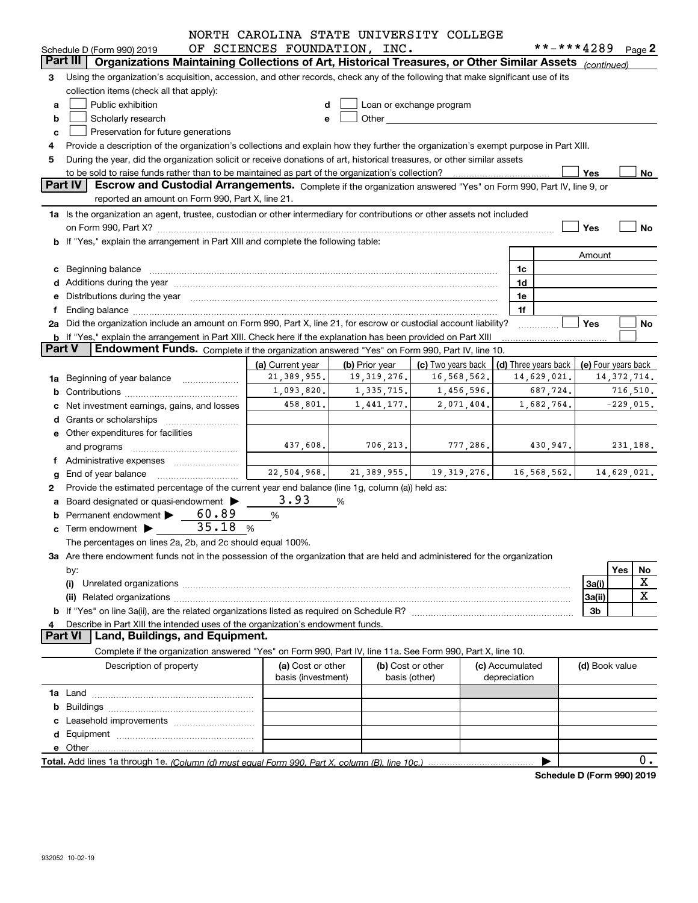Schedule D (Form 990) 2019 NORTH CAROLINA STATE UNIVERSITY COLLEGE OF SCIENCES FOUNDATION, INC. **-***4289 Page 2

**Part III | Organizations Maintaining Collections of Art, Historical Treasures, or Other Similar Assets** *(continued)*

3 Using the organization's acquisition, accession, and other records, check any of the following that make significant use of its collection items (check all that apply):

a ☐ Public exhibition
b ☐ Scholarly research
c ☐ Preservation for future generations
d ☐ Loan or exchange program
e ☐ Other

4 Provide a description of the organization's collections and explain how they further the organization's exempt purpose in Part XIII.

5 During the year, did the organization solicit or receive donations of art, historical treasures, or other similar assets to be sold to raise funds rather than to be maintained as part of the organization's collection? ☐ Yes ☐ No

**Part IV | Escrow and Custodial Arrangements.** Complete if the organization answered "Yes" on Form 990, Part IV, line 9, or reported an amount on Form 990, Part X, line 21.

1a Is the organization an agent, trustee, custodian or other intermediary for contributions or other assets not included on Form 990, Part X? ☐ Yes ☐ No

b If "Yes," explain the arrangement in Part XIII and complete the following table:

| | | Amount |
|---|---|---|
| c Beginning balance | 1c | |
| d Additions during the year | 1d | |
| e Distributions during the year | 1e | |
| f Ending balance | 1f | |

2a Did the organization include an amount on Form 990, Part X, line 21, for escrow or custodial account liability? ☐ Yes ☐ No

b If "Yes," explain the arrangement in Part XIII. Check here if the explanation has been provided on Part XIII ☐

**Part V | Endowment Funds.** Complete if the organization answered "Yes" on Form 990, Part IV, line 10.

| | (a) Current year | (b) Prior year | (c) Two years back | (d) Three years back | (e) Four years back |
|---|---|---|---|---|---|
| 1a Beginning of year balance | 21,389,955. | 19,319,276. | 16,568,562. | 14,629,021. | 14,372,714. |
| b Contributions | 1,093,820. | 1,335,715. | 1,456,596. | 687,724. | 716,510. |
| c Net investment earnings, gains, and losses | 458,801. | 1,441,177. | 2,071,404. | 1,682,764. | -229,015. |
| d Grants or scholarships | | | | | |
| e Other expenditures for facilities and programs | 437,608. | 706,213. | 777,286. | 430,947. | 231,188. |
| f Administrative expenses | | | | | |
| g End of year balance | 22,504,968. | 21,389,955. | 19,319,276. | 16,568,562. | 14,629,021. |

2 Provide the estimated percentage of the current year end balance (line 1g, column (a)) held as:

a Board designated or quasi-endowment ▶ 3.93 %
b Permanent endowment ▶ 60.89 %
c Term endowment ▶ 35.18 %

The percentages on lines 2a, 2b, and 2c should equal 100%.

3a Are there endowment funds not in the possession of the organization that are held and administered for the organization by:

| | | Yes | No |
|---|---|---|---|
| (i) Unrelated organizations | 3a(i) | | X |
| (ii) Related organizations | 3a(ii) | | X |
| b If "Yes" on line 3a(ii), are the related organizations listed as required on Schedule R? | 3b | | |

4 Describe in Part XIII the intended uses of the organization's endowment funds.

**Part VI | Land, Buildings, and Equipment.**

Complete if the organization answered "Yes" on Form 990, Part IV, line 11a. See Form 990, Part X, line 10.

| Description of property | (a) Cost or other basis (investment) | (b) Cost or other basis (other) | (c) Accumulated depreciation | (d) Book value |
|---|---|---|---|---|
| 1a Land | | | | |
| b Buildings | | | | |
| c Leasehold improvements | | | | |
| d Equipment | | | | |
| e Other | | | | |

**Total.** Add lines 1a through 1e. *(Column (d) must equal Form 990, Part X, column (B), line 10c.)* ▶ 0.

**Schedule D (Form 990) 2019**

932052 10-02-19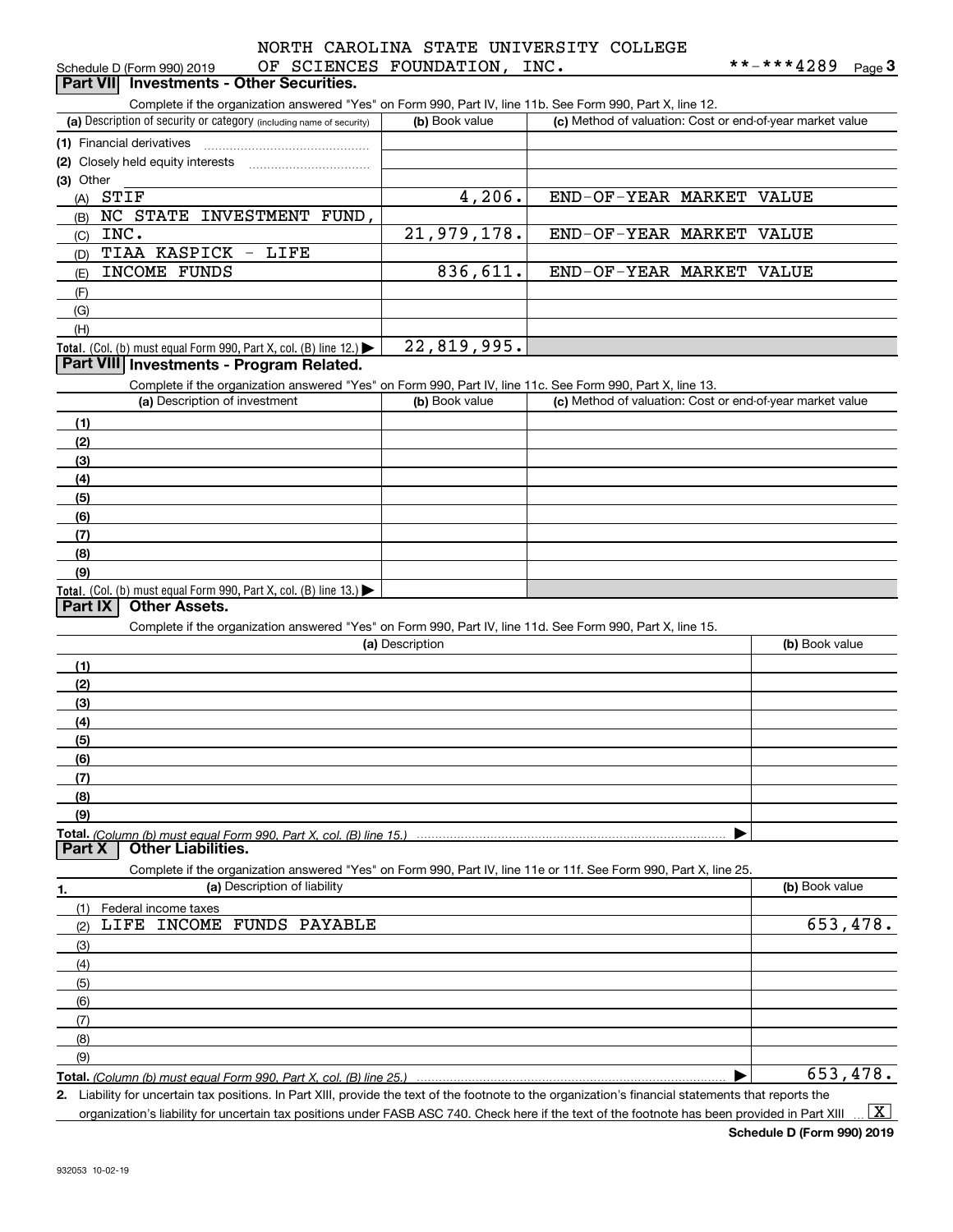Schedule D (Form 990) 2019 NORTH CAROLINA STATE UNIVERSITY COLLEGE OF SCIENCES FOUNDATION, INC. **-***4289 Page 3

## Part VII Investments - Other Securities.

Complete if the organization answered "Yes" on Form 990, Part IV, line 11b. See Form 990, Part X, line 12.

| (a) Description of security or category (including name of security) | (b) Book value | (c) Method of valuation: Cost or end-of-year market value |
|---|---|---|
| (1) Financial derivatives | | |
| (2) Closely held equity interests | | |
| (3) Other | | |
| (A) STIF | 4,206. | END-OF-YEAR MARKET VALUE |
| (B) NC STATE INVESTMENT FUND, | | |
| (C) INC. | 21,979,178. | END-OF-YEAR MARKET VALUE |
| (D) TIAA KASPICK - LIFE | | |
| (E) INCOME FUNDS | 836,611. | END-OF-YEAR MARKET VALUE |
| (F) | | |
| (G) | | |
| (H) | | |
| Total. (Col. (b) must equal Form 990, Part X, col. (B) line 12.) | 22,819,995. | |

## Part VIII Investments - Program Related.

Complete if the organization answered "Yes" on Form 990, Part IV, line 11c. See Form 990, Part X, line 13.

| (a) Description of investment | (b) Book value | (c) Method of valuation: Cost or end-of-year market value |
|---|---|---|
| (1) | | |
| (2) | | |
| (3) | | |
| (4) | | |
| (5) | | |
| (6) | | |
| (7) | | |
| (8) | | |
| (9) | | |
| Total. (Col. (b) must equal Form 990, Part X, col. (B) line 13.) | | |

## Part IX Other Assets.

Complete if the organization answered "Yes" on Form 990, Part IV, line 11d. See Form 990, Part X, line 15.

| (a) Description | (b) Book value |
|---|---|
| (1) | |
| (2) | |
| (3) | |
| (4) | |
| (5) | |
| (6) | |
| (7) | |
| (8) | |
| (9) | |
| Total. (Column (b) must equal Form 990, Part X, col. (B) line 15.) | |

## Part X Other Liabilities.

Complete if the organization answered "Yes" on Form 990, Part IV, line 11e or 11f. See Form 990, Part X, line 25.

| 1. (a) Description of liability | (b) Book value |
|---|---|
| (1) Federal income taxes | |
| (2) LIFE INCOME FUNDS PAYABLE | 653,478. |
| (3) | |
| (4) | |
| (5) | |
| (6) | |
| (7) | |
| (8) | |
| (9) | |
| Total. (Column (b) must equal Form 990, Part X, col. (B) line 25.) | 653,478. |

2. Liability for uncertain tax positions. In Part XIII, provide the text of the footnote to the organization's financial statements that reports the organization's liability for uncertain tax positions under FASB ASC 740. Check here if the text of the footnote has been provided in Part XIII [X]

Schedule D (Form 990) 2019

932053 10-02-19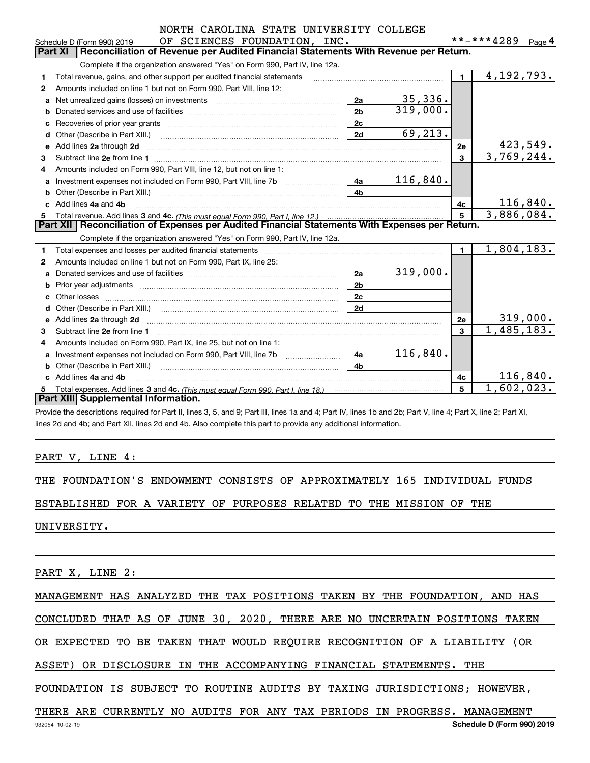NORTH CAROLINA STATE UNIVERSITY COLLEGE OF SCIENCES FOUNDATION, INC. **-***4289

Schedule D (Form 990) 2019 Page 4

## Part XI Reconciliation of Revenue per Audited Financial Statements With Revenue per Return.

Complete if the organization answered "Yes" on Form 990, Part IV, line 12a.

| | | | | | |
|---|---|---|---|---|---|
| 1 | Total revenue, gains, and other support per audited financial statements | | | 1 | 4,192,793. |
| 2 | Amounts included on line 1 but not on Form 990, Part VIII, line 12: | | | | |
| a | Net unrealized gains (losses) on investments | 2a | 35,336. | | |
| b | Donated services and use of facilities | 2b | 319,000. | | |
| c | Recoveries of prior year grants | 2c | | | |
| d | Other (Describe in Part XIII.) | 2d | 69,213. | | |
| e | Add lines 2a through 2d | | | 2e | 423,549. |
| 3 | Subtract line 2e from line 1 | | | 3 | 3,769,244. |
| 4 | Amounts included on Form 990, Part VIII, line 12, but not on line 1: | | | | |
| a | Investment expenses not included on Form 990, Part VIII, line 7b | 4a | 116,840. | | |
| b | Other (Describe in Part XIII.) | 4b | | | |
| c | Add lines 4a and 4b | | | 4c | 116,840. |
| 5 | Total revenue. Add lines 3 and 4c. *(This must equal Form 990, Part I, line 12.)* | | | 5 | 3,886,084. |

## Part XII Reconciliation of Expenses per Audited Financial Statements With Expenses per Return.

Complete if the organization answered "Yes" on Form 990, Part IV, line 12a.

| | | | | | |
|---|---|---|---|---|---|
| 1 | Total expenses and losses per audited financial statements | | | 1 | 1,804,183. |
| 2 | Amounts included on line 1 but not on Form 990, Part IX, line 25: | | | | |
| a | Donated services and use of facilities | 2a | 319,000. | | |
| b | Prior year adjustments | 2b | | | |
| c | Other losses | 2c | | | |
| d | Other (Describe in Part XIII.) | 2d | | | |
| e | Add lines 2a through 2d | | | 2e | 319,000. |
| 3 | Subtract line 2e from line 1 | | | 3 | 1,485,183. |
| 4 | Amounts included on Form 990, Part IX, line 25, but not on line 1: | | | | |
| a | Investment expenses not included on Form 990, Part VIII, line 7b | 4a | 116,840. | | |
| b | Other (Describe in Part XIII.) | 4b | | | |
| c | Add lines 4a and 4b | | | 4c | 116,840. |
| 5 | Total expenses. Add lines 3 and 4c. *(This must equal Form 990, Part I, line 18.)* | | | 5 | 1,602,023. |

## Part XIII Supplemental Information.

Provide the descriptions required for Part II, lines 3, 5, and 9; Part III, lines 1a and 4; Part IV, lines 1b and 2b; Part V, line 4; Part X, line 2; Part XI, lines 2d and 4b; and Part XII, lines 2d and 4b. Also complete this part to provide any additional information.

PART V, LINE 4:

THE FOUNDATION'S ENDOWMENT CONSISTS OF APPROXIMATELY 165 INDIVIDUAL FUNDS ESTABLISHED FOR A VARIETY OF PURPOSES RELATED TO THE MISSION OF THE UNIVERSITY.

PART X, LINE 2:

MANAGEMENT HAS ANALYZED THE TAX POSITIONS TAKEN BY THE FOUNDATION, AND HAS CONCLUDED THAT AS OF JUNE 30, 2020, THERE ARE NO UNCERTAIN POSITIONS TAKEN OR EXPECTED TO BE TAKEN THAT WOULD REQUIRE RECOGNITION OF A LIABILITY (OR ASSET) OR DISCLOSURE IN THE ACCOMPANYING FINANCIAL STATEMENTS. THE FOUNDATION IS SUBJECT TO ROUTINE AUDITS BY TAXING JURISDICTIONS; HOWEVER, THERE ARE CURRENTLY NO AUDITS FOR ANY TAX PERIODS IN PROGRESS. MANAGEMENT

932054 10-02-19 Schedule D (Form 990) 2019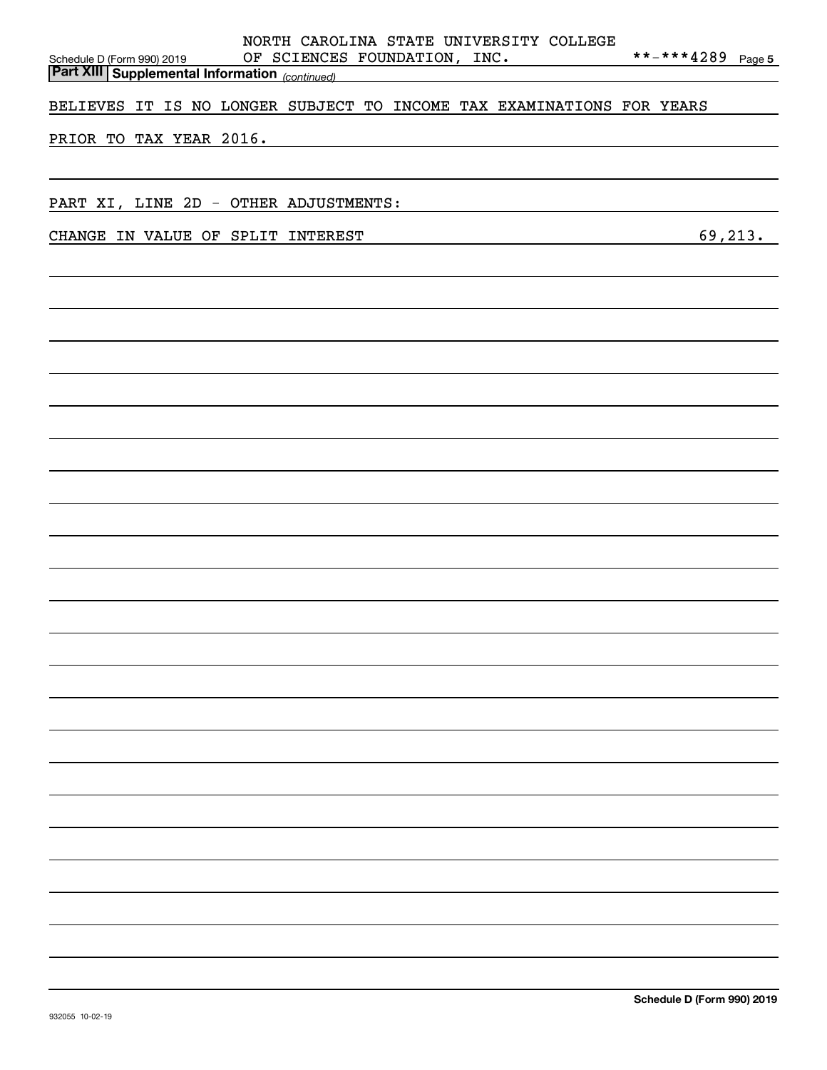NORTH CAROLINA STATE UNIVERSITY COLLEGE OF SCIENCES FOUNDATION, INC. **-***4289

**Part XIII | Supplemental Information** *(continued)*

BELIEVES IT IS NO LONGER SUBJECT TO INCOME TAX EXAMINATIONS FOR YEARS PRIOR TO TAX YEAR 2016.

PART XI, LINE 2D - OTHER ADJUSTMENTS:

| | |
|---|---|
| CHANGE IN VALUE OF SPLIT INTEREST | 69,213. |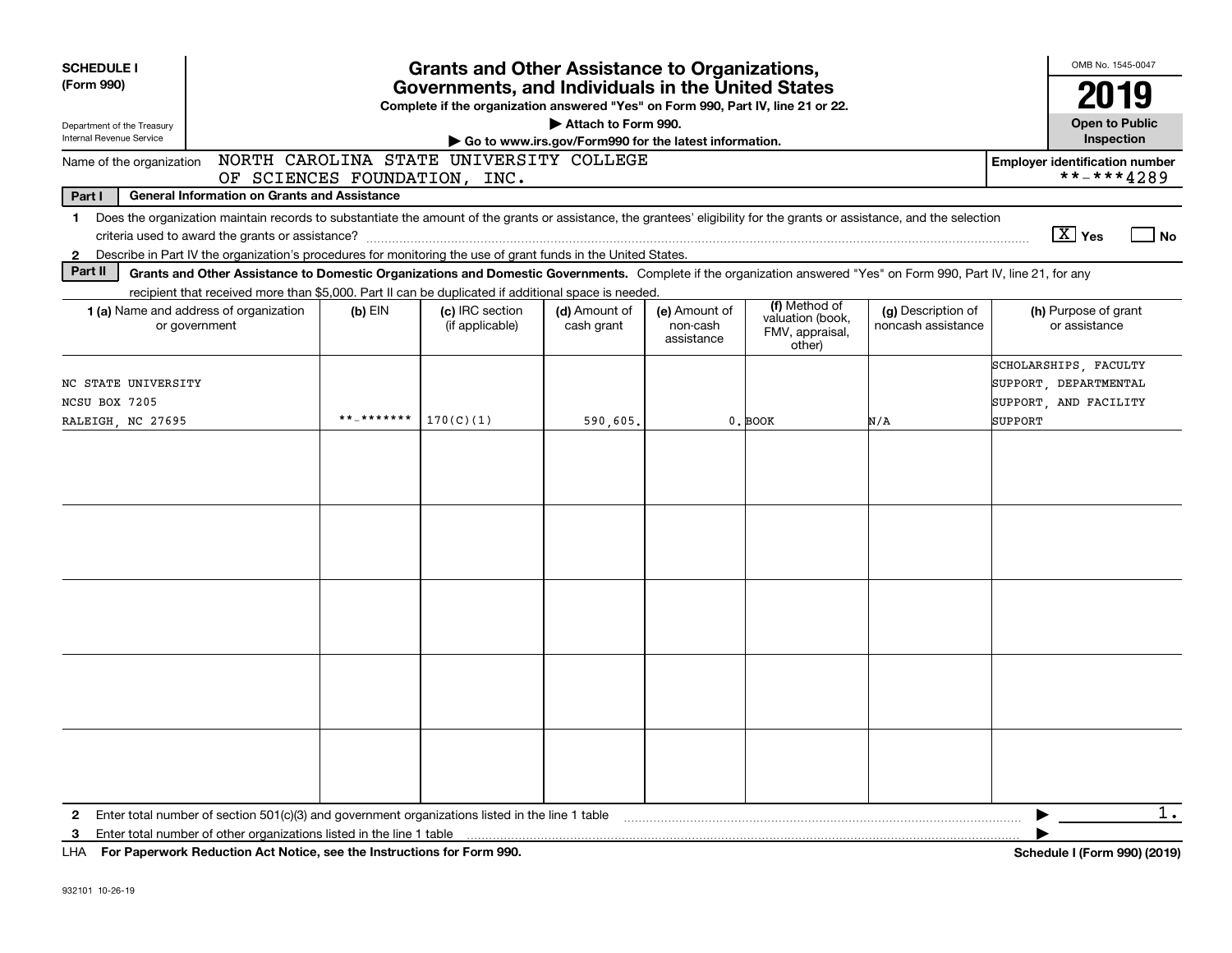**SCHEDULE I (Form 990)**

Department of the Treasury
Internal Revenue Service

# Grants and Other Assistance to Organizations, Governments, and Individuals in the United States

**Complete if the organization answered "Yes" on Form 990, Part IV, line 21 or 22.**

**▶ Attach to Form 990.**

**▶ Go to www.irs.gov/Form990 for the latest information.**

OMB No. 1545-0047

**2019**

**Open to Public Inspection**

Name of the organization: NORTH CAROLINA STATE UNIVERSITY COLLEGE OF SCIENCES FOUNDATION, INC.

**Employer identification number** **-***4289

**Part I — General Information on Grants and Assistance**

1 Does the organization maintain records to substantiate the amount of the grants or assistance, the grantees' eligibility for the grants or assistance, and the selection criteria used to award the grants or assistance? [X] Yes [ ] No

2 Describe in Part IV the organization's procedures for monitoring the use of grant funds in the United States.

**Part II — Grants and Other Assistance to Domestic Organizations and Domestic Governments.** Complete if the organization answered "Yes" on Form 990, Part IV, line 21, for any recipient that received more than $5,000. Part II can be duplicated if additional space is needed.

| 1 (a) Name and address of organization or government | (b) EIN | (c) IRC section (if applicable) | (d) Amount of cash grant | (e) Amount of non-cash assistance | (f) Method of valuation (book, FMV, appraisal, other) | (g) Description of noncash assistance | (h) Purpose of grant or assistance |
|---|---|---|---|---|---|---|---|
| NC STATE UNIVERSITY NCSU BOX 7205 RALEIGH, NC 27695 | **-******* | 170(C)(1) | 590,605. | 0. | BOOK | N/A | SCHOLARSHIPS, FACULTY SUPPORT, DEPARTMENTAL SUPPORT, AND FACILITY SUPPORT |
| | | | | | | | |
| | | | | | | | |
| | | | | | | | |
| | | | | | | | |
| | | | | | | | |

2 Enter total number of section 501(c)(3) and government organizations listed in the line 1 table ▶ 1.

3 Enter total number of other organizations listed in the line 1 table ▶

LHA **For Paperwork Reduction Act Notice, see the Instructions for Form 990.** **Schedule I (Form 990) (2019)**

932101 10-26-19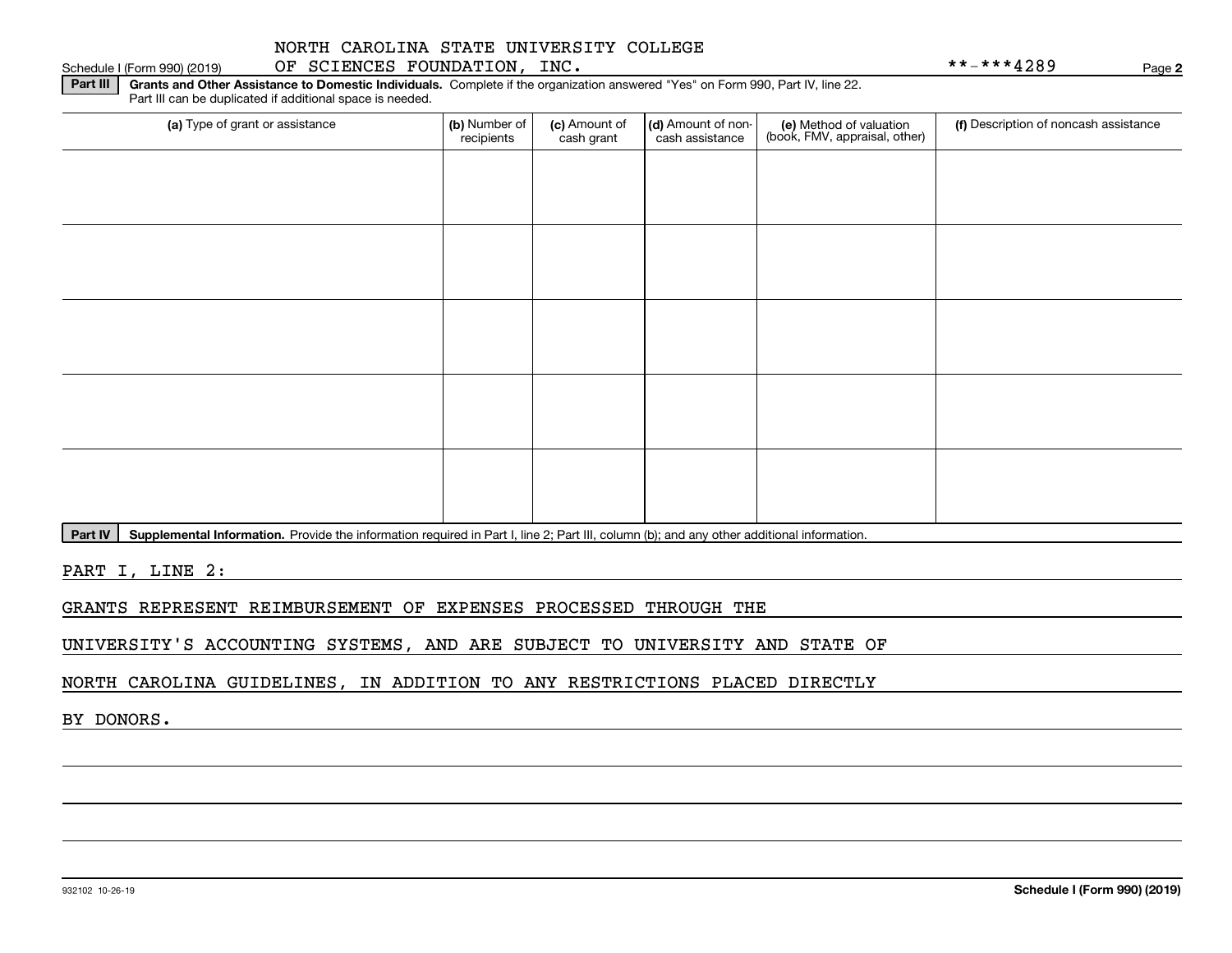NORTH CAROLINA STATE UNIVERSITY COLLEGE OF SCIENCES FOUNDATION, INC.

**-***4289

**Part III** **Grants and Other Assistance to Domestic Individuals.** Complete if the organization answered "Yes" on Form 990, Part IV, line 22. Part III can be duplicated if additional space is needed.

| (a) Type of grant or assistance | (b) Number of recipients | (c) Amount of cash grant | (d) Amount of non-cash assistance | (e) Method of valuation (book, FMV, appraisal, other) | (f) Description of noncash assistance |
|---|---|---|---|---|---|
| | | | | | |
| | | | | | |
| | | | | | |
| | | | | | |
| | | | | | |

**Part IV** **Supplemental Information.** Provide the information required in Part I, line 2; Part III, column (b); and any other additional information.

PART I, LINE 2:

GRANTS REPRESENT REIMBURSEMENT OF EXPENSES PROCESSED THROUGH THE UNIVERSITY'S ACCOUNTING SYSTEMS, AND ARE SUBJECT TO UNIVERSITY AND STATE OF NORTH CAROLINA GUIDELINES, IN ADDITION TO ANY RESTRICTIONS PLACED DIRECTLY BY DONORS.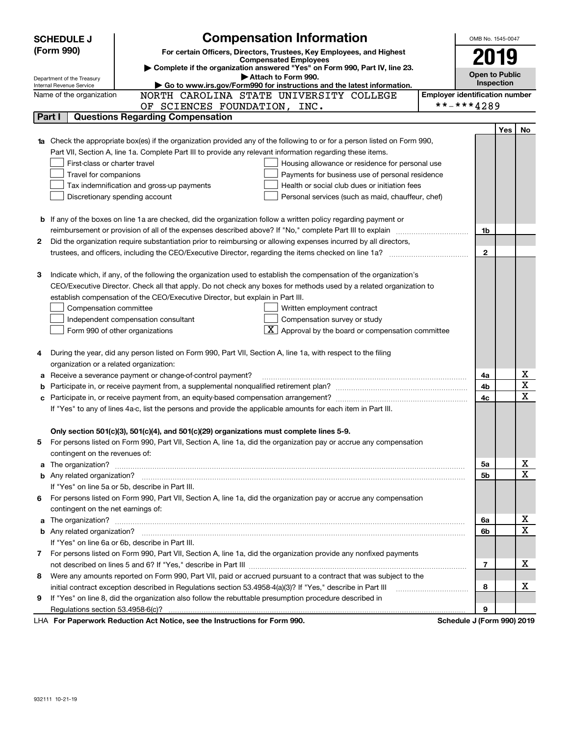**SCHEDULE J (Form 990)**

# Compensation Information

**For certain Officers, Directors, Trustees, Key Employees, and Highest Compensated Employees**

▶ Complete if the organization answered "Yes" on Form 990, Part IV, line 23.

▶ Attach to Form 990.

▶ Go to www.irs.gov/Form990 for instructions and the latest information.

OMB No. 1545-0047

**2019**

**Open to Public Inspection**

Department of the Treasury
Internal Revenue Service

Name of the organization: NORTH CAROLINA STATE UNIVERSITY COLLEGE OF SCIENCES FOUNDATION, INC.

Employer identification number: **-***4289

## Part I Questions Regarding Compensation

| | | | Yes | No |
|---|---|---|---|---|
| **1a** | Check the appropriate box(es) if the organization provided any of the following to or for a person listed on Form 990, Part VII, Section A, line 1a. Complete Part III to provide any relevant information regarding these items.<br>☐ First-class or charter travel ☐ Housing allowance or residence for personal use<br>☐ Travel for companions ☐ Payments for business use of personal residence<br>☐ Tax indemnification and gross-up payments ☐ Health or social club dues or initiation fees<br>☐ Discretionary spending account ☐ Personal services (such as maid, chauffeur, chef) | | | |
| **b** | If any of the boxes on line 1a are checked, did the organization follow a written policy regarding payment or reimbursement or provision of all of the expenses described above? If "No," complete Part III to explain | 1b | | |
| **2** | Did the organization require substantiation prior to reimbursing or allowing expenses incurred by all directors, trustees, and officers, including the CEO/Executive Director, regarding the items checked on line 1a? | 2 | | |
| **3** | Indicate which, if any, of the following the organization used to establish the compensation of the organization's CEO/Executive Director. Check all that apply. Do not check any boxes for methods used by a related organization to establish compensation of the CEO/Executive Director, but explain in Part III.<br>☐ Compensation committee ☐ Written employment contract<br>☐ Independent compensation consultant ☐ Compensation survey or study<br>☐ Form 990 of other organizations ☒ Approval by the board or compensation committee | | | |
| **4** | During the year, did any person listed on Form 990, Part VII, Section A, line 1a, with respect to the filing organization or a related organization: | | | |
| **a** | Receive a severance payment or change-of-control payment? | 4a | | X |
| **b** | Participate in, or receive payment from, a supplemental nonqualified retirement plan? | 4b | | X |
| **c** | Participate in, or receive payment from, an equity-based compensation arrangement? | 4c | | X |
| | If "Yes" to any of lines 4a-c, list the persons and provide the applicable amounts for each item in Part III. | | | |
| | **Only section 501(c)(3), 501(c)(4), and 501(c)(29) organizations must complete lines 5-9.** | | | |
| **5** | For persons listed on Form 990, Part VII, Section A, line 1a, did the organization pay or accrue any compensation contingent on the revenues of: | | | |
| **a** | The organization? | 5a | | X |
| **b** | Any related organization? | 5b | | X |
| | If "Yes" on line 5a or 5b, describe in Part III. | | | |
| **6** | For persons listed on Form 990, Part VII, Section A, line 1a, did the organization pay or accrue any compensation contingent on the net earnings of: | | | |
| **a** | The organization? | 6a | | X |
| **b** | Any related organization? | 6b | | X |
| | If "Yes" on line 6a or 6b, describe in Part III. | | | |
| **7** | For persons listed on Form 990, Part VII, Section A, line 1a, did the organization provide any nonfixed payments not described on lines 5 and 6? If "Yes," describe in Part III | 7 | | X |
| **8** | Were any amounts reported on Form 990, Part VII, paid or accrued pursuant to a contract that was subject to the initial contract exception described in Regulations section 53.4958-4(a)(3)? If "Yes," describe in Part III | 8 | | X |
| **9** | If "Yes" on line 8, did the organization also follow the rebuttable presumption procedure described in Regulations section 53.4958-6(c)? | 9 | | |

LHA **For Paperwork Reduction Act Notice, see the Instructions for Form 990.** **Schedule J (Form 990) 2019**

932111 10-21-19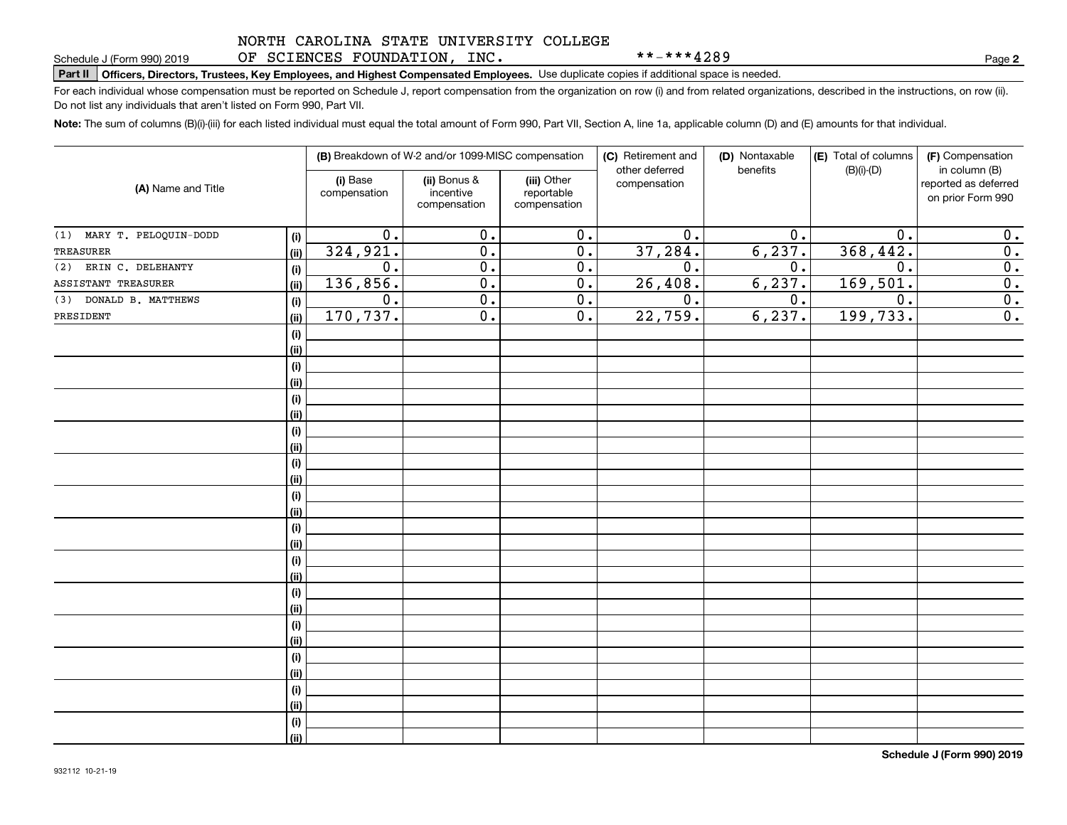NORTH CAROLINA STATE UNIVERSITY COLLEGE OF SCIENCES FOUNDATION, INC. **-***4289

Schedule J (Form 990) 2019

**Part II** **Officers, Directors, Trustees, Key Employees, and Highest Compensated Employees.** Use duplicate copies if additional space is needed.

For each individual whose compensation must be reported on Schedule J, report compensation from the organization on row (i) and from related organizations, described in the instructions, on row (ii). Do not list any individuals that aren't listed on Form 990, Part VII.

**Note:** The sum of columns (B)(i)-(iii) for each listed individual must equal the total amount of Form 990, Part VII, Section A, line 1a, applicable column (D) and (E) amounts for that individual.

| (A) Name and Title | | (B) Breakdown of W-2 and/or 1099-MISC compensation | | | (C) Retirement and other deferred compensation | (D) Nontaxable benefits | (E) Total of columns (B)(i)-(D) | (F) Compensation in column (B) reported as deferred on prior Form 990 |
|---|---|---|---|---|---|---|---|---|
| | | (i) Base compensation | (ii) Bonus & incentive compensation | (iii) Other reportable compensation | | | | |
| (1) MARY T. PELOQUIN-DODD | (i) | 0. | 0. | 0. | 0. | 0. | 0. | 0. |
| TREASURER | (ii) | 324,921. | 0. | 0. | 37,284. | 6,237. | 368,442. | 0. |
| (2) ERIN C. DELEHANTY | (i) | 0. | 0. | 0. | 0. | 0. | 0. | 0. |
| ASSISTANT TREASURER | (ii) | 136,856. | 0. | 0. | 26,408. | 6,237. | 169,501. | 0. |
| (3) DONALD B. MATTHEWS | (i) | 0. | 0. | 0. | 0. | 0. | 0. | 0. |
| PRESIDENT | (ii) | 170,737. | 0. | 0. | 22,759. | 6,237. | 199,733. | 0. |

**Schedule J (Form 990) 2019**

932112 10-21-19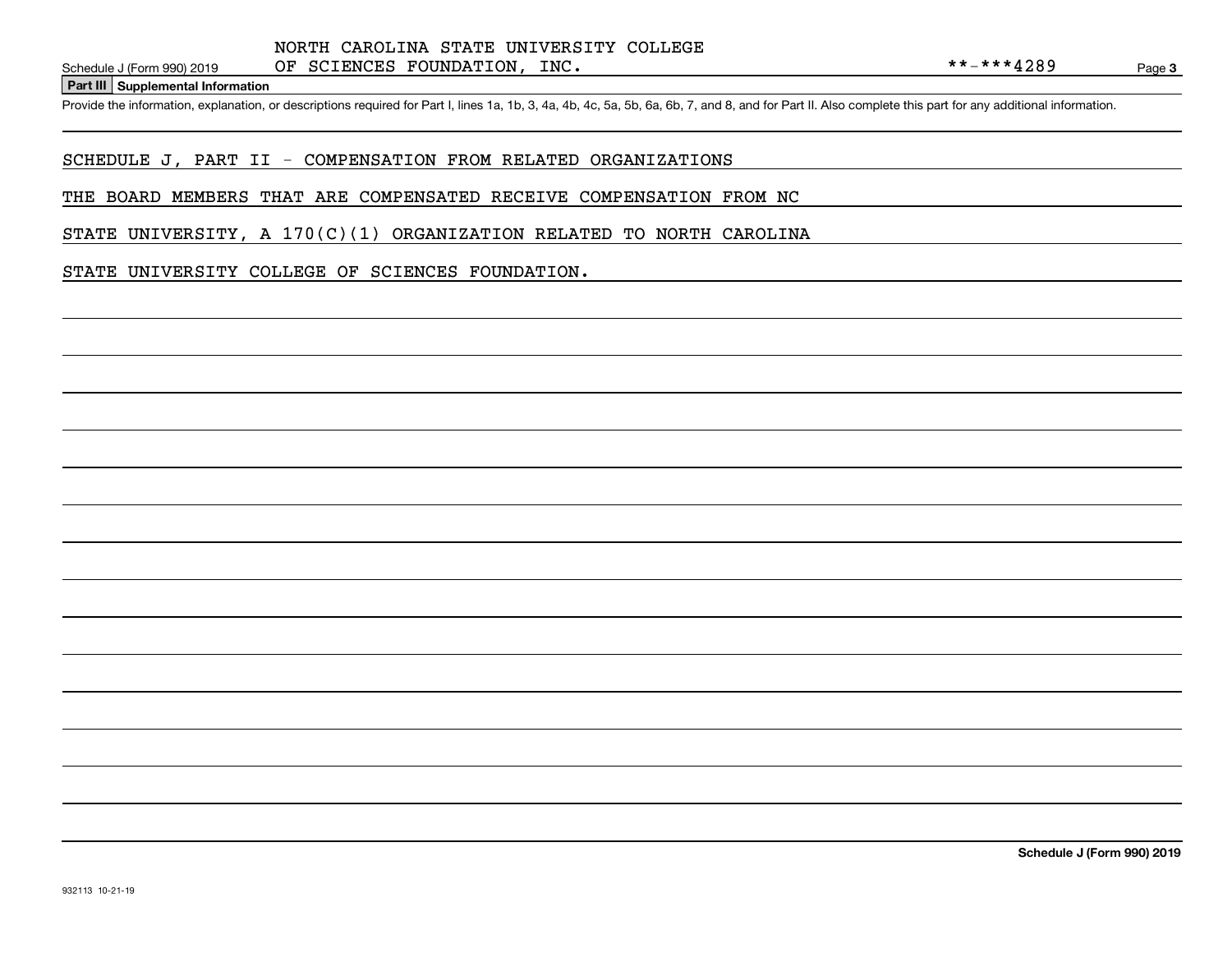NORTH CAROLINA STATE UNIVERSITY COLLEGE
OF SCIENCES FOUNDATION, INC. **-***4289

## Part III Supplemental Information

Provide the information, explanation, or descriptions required for Part I, lines 1a, 1b, 3, 4a, 4b, 4c, 5a, 5b, 6a, 6b, 7, and 8, and for Part II. Also complete this part for any additional information.

SCHEDULE J, PART II - COMPENSATION FROM RELATED ORGANIZATIONS

THE BOARD MEMBERS THAT ARE COMPENSATED RECEIVE COMPENSATION FROM NC STATE UNIVERSITY, A 170(C)(1) ORGANIZATION RELATED TO NORTH CAROLINA STATE UNIVERSITY COLLEGE OF SCIENCES FOUNDATION.

Schedule J (Form 990) 2019

932113 10-21-19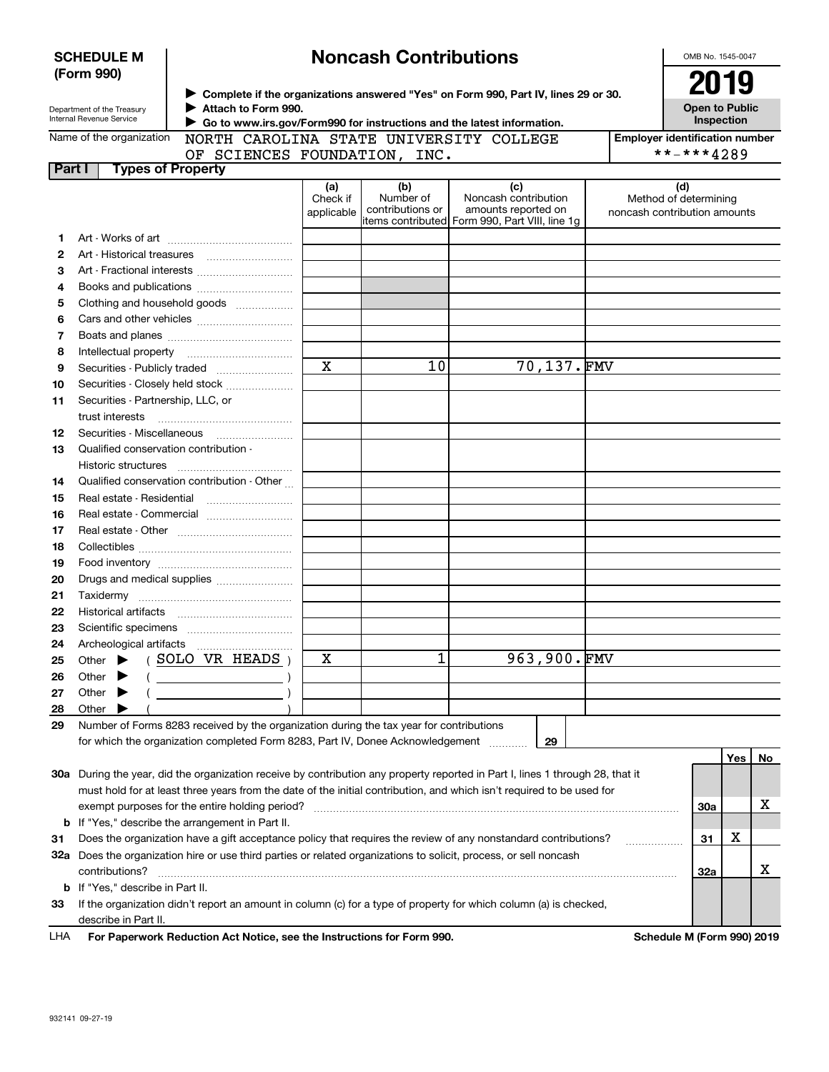**SCHEDULE M (Form 990)**

Department of the Treasury
Internal Revenue Service

# Noncash Contributions

▶ Complete if the organizations answered "Yes" on Form 990, Part IV, lines 29 or 30.
▶ Attach to Form 990.
▶ Go to www.irs.gov/Form990 for instructions and the latest information.

OMB No. 1545-0047

**2019**

**Open to Public Inspection**

Name of the organization: NORTH CAROLINA STATE UNIVERSITY COLLEGE OF SCIENCES FOUNDATION, INC.

Employer identification number: **-***4289

**Part I — Types of Property**

| | | (a) Check if applicable | (b) Number of contributions or items contributed | (c) Noncash contribution amounts reported on Form 990, Part VIII, line 1g | (d) Method of determining noncash contribution amounts |
|---|---|---|---|---|---|
| 1 | Art - Works of art | | | | |
| 2 | Art - Historical treasures | | | | |
| 3 | Art - Fractional interests | | | | |
| 4 | Books and publications | | | | |
| 5 | Clothing and household goods | | | | |
| 6 | Cars and other vehicles | | | | |
| 7 | Boats and planes | | | | |
| 8 | Intellectual property | | | | |
| 9 | Securities - Publicly traded | X | 10 | 70,137. | FMV |
| 10 | Securities - Closely held stock | | | | |
| 11 | Securities - Partnership, LLC, or trust interests | | | | |
| 12 | Securities - Miscellaneous | | | | |
| 13 | Qualified conservation contribution - Historic structures | | | | |
| 14 | Qualified conservation contribution - Other | | | | |
| 15 | Real estate - Residential | | | | |
| 16 | Real estate - Commercial | | | | |
| 17 | Real estate - Other | | | | |
| 18 | Collectibles | | | | |
| 19 | Food inventory | | | | |
| 20 | Drugs and medical supplies | | | | |
| 21 | Taxidermy | | | | |
| 22 | Historical artifacts | | | | |
| 23 | Scientific specimens | | | | |
| 24 | Archeological artifacts | | | | |
| 25 | Other ▶ ( SOLO VR HEADS ) | X | 1 | 963,900. | FMV |
| 26 | Other ▶ ( ) | | | | |
| 27 | Other ▶ ( ) | | | | |
| 28 | Other ▶ ( ) | | | | |

**29** Number of Forms 8283 received by the organization during the tax year for contributions for which the organization completed Form 8283, Part IV, Donee Acknowledgement ..... **29**

| | | | Yes | No |
|---|---|---|---|---|
| 30a | During the year, did the organization receive by contribution any property reported in Part I, lines 1 through 28, that it must hold for at least three years from the date of the initial contribution, and which isn't required to be used for exempt purposes for the entire holding period? | 30a | | X |
| b | If "Yes," describe the arrangement in Part II. | | | |
| 31 | Does the organization have a gift acceptance policy that requires the review of any nonstandard contributions? | 31 | X | |
| 32a | Does the organization hire or use third parties or related organizations to solicit, process, or sell noncash contributions? | 32a | | X |
| b | If "Yes," describe in Part II. | | | |
| 33 | If the organization didn't report an amount in column (c) for a type of property for which column (a) is checked, describe in Part II. | | | |

LHA **For Paperwork Reduction Act Notice, see the Instructions for Form 990.** **Schedule M (Form 990) 2019**

932141 09-27-19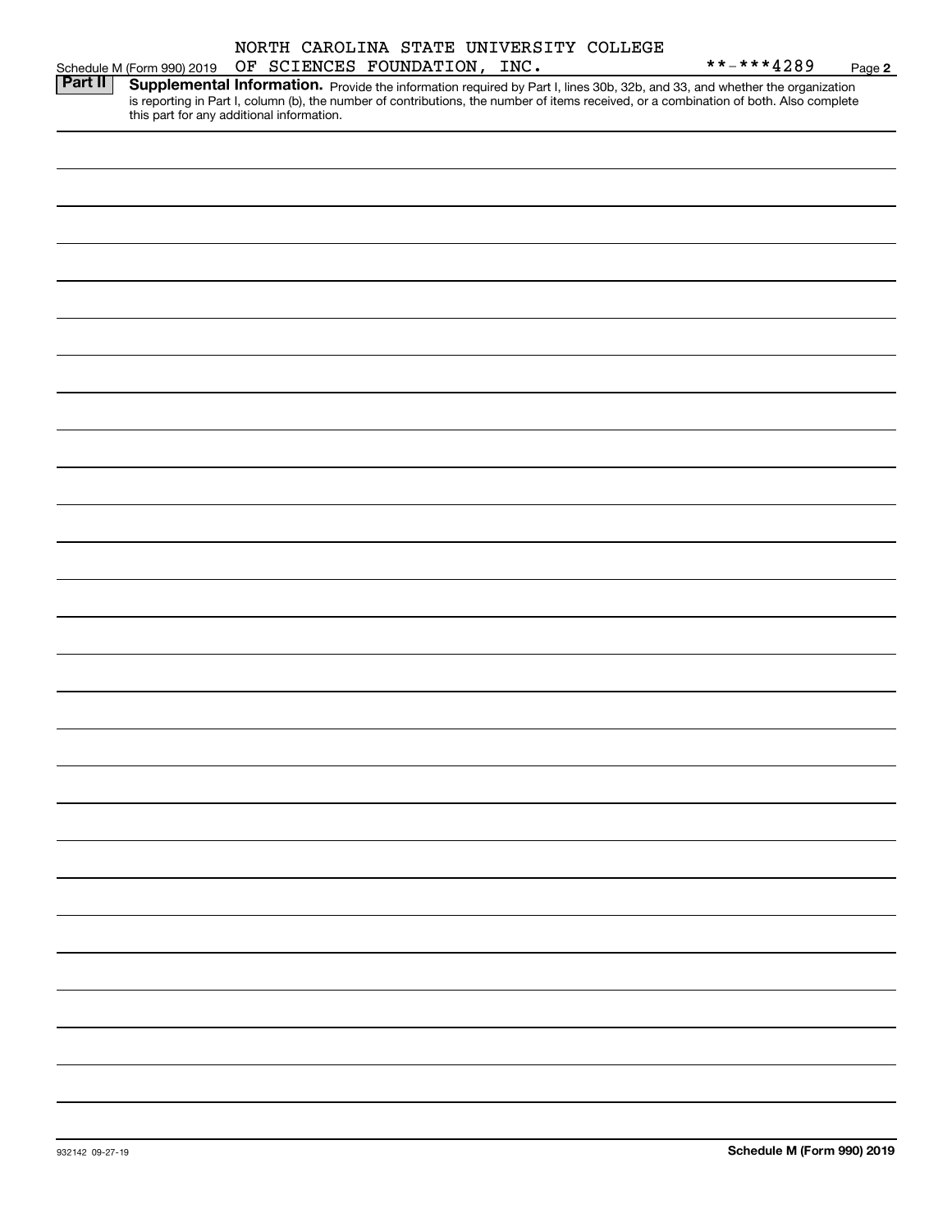NORTH CAROLINA STATE UNIVERSITY COLLEGE OF SCIENCES FOUNDATION, INC. **-***4289

Schedule M (Form 990) 2019 Page **2**

**Part II** **Supplemental Information.** Provide the information required by Part I, lines 30b, 32b, and 33, and whether the organization is reporting in Part I, column (b), the number of contributions, the number of items received, or a combination of both. Also complete this part for any additional information.

932142 09-27-19 **Schedule M (Form 990) 2019**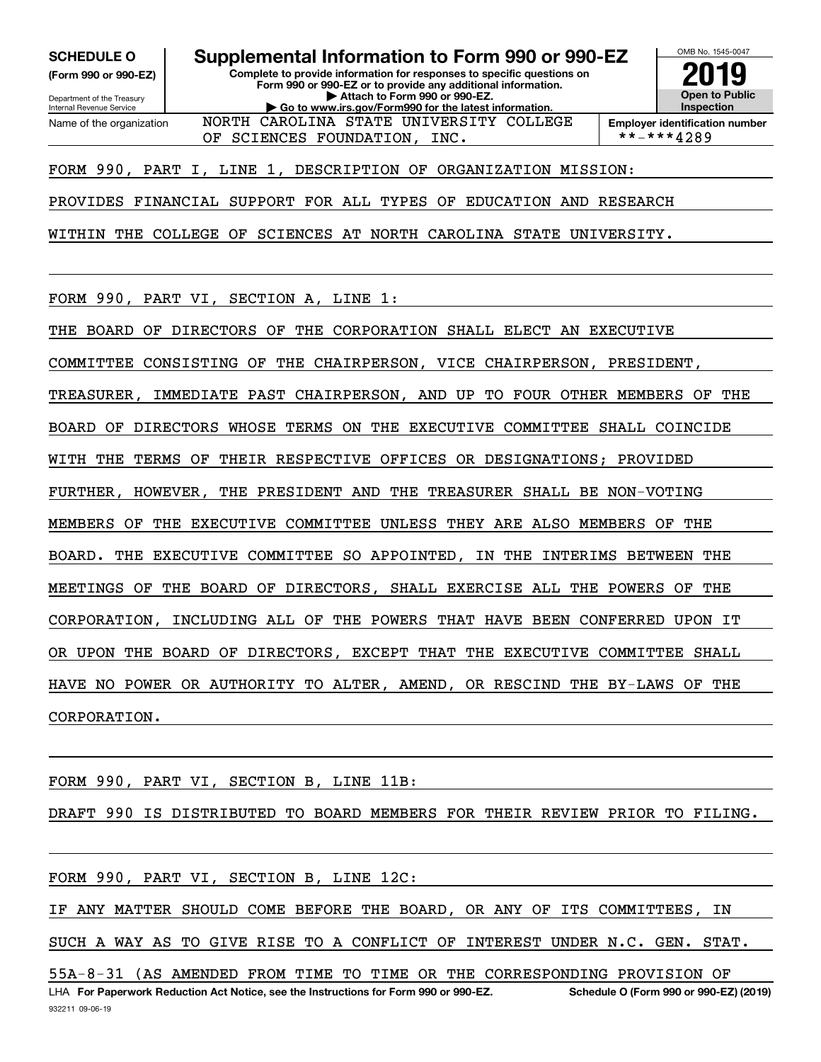# SCHEDULE O (Form 990 or 990-EZ)

Department of the Treasury
Internal Revenue Service

## Supplemental Information to Form 990 or 990-EZ

**Complete to provide information for responses to specific questions on Form 990 or 990-EZ or to provide any additional information.**
**▶ Attach to Form 990 or 990-EZ.**
**▶ Go to www.irs.gov/Form990 for the latest information.**

OMB No. 1545-0047

**2019**

**Open to Public Inspection**

Name of the organization: NORTH CAROLINA STATE UNIVERSITY COLLEGE OF SCIENCES FOUNDATION, INC.

**Employer identification number:** **-***4289

FORM 990, PART I, LINE 1, DESCRIPTION OF ORGANIZATION MISSION:

PROVIDES FINANCIAL SUPPORT FOR ALL TYPES OF EDUCATION AND RESEARCH WITHIN THE COLLEGE OF SCIENCES AT NORTH CAROLINA STATE UNIVERSITY.

FORM 990, PART VI, SECTION A, LINE 1:

THE BOARD OF DIRECTORS OF THE CORPORATION SHALL ELECT AN EXECUTIVE COMMITTEE CONSISTING OF THE CHAIRPERSON, VICE CHAIRPERSON, PRESIDENT, TREASURER, IMMEDIATE PAST CHAIRPERSON, AND UP TO FOUR OTHER MEMBERS OF THE BOARD OF DIRECTORS WHOSE TERMS ON THE EXECUTIVE COMMITTEE SHALL COINCIDE WITH THE TERMS OF THEIR RESPECTIVE OFFICES OR DESIGNATIONS; PROVIDED FURTHER, HOWEVER, THE PRESIDENT AND THE TREASURER SHALL BE NON-VOTING MEMBERS OF THE EXECUTIVE COMMITTEE UNLESS THEY ARE ALSO MEMBERS OF THE BOARD. THE EXECUTIVE COMMITTEE SO APPOINTED, IN THE INTERIMS BETWEEN THE MEETINGS OF THE BOARD OF DIRECTORS, SHALL EXERCISE ALL THE POWERS OF THE CORPORATION, INCLUDING ALL OF THE POWERS THAT HAVE BEEN CONFERRED UPON IT OR UPON THE BOARD OF DIRECTORS, EXCEPT THAT THE EXECUTIVE COMMITTEE SHALL HAVE NO POWER OR AUTHORITY TO ALTER, AMEND, OR RESCIND THE BY-LAWS OF THE CORPORATION.

FORM 990, PART VI, SECTION B, LINE 11B:

DRAFT 990 IS DISTRIBUTED TO BOARD MEMBERS FOR THEIR REVIEW PRIOR TO FILING.

FORM 990, PART VI, SECTION B, LINE 12C:

IF ANY MATTER SHOULD COME BEFORE THE BOARD, OR ANY OF ITS COMMITTEES, IN SUCH A WAY AS TO GIVE RISE TO A CONFLICT OF INTEREST UNDER N.C. GEN. STAT. 55A-8-31 (AS AMENDED FROM TIME TO TIME OR THE CORRESPONDING PROVISION OF

LHA **For Paperwork Reduction Act Notice, see the Instructions for Form 990 or 990-EZ.** **Schedule O (Form 990 or 990-EZ) (2019)**

932211 09-06-19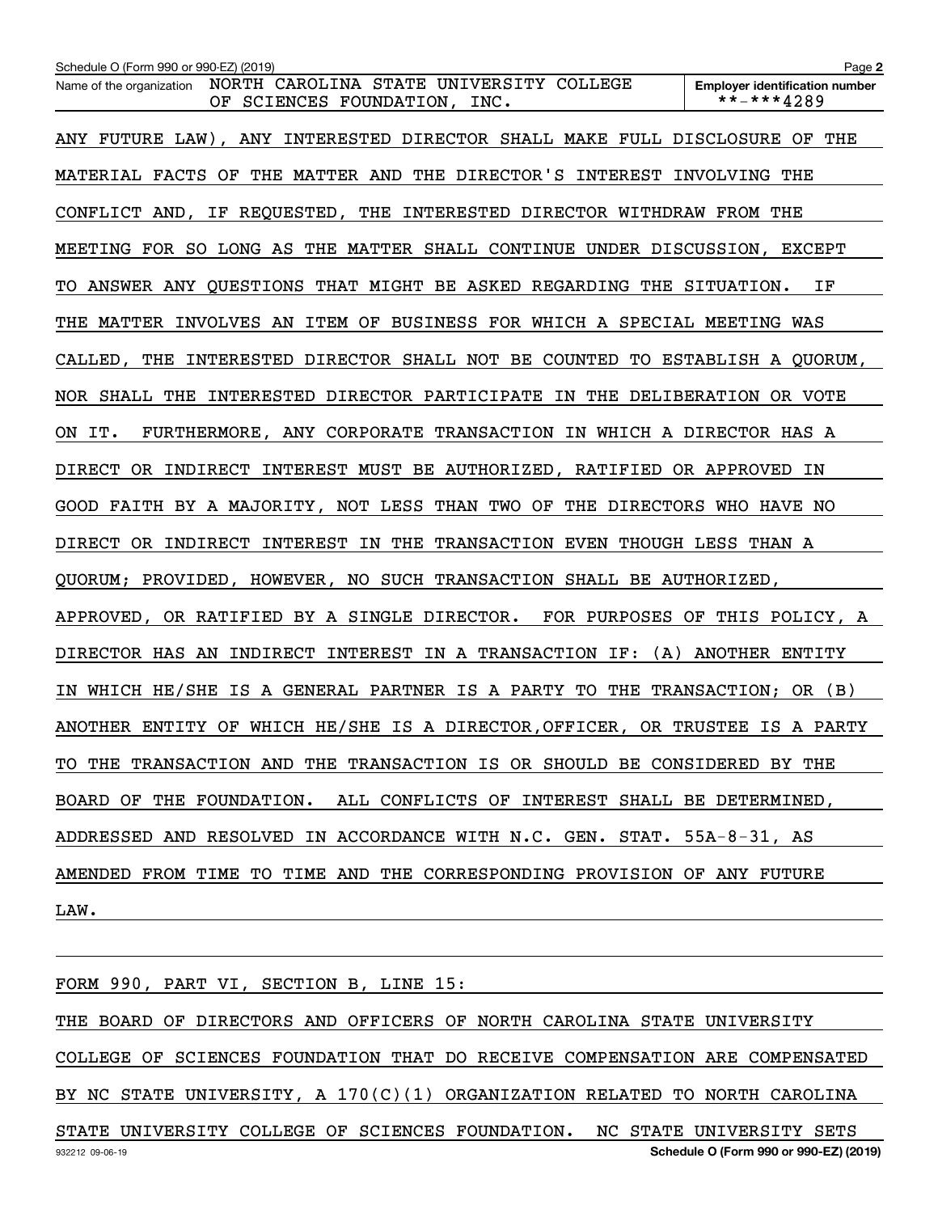Schedule O (Form 990 or 990-EZ) (2019)

Name of the organization: NORTH CAROLINA STATE UNIVERSITY COLLEGE OF SCIENCES FOUNDATION, INC.

Employer identification number: **-***4289

ANY FUTURE LAW), ANY INTERESTED DIRECTOR SHALL MAKE FULL DISCLOSURE OF THE MATERIAL FACTS OF THE MATTER AND THE DIRECTOR'S INTEREST INVOLVING THE CONFLICT AND, IF REQUESTED, THE INTERESTED DIRECTOR WITHDRAW FROM THE MEETING FOR SO LONG AS THE MATTER SHALL CONTINUE UNDER DISCUSSION, EXCEPT TO ANSWER ANY QUESTIONS THAT MIGHT BE ASKED REGARDING THE SITUATION. IF THE MATTER INVOLVES AN ITEM OF BUSINESS FOR WHICH A SPECIAL MEETING WAS CALLED, THE INTERESTED DIRECTOR SHALL NOT BE COUNTED TO ESTABLISH A QUORUM, NOR SHALL THE INTERESTED DIRECTOR PARTICIPATE IN THE DELIBERATION OR VOTE ON IT. FURTHERMORE, ANY CORPORATE TRANSACTION IN WHICH A DIRECTOR HAS A DIRECT OR INDIRECT INTEREST MUST BE AUTHORIZED, RATIFIED OR APPROVED IN GOOD FAITH BY A MAJORITY, NOT LESS THAN TWO OF THE DIRECTORS WHO HAVE NO DIRECT OR INDIRECT INTEREST IN THE TRANSACTION EVEN THOUGH LESS THAN A QUORUM; PROVIDED, HOWEVER, NO SUCH TRANSACTION SHALL BE AUTHORIZED, APPROVED, OR RATIFIED BY A SINGLE DIRECTOR. FOR PURPOSES OF THIS POLICY, A DIRECTOR HAS AN INDIRECT INTEREST IN A TRANSACTION IF: (A) ANOTHER ENTITY IN WHICH HE/SHE IS A GENERAL PARTNER IS A PARTY TO THE TRANSACTION; OR (B) ANOTHER ENTITY OF WHICH HE/SHE IS A DIRECTOR,OFFICER, OR TRUSTEE IS A PARTY TO THE TRANSACTION AND THE TRANSACTION IS OR SHOULD BE CONSIDERED BY THE BOARD OF THE FOUNDATION. ALL CONFLICTS OF INTEREST SHALL BE DETERMINED, ADDRESSED AND RESOLVED IN ACCORDANCE WITH N.C. GEN. STAT. 55A-8-31, AS AMENDED FROM TIME TO TIME AND THE CORRESPONDING PROVISION OF ANY FUTURE LAW.

FORM 990, PART VI, SECTION B, LINE 15:

THE BOARD OF DIRECTORS AND OFFICERS OF NORTH CAROLINA STATE UNIVERSITY COLLEGE OF SCIENCES FOUNDATION THAT DO RECEIVE COMPENSATION ARE COMPENSATED BY NC STATE UNIVERSITY, A 170(C)(1) ORGANIZATION RELATED TO NORTH CAROLINA STATE UNIVERSITY COLLEGE OF SCIENCES FOUNDATION. NC STATE UNIVERSITY SETS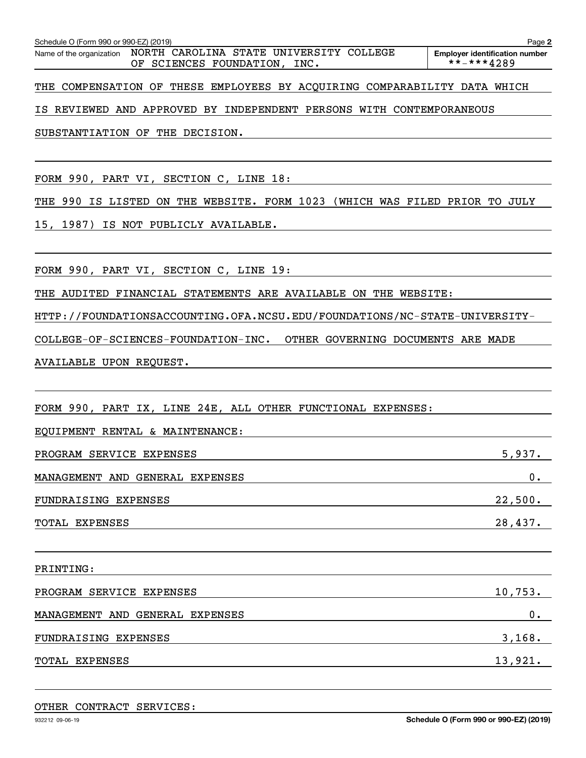Name of the organization: NORTH CAROLINA STATE UNIVERSITY COLLEGE OF SCIENCES FOUNDATION, INC.

Employer identification number: **-***4289

THE COMPENSATION OF THESE EMPLOYEES BY ACQUIRING COMPARABILITY DATA WHICH IS REVIEWED AND APPROVED BY INDEPENDENT PERSONS WITH CONTEMPORANEOUS SUBSTANTIATION OF THE DECISION.

FORM 990, PART VI, SECTION C, LINE 18:

THE 990 IS LISTED ON THE WEBSITE. FORM 1023 (WHICH WAS FILED PRIOR TO JULY 15, 1987) IS NOT PUBLICLY AVAILABLE.

FORM 990, PART VI, SECTION C, LINE 19:

THE AUDITED FINANCIAL STATEMENTS ARE AVAILABLE ON THE WEBSITE: HTTP://FOUNDATIONSACCOUNTING.OFA.NCSU.EDU/FOUNDATIONS/NC-STATE-UNIVERSITY-COLLEGE-OF-SCIENCES-FOUNDATION-INC. OTHER GOVERNING DOCUMENTS ARE MADE AVAILABLE UPON REQUEST.

FORM 990, PART IX, LINE 24E, ALL OTHER FUNCTIONAL EXPENSES:

EQUIPMENT RENTAL & MAINTENANCE:

| | |
|---|---|
| PROGRAM SERVICE EXPENSES | 5,937. |
| MANAGEMENT AND GENERAL EXPENSES | 0. |
| FUNDRAISING EXPENSES | 22,500. |
| TOTAL EXPENSES | 28,437. |

PRINTING:

| | |
|---|---|
| PROGRAM SERVICE EXPENSES | 10,753. |
| MANAGEMENT AND GENERAL EXPENSES | 0. |
| FUNDRAISING EXPENSES | 3,168. |
| TOTAL EXPENSES | 13,921. |

OTHER CONTRACT SERVICES: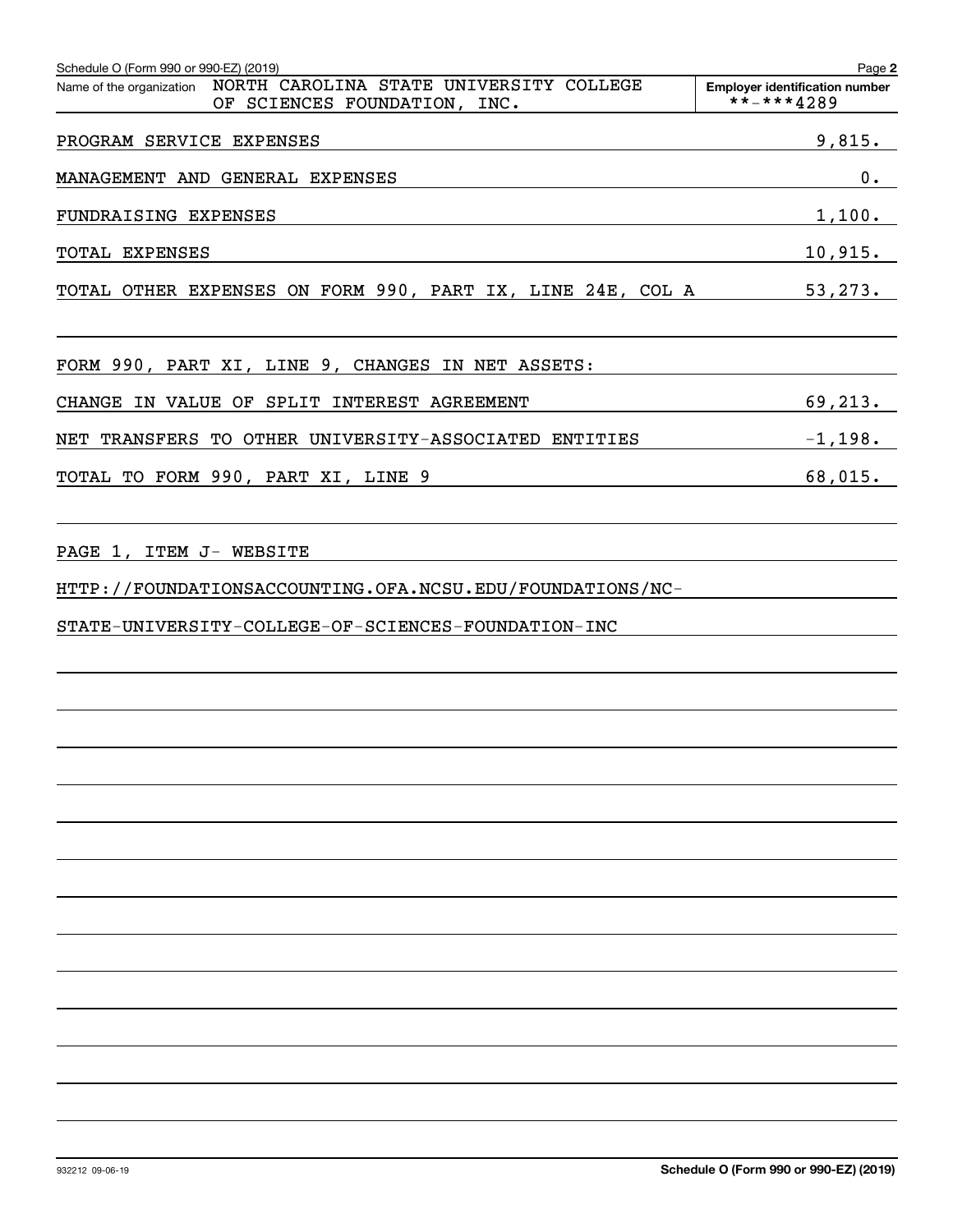Schedule O (Form 990 or 990-EZ) (2019) Page **2**

Name of the organization: NORTH CAROLINA STATE UNIVERSITY COLLEGE OF SCIENCES FOUNDATION, INC.

**Employer identification number**: **-***4289

| | |
|---|---|
| PROGRAM SERVICE EXPENSES | 9,815. |
| MANAGEMENT AND GENERAL EXPENSES | 0. |
| FUNDRAISING EXPENSES | 1,100. |
| TOTAL EXPENSES | 10,915. |
| TOTAL OTHER EXPENSES ON FORM 990, PART IX, LINE 24E, COL A | 53,273. |

FORM 990, PART XI, LINE 9, CHANGES IN NET ASSETS:

| | |
|---|---|
| CHANGE IN VALUE OF SPLIT INTEREST AGREEMENT | 69,213. |
| NET TRANSFERS TO OTHER UNIVERSITY-ASSOCIATED ENTITIES | -1,198. |
| TOTAL TO FORM 990, PART XI, LINE 9 | 68,015. |

PAGE 1, ITEM J- WEBSITE

HTTP://FOUNDATIONSACCOUNTING.OFA.NCSU.EDU/FOUNDATIONS/NC-STATE-UNIVERSITY-COLLEGE-OF-SCIENCES-FOUNDATION-INC

932212 09-06-19 **Schedule O (Form 990 or 990-EZ) (2019)**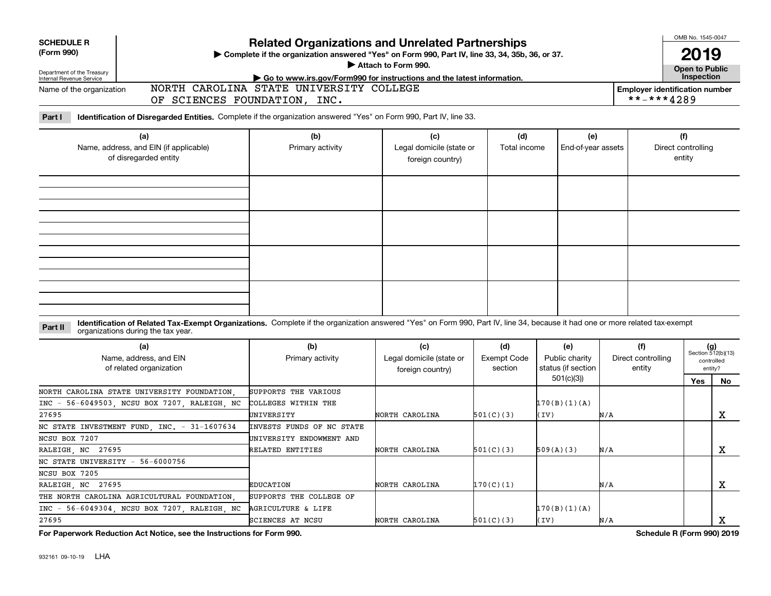**SCHEDULE R (Form 990)**

Department of the Treasury
Internal Revenue Service

# Related Organizations and Unrelated Partnerships

▶ Complete if the organization answered "Yes" on Form 990, Part IV, line 33, 34, 35b, 36, or 37.

▶ Attach to Form 990.

▶ Go to www.irs.gov/Form990 for instructions and the latest information.

OMB No. 1545-0047

**2019**

**Open to Public Inspection**

Name of the organization: NORTH CAROLINA STATE UNIVERSITY COLLEGE OF SCIENCES FOUNDATION, INC.

**Employer identification number**: \*\*-\*\*\*4289

**Part I** **Identification of Disregarded Entities.** Complete if the organization answered "Yes" on Form 990, Part IV, line 33.

| (a) Name, address, and EIN (if applicable) of disregarded entity | (b) Primary activity | (c) Legal domicile (state or foreign country) | (d) Total income | (e) End-of-year assets | (f) Direct controlling entity |
|---|---|---|---|---|---|
| | | | | | |
| | | | | | |
| | | | | | |
| | | | | | |

**Part II** **Identification of Related Tax-Exempt Organizations.** Complete if the organization answered "Yes" on Form 990, Part IV, line 34, because it had one or more related tax-exempt organizations during the tax year.

| (a) Name, address, and EIN of related organization | (b) Primary activity | (c) Legal domicile (state or foreign country) | (d) Exempt Code section | (e) Public charity status (if section 501(c)(3)) | (f) Direct controlling entity | (g) Section 512(b)(13) controlled entity? Yes | No |
|---|---|---|---|---|---|---|---|
| NORTH CAROLINA STATE UNIVERSITY FOUNDATION, INC - 56-6049503, NCSU BOX 7207, RALEIGH, NC 27695 | SUPPORTS THE VARIOUS COLLEGES WITHIN THE UNIVERSITY | NORTH CAROLINA | 501(C)(3) | 170(B)(1)(A)(IV) | N/A | | X |
| NC STATE INVESTMENT FUND, INC. - 31-1607634 NCSU BOX 7207 RALEIGH, NC 27695 | INVESTS FUNDS OF NC STATE UNIVERSITY ENDOWMENT AND RELATED ENTITIES | NORTH CAROLINA | 501(C)(3) | 509(A)(3) | N/A | | X |
| NC STATE UNIVERSITY - 56-6000756 NCSU BOX 7205 RALEIGH, NC 27695 | EDUCATION | NORTH CAROLINA | 170(C)(1) | | N/A | | X |
| THE NORTH CAROLINA AGRICULTURAL FOUNDATION, INC - 56-6049304, NCSU BOX 7207, RALEIGH, NC 27695 | SUPPORTS THE COLLEGE OF AGRICULTURE & LIFE SCIENCES AT NCSU | NORTH CAROLINA | 501(C)(3) | 170(B)(1)(A)(IV) | N/A | | X |

**For Paperwork Reduction Act Notice, see the Instructions for Form 990.** **Schedule R (Form 990) 2019**

932161 09-10-19 LHA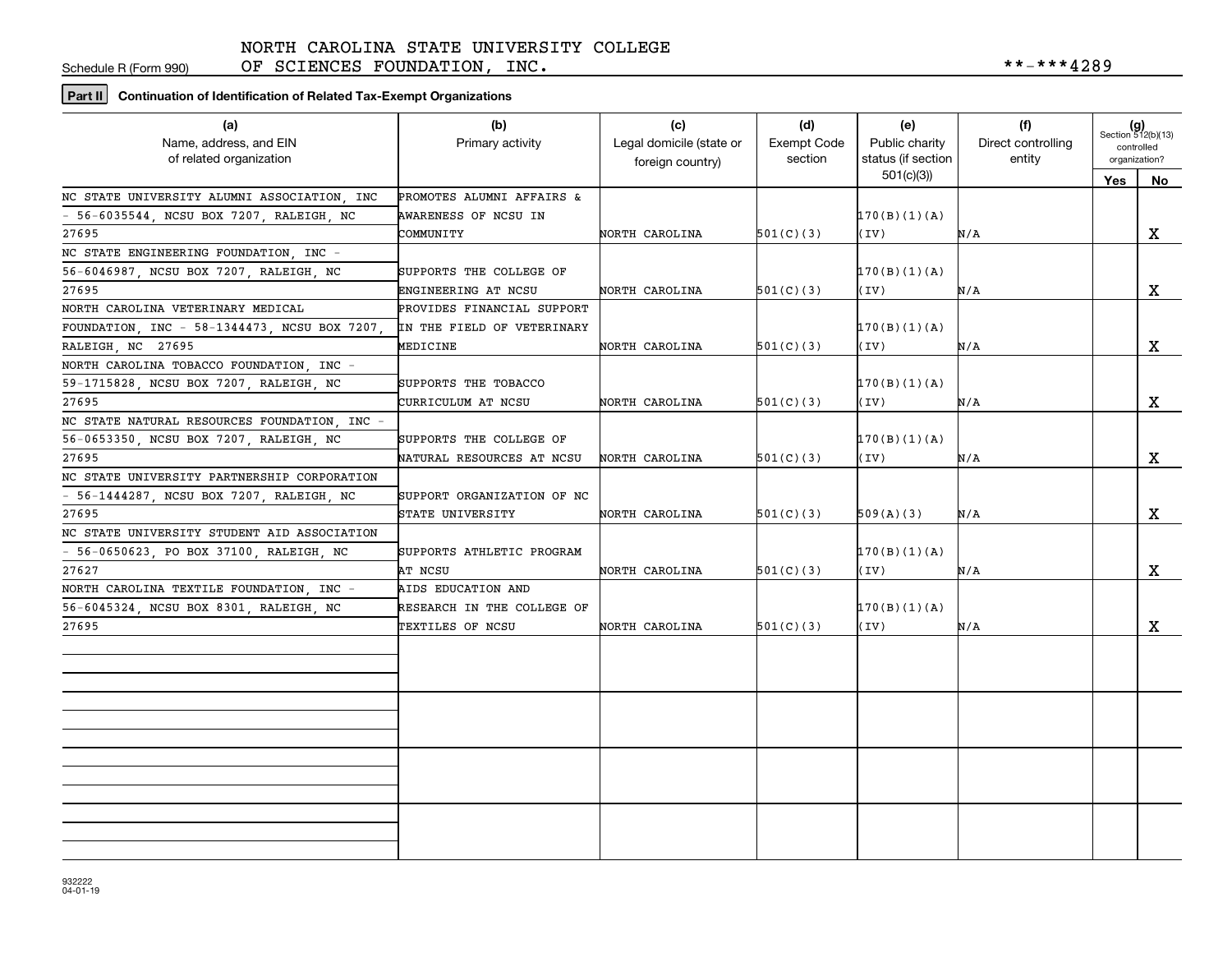Schedule R (Form 990)

NORTH CAROLINA STATE UNIVERSITY COLLEGE OF SCIENCES FOUNDATION, INC. **-***4289

**Part II Continuation of Identification of Related Tax-Exempt Organizations**

| (a) Name, address, and EIN of related organization | (b) Primary activity | (c) Legal domicile (state or foreign country) | (d) Exempt Code section | (e) Public charity status (if section 501(c)(3)) | (f) Direct controlling entity | (g) Section 512(b)(13) controlled organization? Yes | No |
|---|---|---|---|---|---|---|---|
| NC STATE UNIVERSITY ALUMNI ASSOCIATION, INC - 56-6035544, NCSU BOX 7207, RALEIGH, NC 27695 | PROMOTES ALUMNI AFFAIRS & AWARENESS OF NCSU IN COMMUNITY | NORTH CAROLINA | 501(C)(3) | 170(B)(1)(A)(IV) | N/A | | X |
| NC STATE ENGINEERING FOUNDATION, INC - 56-6046987, NCSU BOX 7207, RALEIGH, NC 27695 | SUPPORTS THE COLLEGE OF ENGINEERING AT NCSU | NORTH CAROLINA | 501(C)(3) | 170(B)(1)(A)(IV) | N/A | | X |
| NORTH CAROLINA VETERINARY MEDICAL FOUNDATION, INC - 58-1344473, NCSU BOX 7207, RALEIGH, NC 27695 | PROVIDES FINANCIAL SUPPORT IN THE FIELD OF VETERINARY MEDICINE | NORTH CAROLINA | 501(C)(3) | 170(B)(1)(A)(IV) | N/A | | X |
| NORTH CAROLINA TOBACCO FOUNDATION, INC - 59-1715828, NCSU BOX 7207, RALEIGH, NC 27695 | SUPPORTS THE TOBACCO CURRICULUM AT NCSU | NORTH CAROLINA | 501(C)(3) | 170(B)(1)(A)(IV) | N/A | | X |
| NC STATE NATURAL RESOURCES FOUNDATION, INC - 56-0653350, NCSU BOX 7207, RALEIGH, NC 27695 | SUPPORTS THE COLLEGE OF NATURAL RESOURCES AT NCSU | NORTH CAROLINA | 501(C)(3) | 170(B)(1)(A)(IV) | N/A | | X |
| NC STATE UNIVERSITY PARTNERSHIP CORPORATION - 56-1444287, NCSU BOX 7207, RALEIGH, NC 27695 | SUPPORT ORGANIZATION OF NC STATE UNIVERSITY | NORTH CAROLINA | 501(C)(3) | 509(A)(3) | N/A | | X |
| NC STATE UNIVERSITY STUDENT AID ASSOCIATION - 56-0650623, PO BOX 37100, RALEIGH, NC 27627 | SUPPORTS ATHLETIC PROGRAM AT NCSU | NORTH CAROLINA | 501(C)(3) | 170(B)(1)(A)(IV) | N/A | | X |
| NORTH CAROLINA TEXTILE FOUNDATION, INC - 56-6045324, NCSU BOX 8301, RALEIGH, NC 27695 | AIDS EDUCATION AND RESEARCH IN THE COLLEGE OF TEXTILES OF NCSU | NORTH CAROLINA | 501(C)(3) | 170(B)(1)(A)(IV) | N/A | | X |
| | | | | | | | |
| | | | | | | | |
| | | | | | | | |
| | | | | | | | |

932222 04-01-19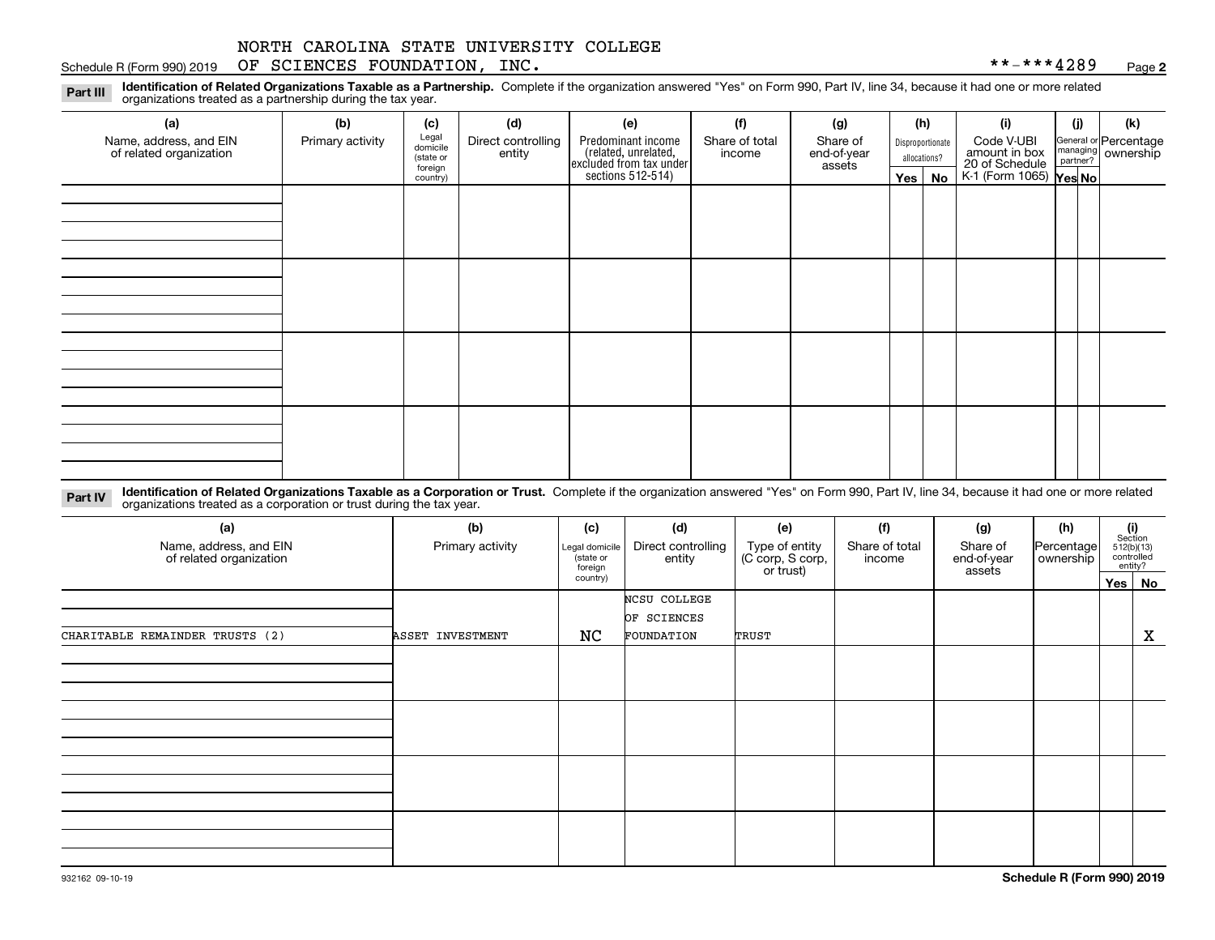NORTH CAROLINA STATE UNIVERSITY COLLEGE OF SCIENCES FOUNDATION, INC. **-***4289

Schedule R (Form 990) 2019

**Part III** **Identification of Related Organizations Taxable as a Partnership.** Complete if the organization answered "Yes" on Form 990, Part IV, line 34, because it had one or more related organizations treated as a partnership during the tax year.

| (a) Name, address, and EIN of related organization | (b) Primary activity | (c) Legal domicile (state or foreign country) | (d) Direct controlling entity | (e) Predominant income (related, unrelated, excluded from tax under sections 512-514) | (f) Share of total income | (g) Share of end-of-year assets | (h) Disproportionate allocations? Yes | No | (i) Code V-UBI amount in box 20 of Schedule K-1 (Form 1065) | (j) General or managing partner? Yes | No | (k) Percentage ownership |
|---|---|---|---|---|---|---|---|---|---|---|---|---|
| | | | | | | | | | | | | |
| | | | | | | | | | | | | |
| | | | | | | | | | | | | |
| | | | | | | | | | | | | |

**Part IV** **Identification of Related Organizations Taxable as a Corporation or Trust.** Complete if the organization answered "Yes" on Form 990, Part IV, line 34, because it had one or more related organizations treated as a corporation or trust during the tax year.

| (a) Name, address, and EIN of related organization | (b) Primary activity | (c) Legal domicile (state or foreign country) | (d) Direct controlling entity | (e) Type of entity (C corp, S corp, or trust) | (f) Share of total income | (g) Share of end-of-year assets | (h) Percentage ownership | (i) Section 512(b)(13) controlled entity? Yes | No |
|---|---|---|---|---|---|---|---|---|---|
| CHARITABLE REMAINDER TRUSTS (2) | ASSET INVESTMENT | NC | NCSU COLLEGE OF SCIENCES FOUNDATION | TRUST | | | | | X |
| | | | | | | | | | |
| | | | | | | | | | |
| | | | | | | | | | |
| | | | | | | | | | |

932162 09-10-19 **Schedule R (Form 990) 2019**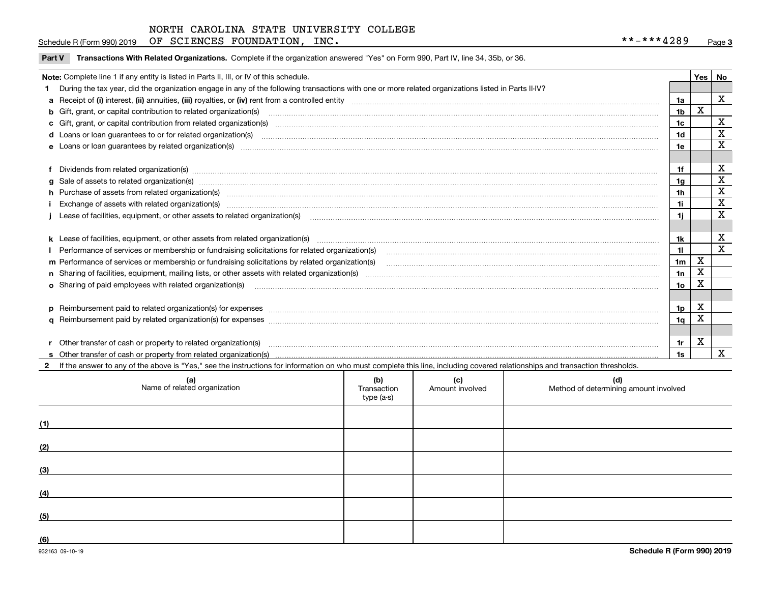NORTH CAROLINA STATE UNIVERSITY COLLEGE OF SCIENCES FOUNDATION, INC.

Schedule R (Form 990) 2019 | **-***4289 | Page 3

**Part V** **Transactions With Related Organizations.** Complete if the organization answered "Yes" on Form 990, Part IV, line 34, 35b, or 36.

| Note: Complete line 1 if any entity is listed in Parts II, III, or IV of this schedule. | | Yes | No |
|---|---|---|---|
| **1** During the tax year, did the organization engage in any of the following transactions with one or more related organizations listed in Parts II-IV? | | | |
| **a** Receipt of **(i)** interest, **(ii)** annuities, **(iii)** royalties, or **(iv)** rent from a controlled entity | 1a | | X |
| **b** Gift, grant, or capital contribution to related organization(s) | 1b | X | |
| **c** Gift, grant, or capital contribution from related organization(s) | 1c | | X |
| **d** Loans or loan guarantees to or for related organization(s) | 1d | | X |
| **e** Loans or loan guarantees by related organization(s) | 1e | | X |
| **f** Dividends from related organization(s) | 1f | | X |
| **g** Sale of assets to related organization(s) | 1g | | X |
| **h** Purchase of assets from related organization(s) | 1h | | X |
| **i** Exchange of assets with related organization(s) | 1i | | X |
| **j** Lease of facilities, equipment, or other assets to related organization(s) | 1j | | X |
| **k** Lease of facilities, equipment, or other assets from related organization(s) | 1k | | X |
| **l** Performance of services or membership or fundraising solicitations for related organization(s) | 1l | | X |
| **m** Performance of services or membership or fundraising solicitations by related organization(s) | 1m | X | |
| **n** Sharing of facilities, equipment, mailing lists, or other assets with related organization(s) | 1n | X | |
| **o** Sharing of paid employees with related organization(s) | 1o | X | |
| **p** Reimbursement paid to related organization(s) for expenses | 1p | X | |
| **q** Reimbursement paid by related organization(s) for expenses | 1q | X | |
| **r** Other transfer of cash or property to related organization(s) | 1r | X | |
| **s** Other transfer of cash or property from related organization(s) | 1s | | X |

**2** If the answer to any of the above is "Yes," see the instructions for information on who must complete this line, including covered relationships and transaction thresholds.

| | (a) Name of related organization | (b) Transaction type (a-s) | (c) Amount involved | (d) Method of determining amount involved |
|---|---|---|---|---|
| (1) | | | | |
| (2) | | | | |
| (3) | | | | |
| (4) | | | | |
| (5) | | | | |
| (6) | | | | |

932163 09-10-19 **Schedule R (Form 990) 2019**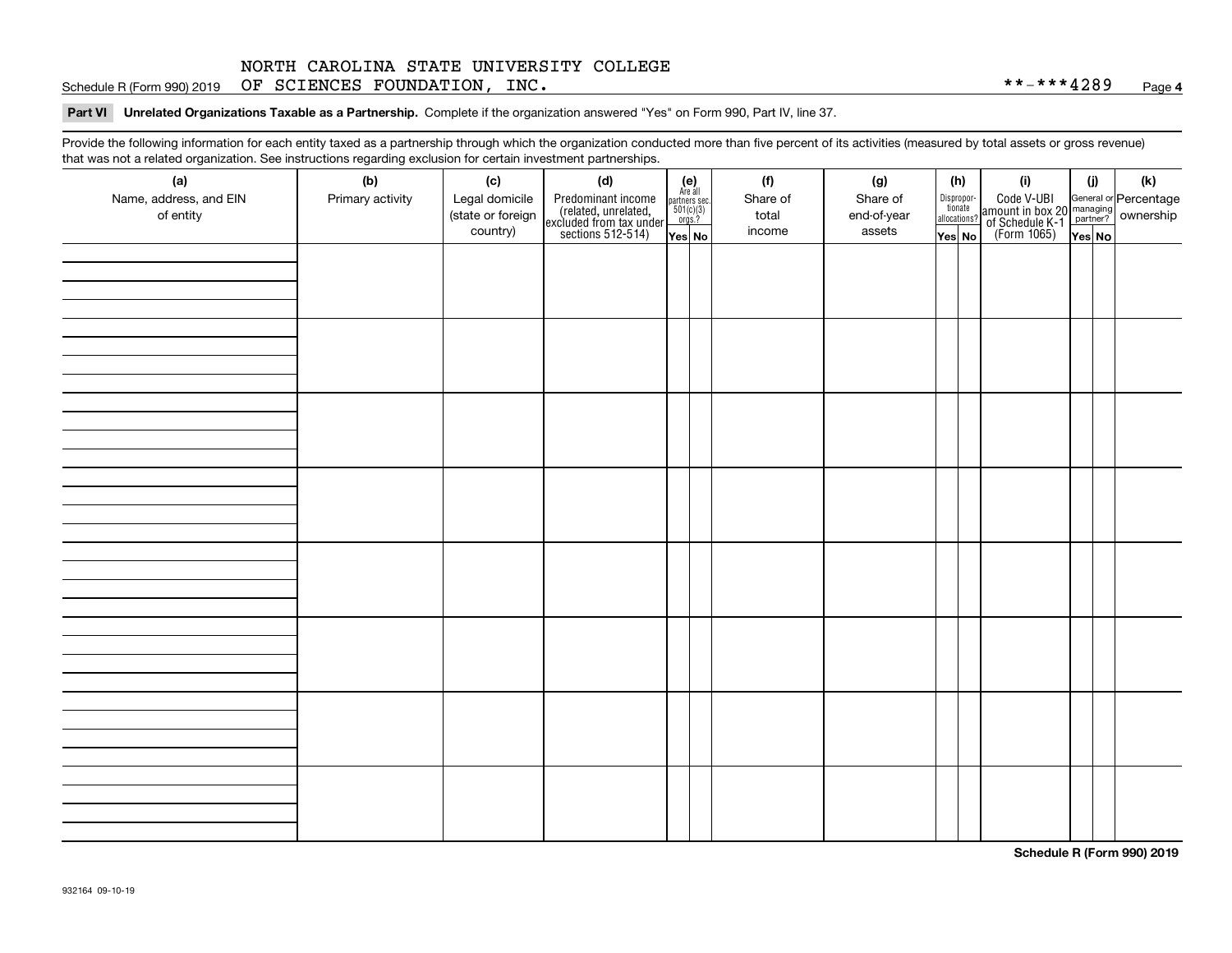NORTH CAROLINA STATE UNIVERSITY COLLEGE

Schedule R (Form 990) 2019 OF SCIENCES FOUNDATION, INC. **-***4289 Page **4**

**Part VI Unrelated Organizations Taxable as a Partnership.** Complete if the organization answered "Yes" on Form 990, Part IV, line 37.

Provide the following information for each entity taxed as a partnership through which the organization conducted more than five percent of its activities (measured by total assets or gross revenue) that was not a related organization. See instructions regarding exclusion for certain investment partnerships.

| (a) Name, address, and EIN of entity | (b) Primary activity | (c) Legal domicile (state or foreign country) | (d) Predominant income (related, unrelated, excluded from tax under sections 512-514) | (e) Are all partners sec. 501(c)(3) orgs.? | | (f) Share of total income | (g) Share of end-of-year assets | (h) Dispropor-tionate allocations? | | (i) Code V-UBI amount in box 20 of Schedule K-1 (Form 1065) | (j) General or managing partner? | | (k) Percentage ownership |
|---|---|---|---|---|---|---|---|---|---|---|---|---|---|
| | | | | Yes | No | | | Yes | No | | Yes | No | |
| | | | | | | | | | | | | | |
| | | | | | | | | | | | | | |
| | | | | | | | | | | | | | |
| | | | | | | | | | | | | | |
| | | | | | | | | | | | | | |
| | | | | | | | | | | | | | |
| | | | | | | | | | | | | | |
| | | | | | | | | | | | | | |

**Schedule R (Form 990) 2019**

932164 09-10-19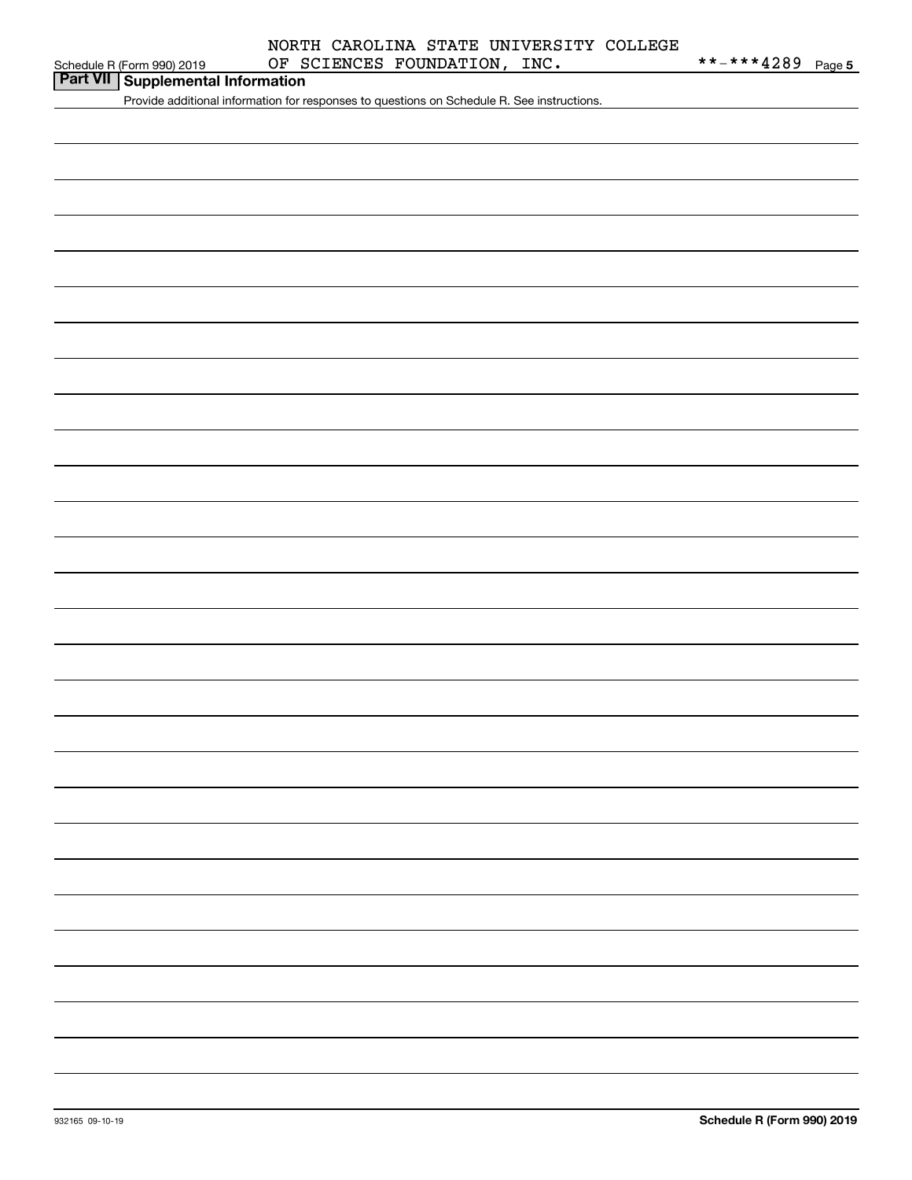Schedule R (Form 990) 2019 NORTH CAROLINA STATE UNIVERSITY COLLEGE OF SCIENCES FOUNDATION, INC. **-***4289 Page 5

## Part VII Supplemental Information

Provide additional information for responses to questions on Schedule R. See instructions.